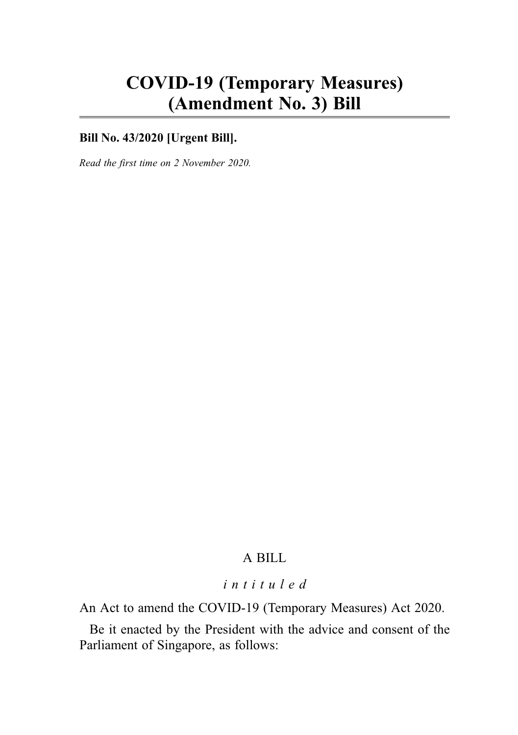# COVID-19 (Temporary Measures) (Amendment No. 3) Bill

**Bill No. 43/2020 [Urgent Bill].**

*Read the first time on 2 November 2020.*

A BILL

*intituled*

An Act to amend the COVID-19 (Temporary Measures) Act 2020.

Be it enacted by the President with the advice and consent of the Parliament of Singapore, as follows: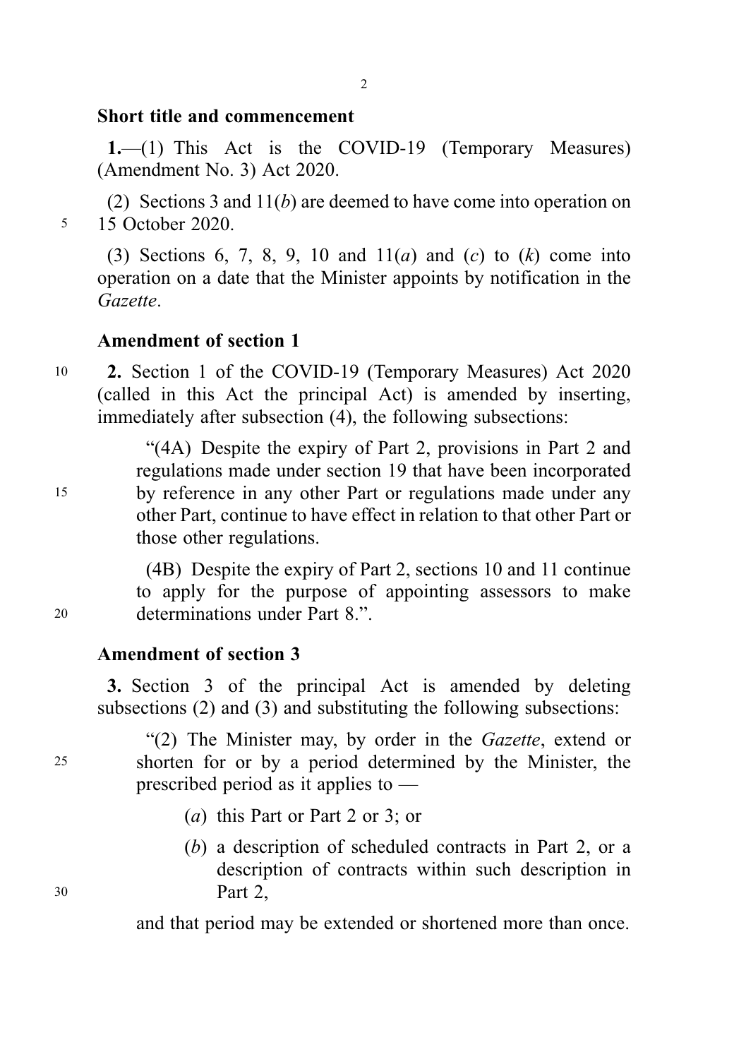**Short title and commencement**

**1.**—(1) This Act is the COVID-19 (Temporary Measures) (Amendment No. 3) Act 2020.

(2) Sections 3 and 11(*b*) are deemed to have come into operation on 15 October 2020.

(3) Sections 6, 7, 8, 9, 10 and 11(*a*) and (*c*) to (*k*) come into operation on a date that the Minister appoints by notification in the *Gazette*.

**Amendment of section 1**

**2.** Section 1 of the COVID-19 (Temporary Measures) Act 2020 (called in this Act the principal Act) is amended by inserting, immediately after subsection (4), the following subsections:

> "(4A) Despite the expiry of Part 2, provisions in Part 2 and regulations made under section 19 that have been incorporated by reference in any other Part or regulations made under any other Part, continue to have effect in relation to that other Part or those other regulations.
>
> (4B) Despite the expiry of Part 2, sections 10 and 11 continue to apply for the purpose of appointing assessors to make determinations under Part 8.".

**Amendment of section 3**

**3.** Section 3 of the principal Act is amended by deleting subsections (2) and (3) and substituting the following subsections:

> "(2) The Minister may, by order in the *Gazette*, extend or shorten for or by a period determined by the Minister, the prescribed period as it applies to —
>
> (*a*) this Part or Part 2 or 3; or
>
> (*b*) a description of scheduled contracts in Part 2, or a description of contracts within such description in Part 2,
>
> and that period may be extended or shortened more than once.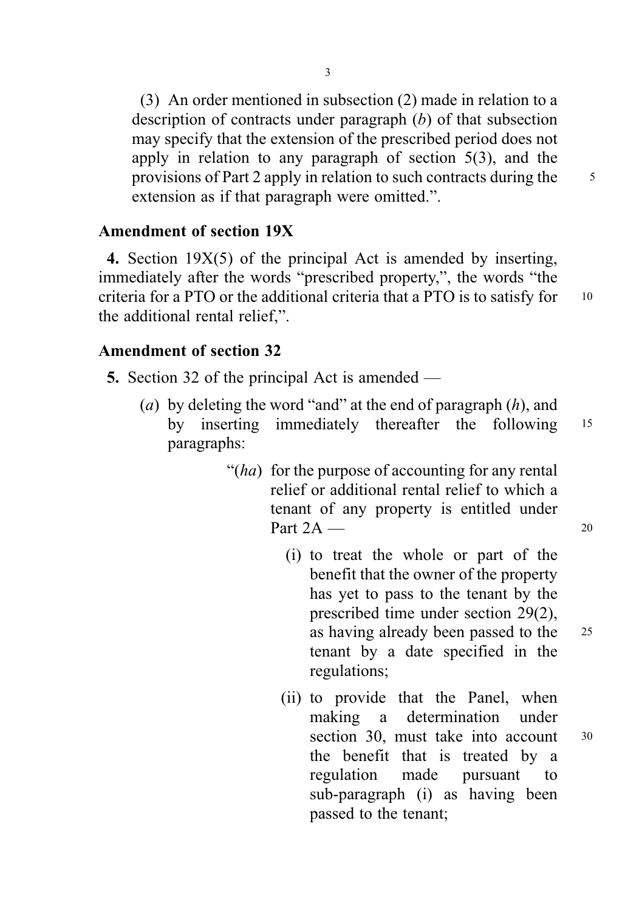(3) An order mentioned in subsection (2) made in relation to a description of contracts under paragraph (*b*) of that subsection may specify that the extension of the prescribed period does not apply in relation to any paragraph of section 5(3), and the provisions of Part 2 apply in relation to such contracts during the extension as if that paragraph were omitted.".

**Amendment of section 19X**

**4.** Section 19X(5) of the principal Act is amended by inserting, immediately after the words "prescribed property,", the words "the criteria for a PTO or the additional criteria that a PTO is to satisfy for the additional rental relief,".

**Amendment of section 32**

**5.** Section 32 of the principal Act is amended —

(*a*) by deleting the word "and" at the end of paragraph (*h*), and by inserting immediately thereafter the following paragraphs:

"(*ha*) for the purpose of accounting for any rental relief or additional rental relief to which a tenant of any property is entitled under Part 2A —

(i) to treat the whole or part of the benefit that the owner of the property has yet to pass to the tenant by the prescribed time under section 29(2), as having already been passed to the tenant by a date specified in the regulations;

(ii) to provide that the Panel, when making a determination under section 30, must take into account the benefit that is treated by a regulation made pursuant to sub-paragraph (i) as having been passed to the tenant;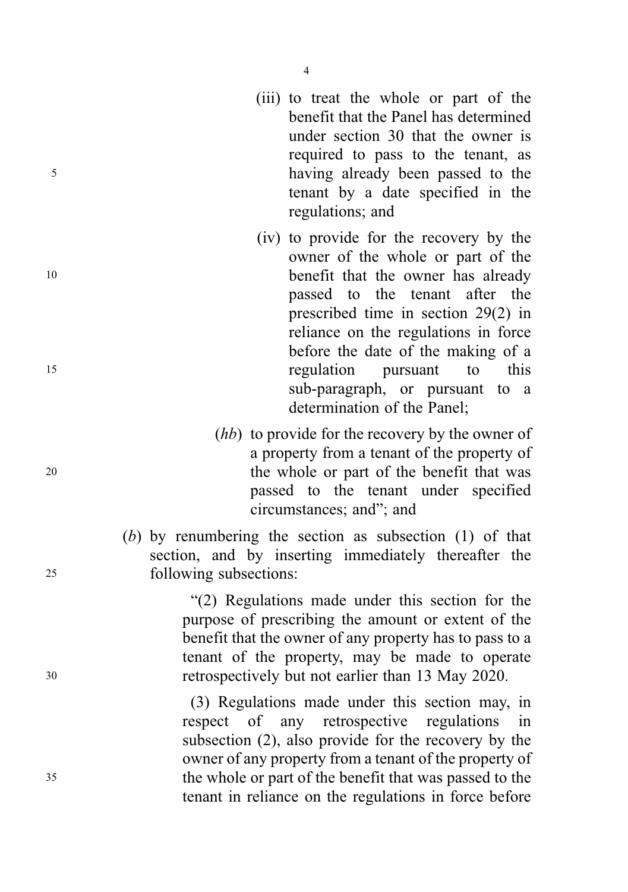(iii) to treat the whole or part of the benefit that the Panel has determined under section 30 that the owner is required to pass to the tenant, as having already been passed to the tenant by a date specified in the regulations; and

(iv) to provide for the recovery by the owner of the whole or part of the benefit that the owner has already passed to the tenant after the prescribed time in section 29(2) in reliance on the regulations in force before the date of the making of a regulation pursuant to this sub-paragraph, or pursuant to a determination of the Panel;

(*hb*) to provide for the recovery by the owner of a property from a tenant of the property of the whole or part of the benefit that was passed to the tenant under specified circumstances; and"; and

(*b*) by renumbering the section as subsection (1) of that section, and by inserting immediately thereafter the following subsections:

"(2) Regulations made under this section for the purpose of prescribing the amount or extent of the benefit that the owner of any property has to pass to a tenant of the property, may be made to operate retrospectively but not earlier than 13 May 2020.

(3) Regulations made under this section may, in respect of any retrospective regulations in subsection (2), also provide for the recovery by the owner of any property from a tenant of the property of the whole or part of the benefit that was passed to the tenant in reliance on the regulations in force before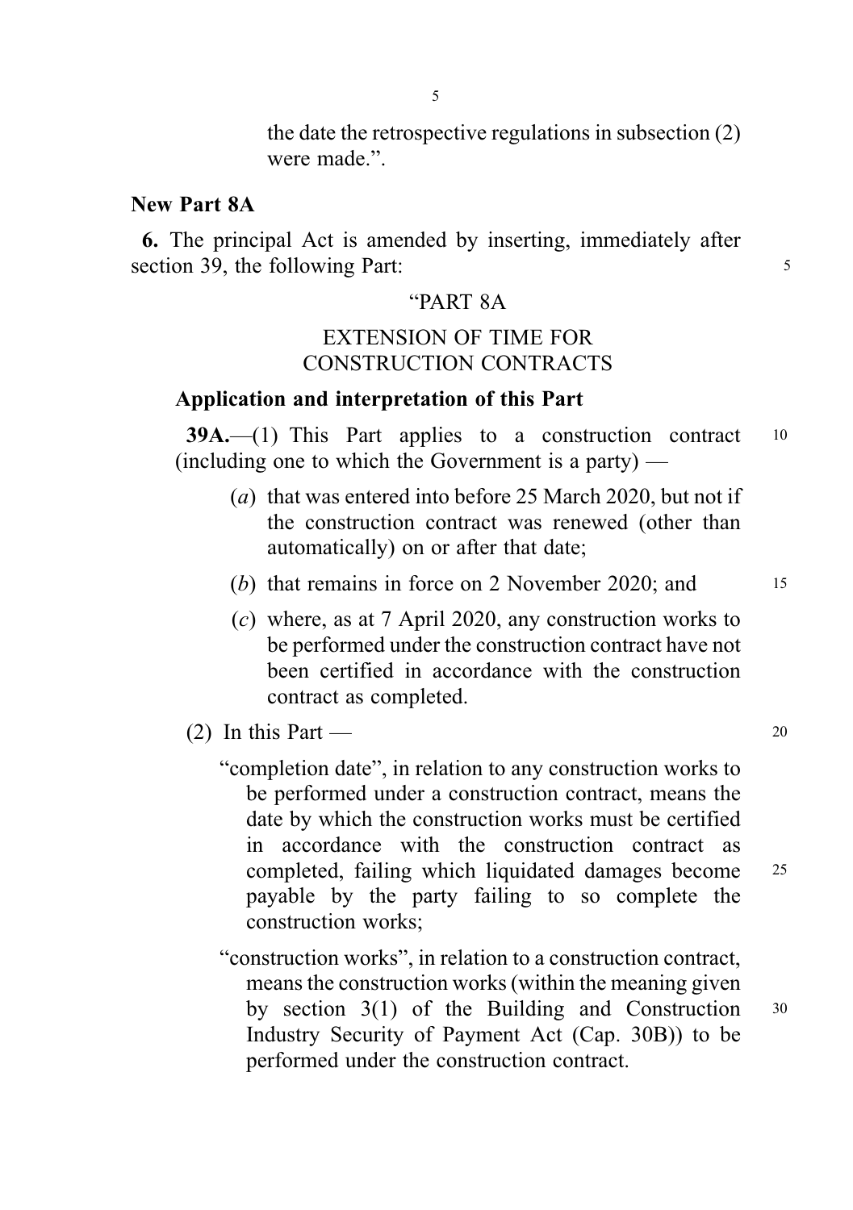the date the retrospective regulations in subsection (2) were made.”.

**New Part 8A**

**6.** The principal Act is amended by inserting, immediately after section 39, the following Part:

“PART 8A

EXTENSION OF TIME FOR CONSTRUCTION CONTRACTS

**Application and interpretation of this Part**

**39A.**—(1) This Part applies to a construction contract (including one to which the Government is a party) —

(*a*) that was entered into before 25 March 2020, but not if the construction contract was renewed (other than automatically) on or after that date;

(*b*) that remains in force on 2 November 2020; and

(*c*) where, as at 7 April 2020, any construction works to be performed under the construction contract have not been certified in accordance with the construction contract as completed.

(2) In this Part —

“completion date”, in relation to any construction works to be performed under a construction contract, means the date by which the construction works must be certified in accordance with the construction contract as completed, failing which liquidated damages become payable by the party failing to so complete the construction works;

“construction works”, in relation to a construction contract, means the construction works (within the meaning given by section 3(1) of the Building and Construction Industry Security of Payment Act (Cap. 30B)) to be performed under the construction contract.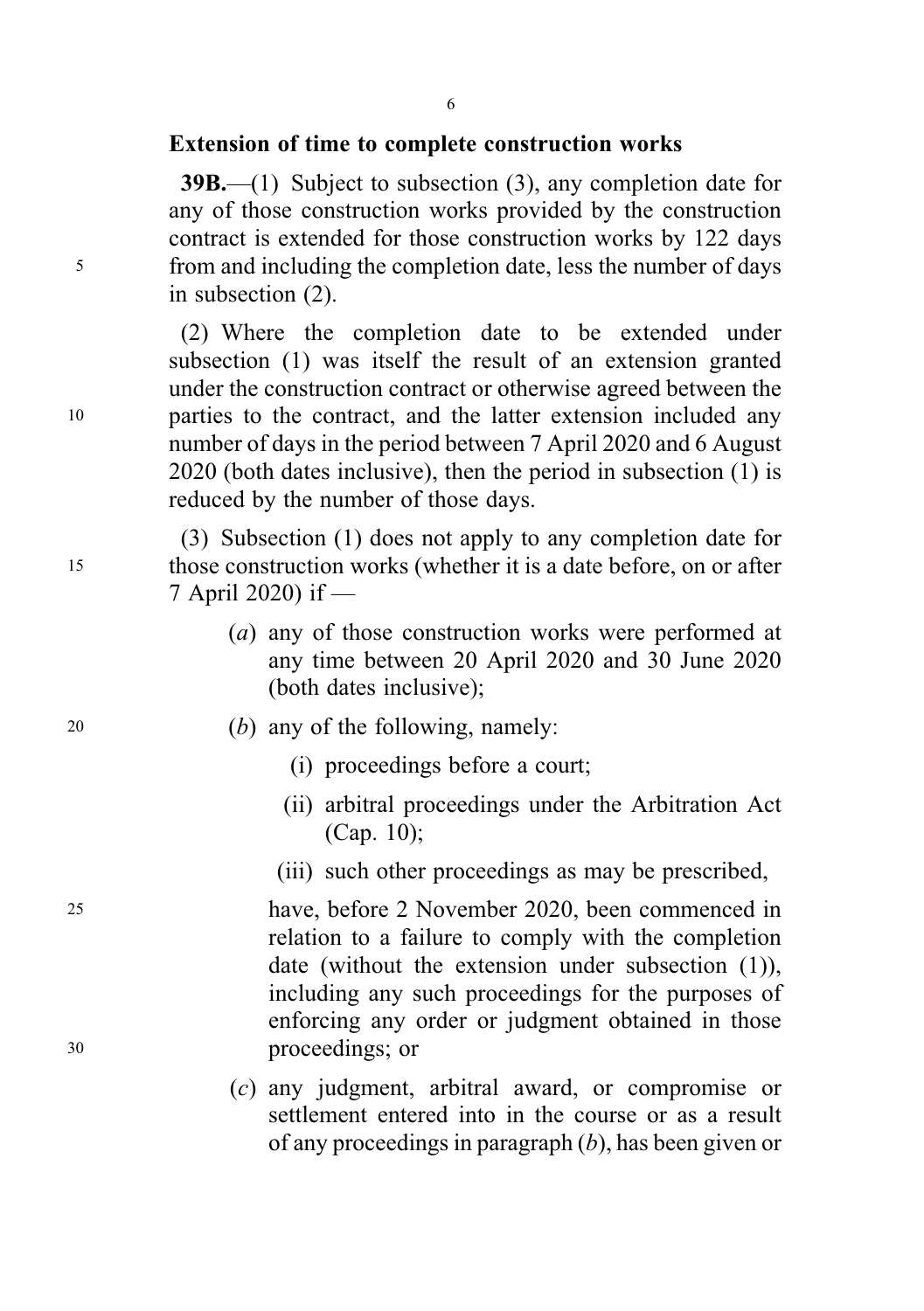**Extension of time to complete construction works**

**39B.**—(1) Subject to subsection (3), any completion date for any of those construction works provided by the construction contract is extended for those construction works by 122 days from and including the completion date, less the number of days in subsection (2).

(2) Where the completion date to be extended under subsection (1) was itself the result of an extension granted under the construction contract or otherwise agreed between the parties to the contract, and the latter extension included any number of days in the period between 7 April 2020 and 6 August 2020 (both dates inclusive), then the period in subsection (1) is reduced by the number of those days.

(3) Subsection (1) does not apply to any completion date for those construction works (whether it is a date before, on or after 7 April 2020) if —

(*a*) any of those construction works were performed at any time between 20 April 2020 and 30 June 2020 (both dates inclusive);

(*b*) any of the following, namely:

(i) proceedings before a court;

(ii) arbitral proceedings under the Arbitration Act (Cap. 10);

(iii) such other proceedings as may be prescribed,

have, before 2 November 2020, been commenced in relation to a failure to comply with the completion date (without the extension under subsection (1)), including any such proceedings for the purposes of enforcing any order or judgment obtained in those proceedings; or

(*c*) any judgment, arbitral award, or compromise or settlement entered into in the course or as a result of any proceedings in paragraph (*b*), has been given or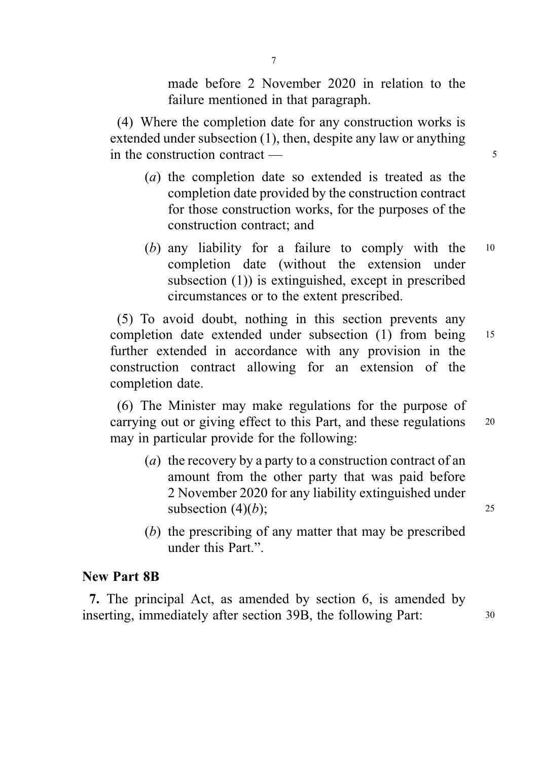made before 2 November 2020 in relation to the failure mentioned in that paragraph.

(4) Where the completion date for any construction works is extended under subsection (1), then, despite any law or anything in the construction contract —

(*a*) the completion date so extended is treated as the completion date provided by the construction contract for those construction works, for the purposes of the construction contract; and

(*b*) any liability for a failure to comply with the completion date (without the extension under subsection (1)) is extinguished, except in prescribed circumstances or to the extent prescribed.

(5) To avoid doubt, nothing in this section prevents any completion date extended under subsection (1) from being further extended in accordance with any provision in the construction contract allowing for an extension of the completion date.

(6) The Minister may make regulations for the purpose of carrying out or giving effect to this Part, and these regulations may in particular provide for the following:

(*a*) the recovery by a party to a construction contract of an amount from the other party that was paid before 2 November 2020 for any liability extinguished under subsection (4)(*b*);

(*b*) the prescribing of any matter that may be prescribed under this Part.".

**New Part 8B**

**7.** The principal Act, as amended by section 6, is amended by inserting, immediately after section 39B, the following Part: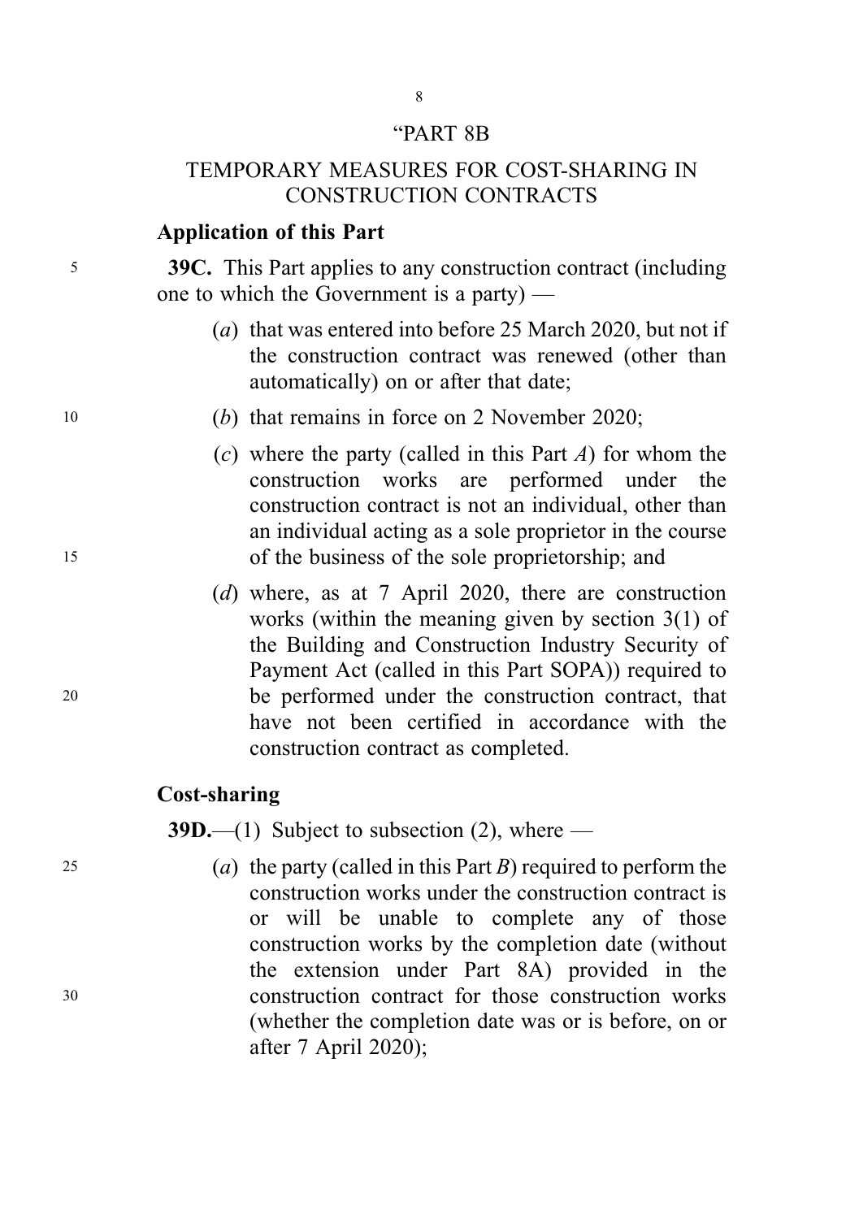"PART 8B

## TEMPORARY MEASURES FOR COST-SHARING IN CONSTRUCTION CONTRACTS

### Application of this Part

**39C.** This Part applies to any construction contract (including one to which the Government is a party) —

(*a*) that was entered into before 25 March 2020, but not if the construction contract was renewed (other than automatically) on or after that date;

(*b*) that remains in force on 2 November 2020;

(*c*) where the party (called in this Part *A*) for whom the construction works are performed under the construction contract is not an individual, other than an individual acting as a sole proprietor in the course of the business of the sole proprietorship; and

(*d*) where, as at 7 April 2020, there are construction works (within the meaning given by section 3(1) of the Building and Construction Industry Security of Payment Act (called in this Part SOPA)) required to be performed under the construction contract, that have not been certified in accordance with the construction contract as completed.

### Cost-sharing

**39D.**—(1) Subject to subsection (2), where —

(*a*) the party (called in this Part *B*) required to perform the construction works under the construction contract is or will be unable to complete any of those construction works by the completion date (without the extension under Part 8A) provided in the construction contract for those construction works (whether the completion date was or is before, on or after 7 April 2020);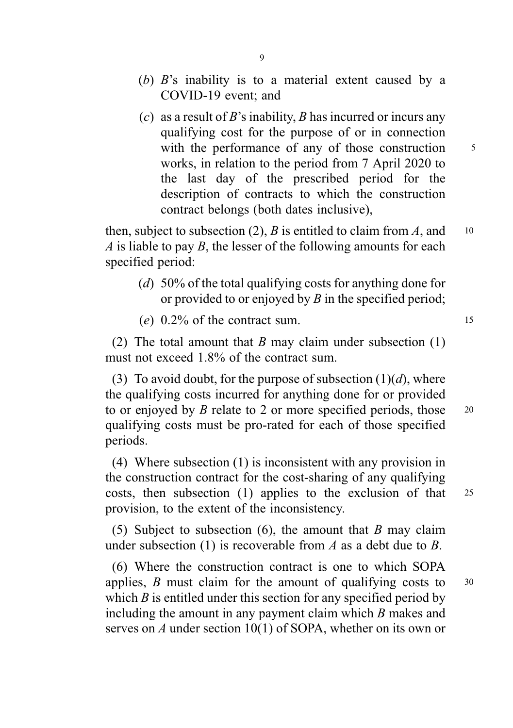(*b*) *B*'s inability is to a material extent caused by a COVID-19 event; and

(*c*) as a result of *B*'s inability, *B* has incurred or incurs any qualifying cost for the purpose of or in connection with the performance of any of those construction works, in relation to the period from 7 April 2020 to the last day of the prescribed period for the description of contracts to which the construction contract belongs (both dates inclusive),

then, subject to subsection (2), *B* is entitled to claim from *A*, and *A* is liable to pay *B*, the lesser of the following amounts for each specified period:

(*d*) 50% of the total qualifying costs for anything done for or provided to or enjoyed by *B* in the specified period;

(*e*) 0.2% of the contract sum.

(2) The total amount that *B* may claim under subsection (1) must not exceed 1.8% of the contract sum.

(3) To avoid doubt, for the purpose of subsection (1)(*d*), where the qualifying costs incurred for anything done for or provided to or enjoyed by *B* relate to 2 or more specified periods, those qualifying costs must be pro-rated for each of those specified periods.

(4) Where subsection (1) is inconsistent with any provision in the construction contract for the cost-sharing of any qualifying costs, then subsection (1) applies to the exclusion of that provision, to the extent of the inconsistency.

(5) Subject to subsection (6), the amount that *B* may claim under subsection (1) is recoverable from *A* as a debt due to *B*.

(6) Where the construction contract is one to which SOPA applies, *B* must claim for the amount of qualifying costs to which *B* is entitled under this section for any specified period by including the amount in any payment claim which *B* makes and serves on *A* under section 10(1) of SOPA, whether on its own or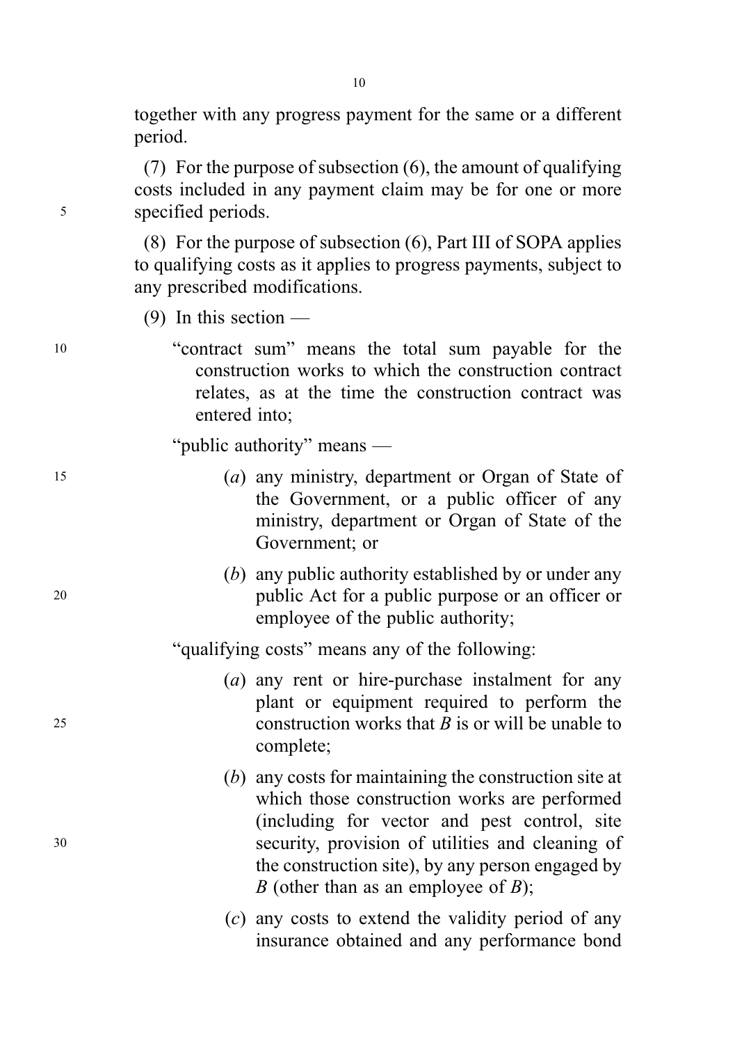together with any progress payment for the same or a different period.

(7) For the purpose of subsection (6), the amount of qualifying costs included in any payment claim may be for one or more specified periods.

(8) For the purpose of subsection (6), Part III of SOPA applies to qualifying costs as it applies to progress payments, subject to any prescribed modifications.

(9) In this section —

"contract sum" means the total sum payable for the construction works to which the construction contract relates, as at the time the construction contract was entered into;

"public authority" means —

(*a*) any ministry, department or Organ of State of the Government, or a public officer of any ministry, department or Organ of State of the Government; or

(*b*) any public authority established by or under any public Act for a public purpose or an officer or employee of the public authority;

"qualifying costs" means any of the following:

(*a*) any rent or hire-purchase instalment for any plant or equipment required to perform the construction works that *B* is or will be unable to complete;

(*b*) any costs for maintaining the construction site at which those construction works are performed (including for vector and pest control, site security, provision of utilities and cleaning of the construction site), by any person engaged by *B* (other than as an employee of *B*);

(*c*) any costs to extend the validity period of any insurance obtained and any performance bond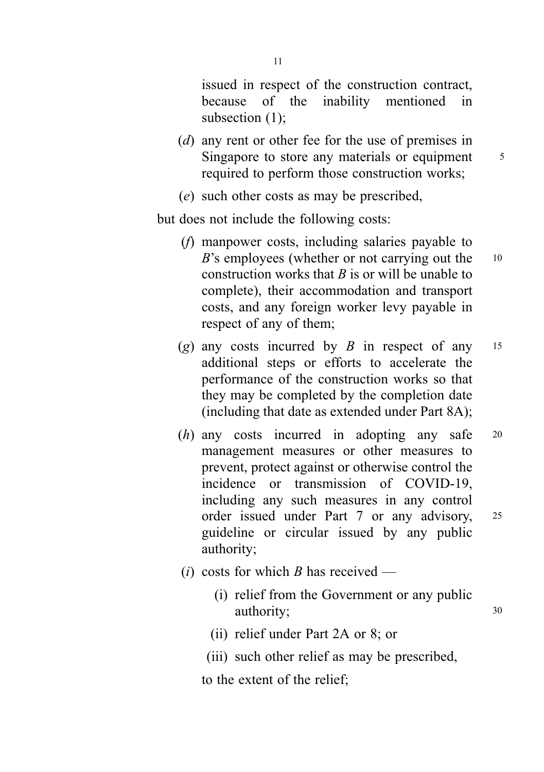issued in respect of the construction contract, because of the inability mentioned in subsection (1);

(*d*) any rent or other fee for the use of premises in Singapore to store any materials or equipment required to perform those construction works;

(*e*) such other costs as may be prescribed,

but does not include the following costs:

(*f*) manpower costs, including salaries payable to *B*'s employees (whether or not carrying out the construction works that *B* is or will be unable to complete), their accommodation and transport costs, and any foreign worker levy payable in respect of any of them;

(*g*) any costs incurred by *B* in respect of any additional steps or efforts to accelerate the performance of the construction works so that they may be completed by the completion date (including that date as extended under Part 8A);

(*h*) any costs incurred in adopting any safe management measures or other measures to prevent, protect against or otherwise control the incidence or transmission of COVID-19, including any such measures in any control order issued under Part 7 or any advisory, guideline or circular issued by any public authority;

(*i*) costs for which *B* has received —

(i) relief from the Government or any public authority;

(ii) relief under Part 2A or 8; or

(iii) such other relief as may be prescribed,

to the extent of the relief;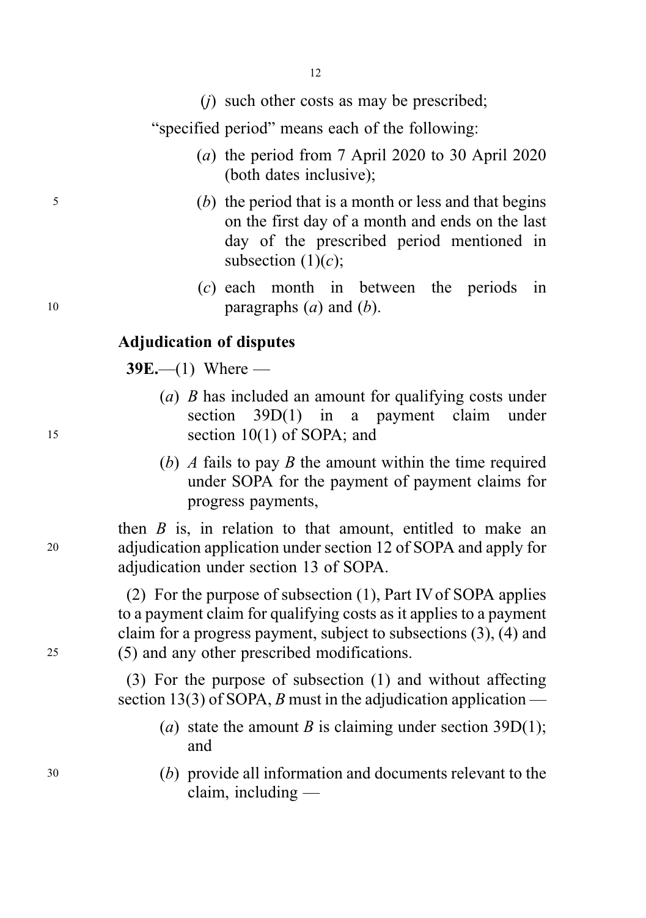(*j*) such other costs as may be prescribed;

"specified period" means each of the following:

(*a*) the period from 7 April 2020 to 30 April 2020 (both dates inclusive);

(*b*) the period that is a month or less and that begins on the first day of a month and ends on the last day of the prescribed period mentioned in subsection (1)(*c*);

(*c*) each month in between the periods in paragraphs (*a*) and (*b*).

### Adjudication of disputes

**39E.**—(1) Where —

(*a*) *B* has included an amount for qualifying costs under section 39D(1) in a payment claim under section 10(1) of SOPA; and

(*b*) *A* fails to pay *B* the amount within the time required under SOPA for the payment of payment claims for progress payments,

then *B* is, in relation to that amount, entitled to make an adjudication application under section 12 of SOPA and apply for adjudication under section 13 of SOPA.

(2) For the purpose of subsection (1), Part IV of SOPA applies to a payment claim for qualifying costs as it applies to a payment claim for a progress payment, subject to subsections (3), (4) and (5) and any other prescribed modifications.

(3) For the purpose of subsection (1) and without affecting section 13(3) of SOPA, *B* must in the adjudication application —

(*a*) state the amount *B* is claiming under section 39D(1); and

(*b*) provide all information and documents relevant to the claim, including —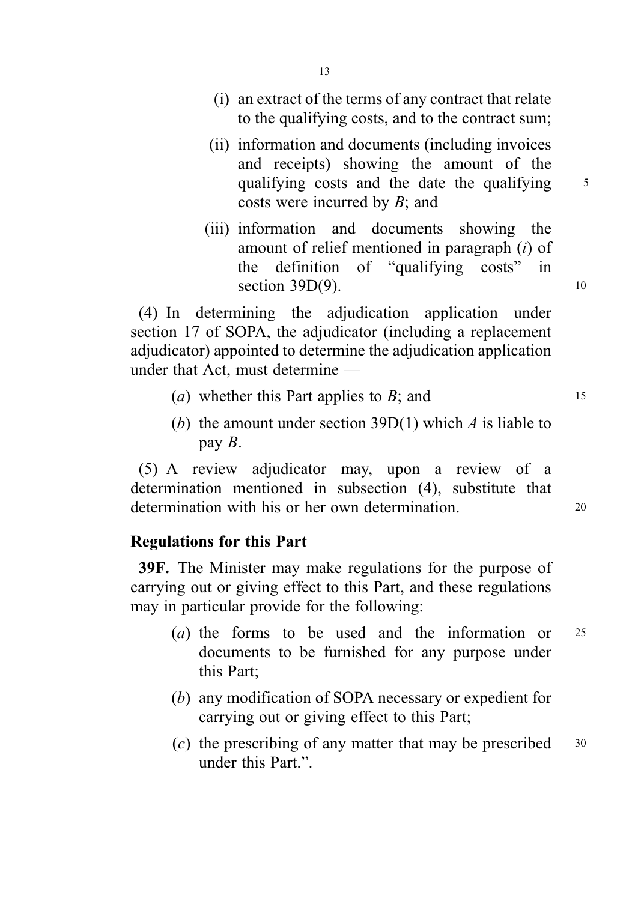(i) an extract of the terms of any contract that relate to the qualifying costs, and to the contract sum;

(ii) information and documents (including invoices and receipts) showing the amount of the qualifying costs and the date the qualifying costs were incurred by *B*; and

(iii) information and documents showing the amount of relief mentioned in paragraph (*i*) of the definition of "qualifying costs" in section 39D(9).

(4) In determining the adjudication application under section 17 of SOPA, the adjudicator (including a replacement adjudicator) appointed to determine the adjudication application under that Act, must determine —

(*a*) whether this Part applies to *B*; and

(*b*) the amount under section 39D(1) which *A* is liable to pay *B*.

(5) A review adjudicator may, upon a review of a determination mentioned in subsection (4), substitute that determination with his or her own determination.

**Regulations for this Part**

**39F.** The Minister may make regulations for the purpose of carrying out or giving effect to this Part, and these regulations may in particular provide for the following:

(*a*) the forms to be used and the information or documents to be furnished for any purpose under this Part;

(*b*) any modification of SOPA necessary or expedient for carrying out or giving effect to this Part;

(*c*) the prescribing of any matter that may be prescribed under this Part.".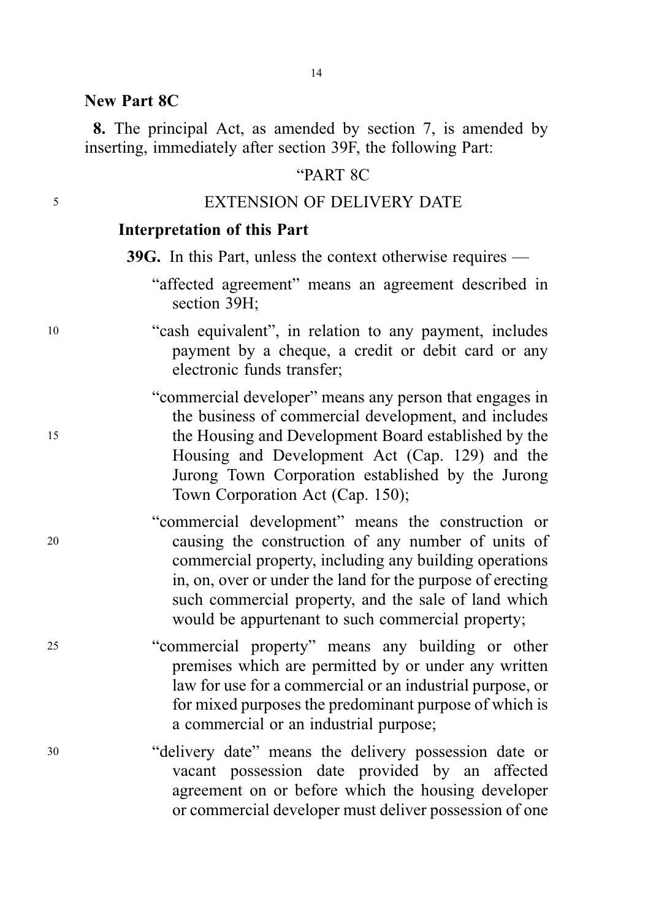**New Part 8C**

**8.** The principal Act, as amended by section 7, is amended by inserting, immediately after section 39F, the following Part:

"PART 8C

EXTENSION OF DELIVERY DATE

**Interpretation of this Part**

**39G.** In this Part, unless the context otherwise requires —

"affected agreement" means an agreement described in section 39H;

"cash equivalent", in relation to any payment, includes payment by a cheque, a credit or debit card or any electronic funds transfer;

"commercial developer" means any person that engages in the business of commercial development, and includes the Housing and Development Board established by the Housing and Development Act (Cap. 129) and the Jurong Town Corporation established by the Jurong Town Corporation Act (Cap. 150);

"commercial development" means the construction or causing the construction of any number of units of commercial property, including any building operations in, on, over or under the land for the purpose of erecting such commercial property, and the sale of land which would be appurtenant to such commercial property;

"commercial property" means any building or other premises which are permitted by or under any written law for use for a commercial or an industrial purpose, or for mixed purposes the predominant purpose of which is a commercial or an industrial purpose;

"delivery date" means the delivery possession date or vacant possession date provided by an affected agreement on or before which the housing developer or commercial developer must deliver possession of one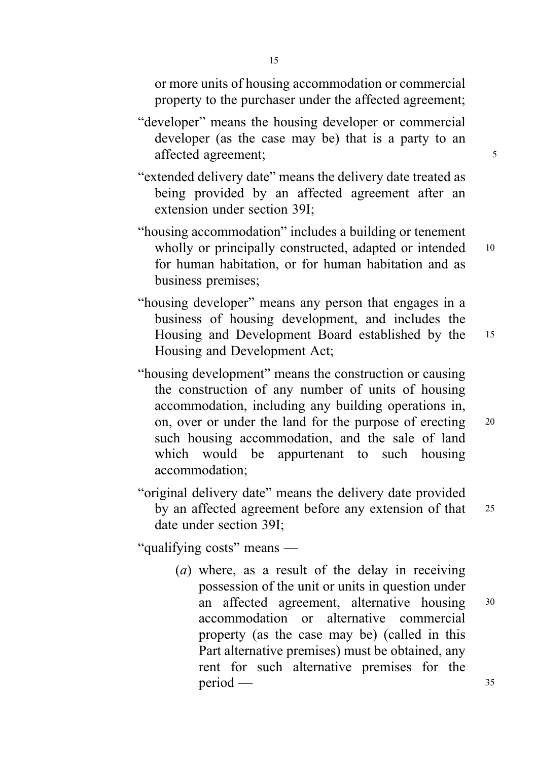or more units of housing accommodation or commercial property to the purchaser under the affected agreement;

"developer" means the housing developer or commercial developer (as the case may be) that is a party to an affected agreement;

"extended delivery date" means the delivery date treated as being provided by an affected agreement after an extension under section 39I;

"housing accommodation" includes a building or tenement wholly or principally constructed, adapted or intended for human habitation, or for human habitation and as business premises;

"housing developer" means any person that engages in a business of housing development, and includes the Housing and Development Board established by the Housing and Development Act;

"housing development" means the construction or causing the construction of any number of units of housing accommodation, including any building operations in, on, over or under the land for the purpose of erecting such housing accommodation, and the sale of land which would be appurtenant to such housing accommodation;

"original delivery date" means the delivery date provided by an affected agreement before any extension of that date under section 39I;

"qualifying costs" means —

(*a*) where, as a result of the delay in receiving possession of the unit or units in question under an affected agreement, alternative housing accommodation or alternative commercial property (as the case may be) (called in this Part alternative premises) must be obtained, any rent for such alternative premises for the period —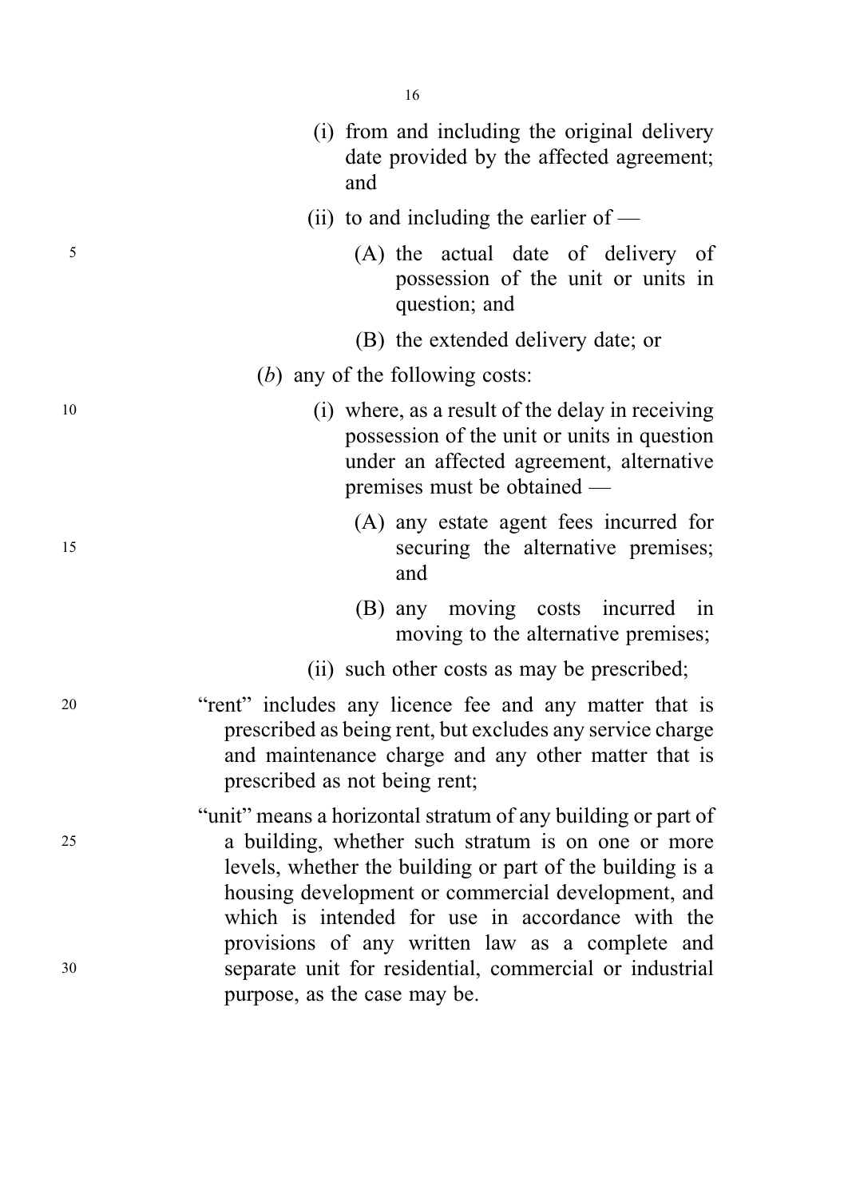(i) from and including the original delivery date provided by the affected agreement; and

(ii) to and including the earlier of —

(A) the actual date of delivery of possession of the unit or units in question; and

(B) the extended delivery date; or

(*b*) any of the following costs:

(i) where, as a result of the delay in receiving possession of the unit or units in question under an affected agreement, alternative premises must be obtained —

(A) any estate agent fees incurred for securing the alternative premises; and

(B) any moving costs incurred in moving to the alternative premises;

(ii) such other costs as may be prescribed;

"rent" includes any licence fee and any matter that is prescribed as being rent, but excludes any service charge and maintenance charge and any other matter that is prescribed as not being rent;

"unit" means a horizontal stratum of any building or part of a building, whether such stratum is on one or more levels, whether the building or part of the building is a housing development or commercial development, and which is intended for use in accordance with the provisions of any written law as a complete and separate unit for residential, commercial or industrial purpose, as the case may be.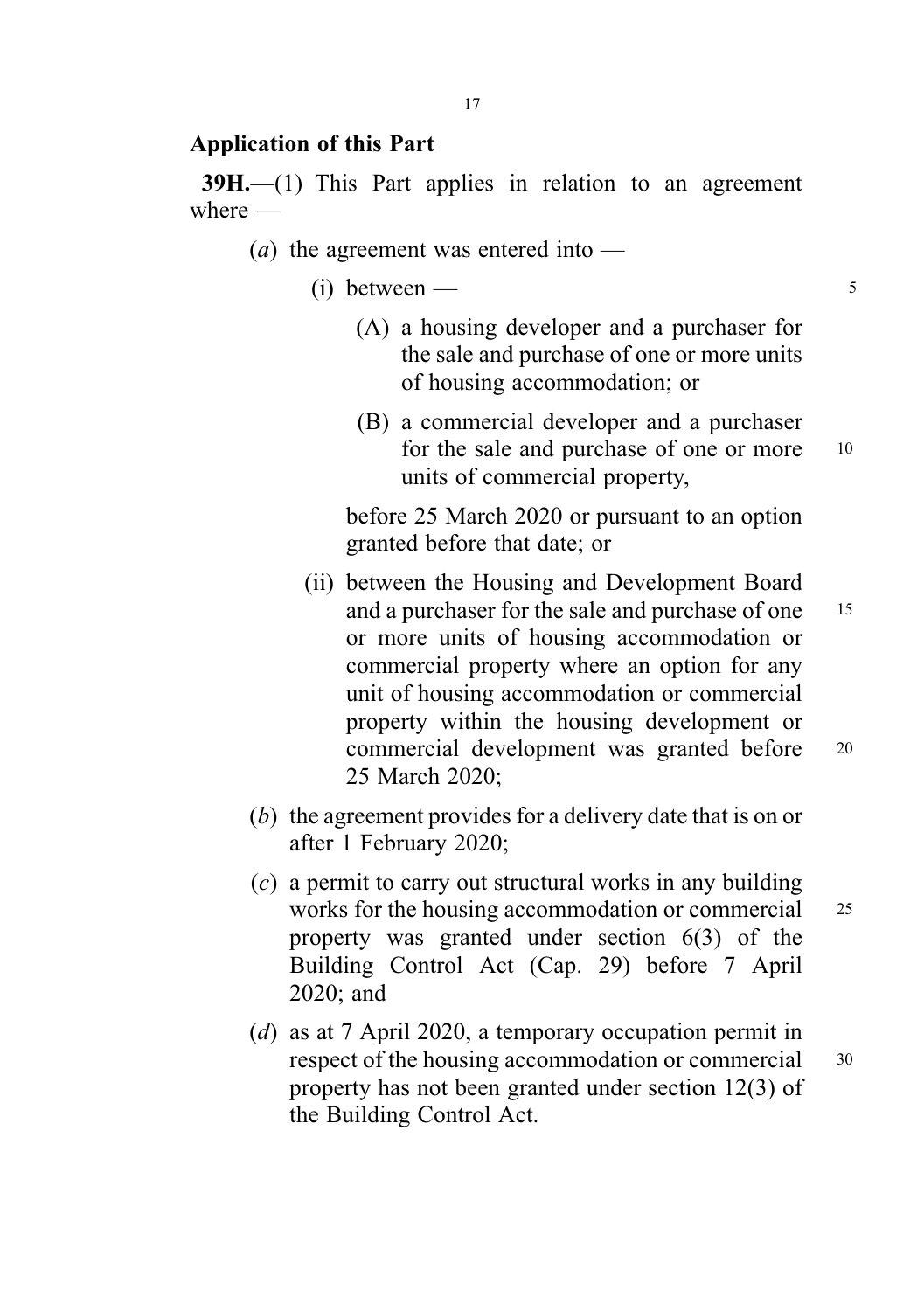## Application of this Part

**39H.**—(1) This Part applies in relation to an agreement where —

- (*a*) the agreement was entered into —
  - (i) between —
    - (A) a housing developer and a purchaser for the sale and purchase of one or more units of housing accommodation; or
    - (B) a commercial developer and a purchaser for the sale and purchase of one or more units of commercial property,

    before 25 March 2020 or pursuant to an option granted before that date; or
  - (ii) between the Housing and Development Board and a purchaser for the sale and purchase of one or more units of housing accommodation or commercial property where an option for any unit of housing accommodation or commercial property within the housing development or commercial development was granted before 25 March 2020;
- (*b*) the agreement provides for a delivery date that is on or after 1 February 2020;
- (*c*) a permit to carry out structural works in any building works for the housing accommodation or commercial property was granted under section 6(3) of the Building Control Act (Cap. 29) before 7 April 2020; and
- (*d*) as at 7 April 2020, a temporary occupation permit in respect of the housing accommodation or commercial property has not been granted under section 12(3) of the Building Control Act.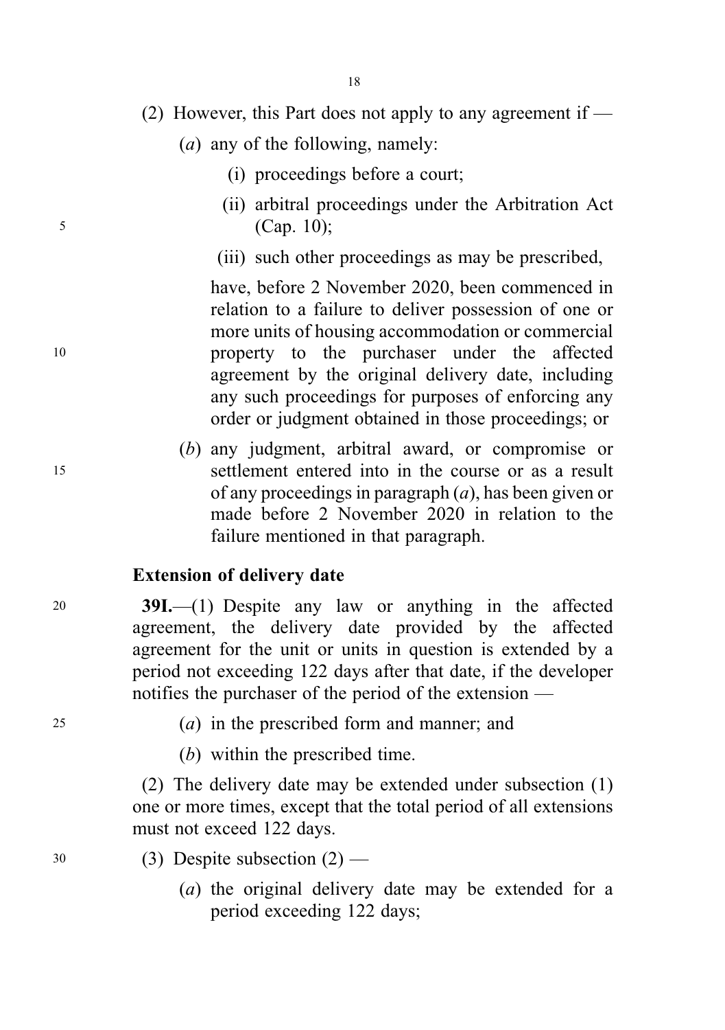(2) However, this Part does not apply to any agreement if —

(*a*) any of the following, namely:

(i) proceedings before a court;

(ii) arbitral proceedings under the Arbitration Act (Cap. 10);

(iii) such other proceedings as may be prescribed,

have, before 2 November 2020, been commenced in relation to a failure to deliver possession of one or more units of housing accommodation or commercial property to the purchaser under the affected agreement by the original delivery date, including any such proceedings for purposes of enforcing any order or judgment obtained in those proceedings; or

(*b*) any judgment, arbitral award, or compromise or settlement entered into in the course or as a result of any proceedings in paragraph (*a*), has been given or made before 2 November 2020 in relation to the failure mentioned in that paragraph.

**Extension of delivery date**

**39I.**—(1) Despite any law or anything in the affected agreement, the delivery date provided by the affected agreement for the unit or units in question is extended by a period not exceeding 122 days after that date, if the developer notifies the purchaser of the period of the extension —

(*a*) in the prescribed form and manner; and

(*b*) within the prescribed time.

(2) The delivery date may be extended under subsection (1) one or more times, except that the total period of all extensions must not exceed 122 days.

(3) Despite subsection (2) —

(*a*) the original delivery date may be extended for a period exceeding 122 days;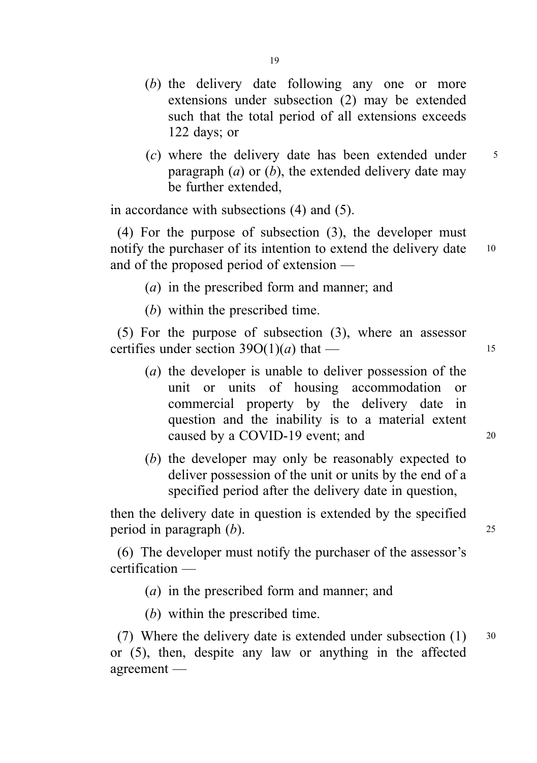(*b*) the delivery date following any one or more extensions under subsection (2) may be extended such that the total period of all extensions exceeds 122 days; or

(*c*) where the delivery date has been extended under paragraph (*a*) or (*b*), the extended delivery date may be further extended,

in accordance with subsections (4) and (5).

(4) For the purpose of subsection (3), the developer must notify the purchaser of its intention to extend the delivery date and of the proposed period of extension —

(*a*) in the prescribed form and manner; and

(*b*) within the prescribed time.

(5) For the purpose of subsection (3), where an assessor certifies under section 39O(1)(*a*) that —

(*a*) the developer is unable to deliver possession of the unit or units of housing accommodation or commercial property by the delivery date in question and the inability is to a material extent caused by a COVID-19 event; and

(*b*) the developer may only be reasonably expected to deliver possession of the unit or units by the end of a specified period after the delivery date in question,

then the delivery date in question is extended by the specified period in paragraph (*b*).

(6) The developer must notify the purchaser of the assessor's certification —

(*a*) in the prescribed form and manner; and

(*b*) within the prescribed time.

(7) Where the delivery date is extended under subsection (1) or (5), then, despite any law or anything in the affected agreement —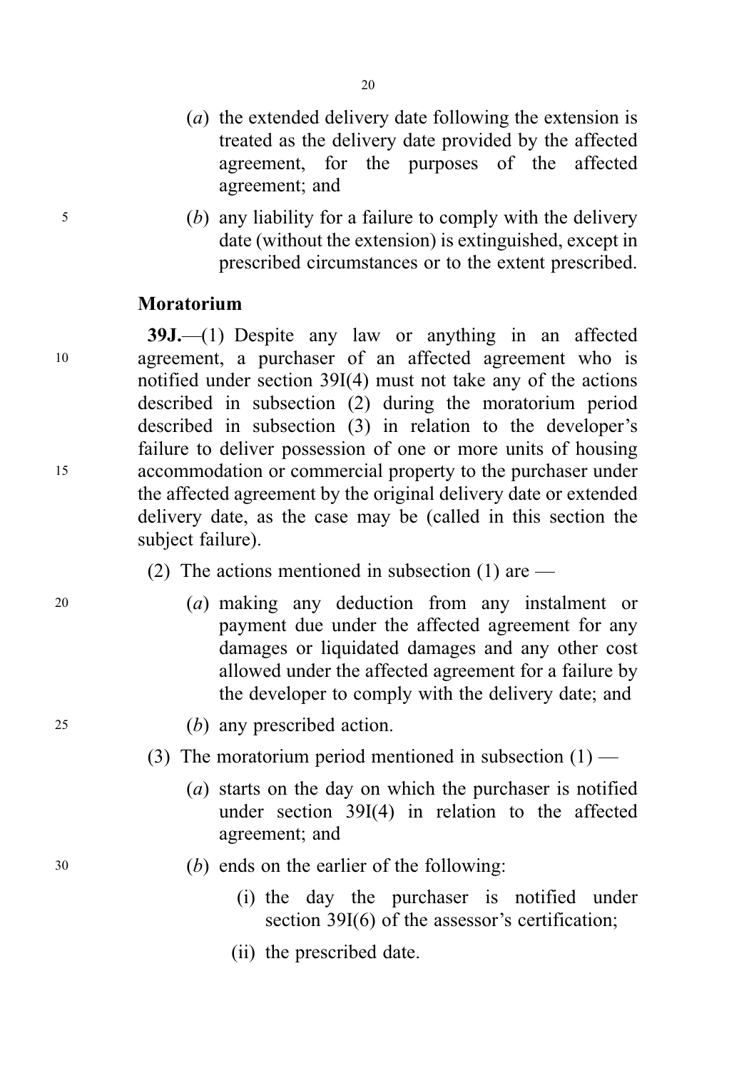(*a*) the extended delivery date following the extension is treated as the delivery date provided by the affected agreement, for the purposes of the affected agreement; and

(*b*) any liability for a failure to comply with the delivery date (without the extension) is extinguished, except in prescribed circumstances or to the extent prescribed.

**Moratorium**

**39J.**—(1) Despite any law or anything in an affected agreement, a purchaser of an affected agreement who is notified under section 39I(4) must not take any of the actions described in subsection (2) during the moratorium period described in subsection (3) in relation to the developer's failure to deliver possession of one or more units of housing accommodation or commercial property to the purchaser under the affected agreement by the original delivery date or extended delivery date, as the case may be (called in this section the subject failure).

(2) The actions mentioned in subsection (1) are —

(*a*) making any deduction from any instalment or payment due under the affected agreement for any damages or liquidated damages and any other cost allowed under the affected agreement for a failure by the developer to comply with the delivery date; and

(*b*) any prescribed action.

(3) The moratorium period mentioned in subsection (1) —

(*a*) starts on the day on which the purchaser is notified under section 39I(4) in relation to the affected agreement; and

(*b*) ends on the earlier of the following:

(i) the day the purchaser is notified under section 39I(6) of the assessor's certification;

(ii) the prescribed date.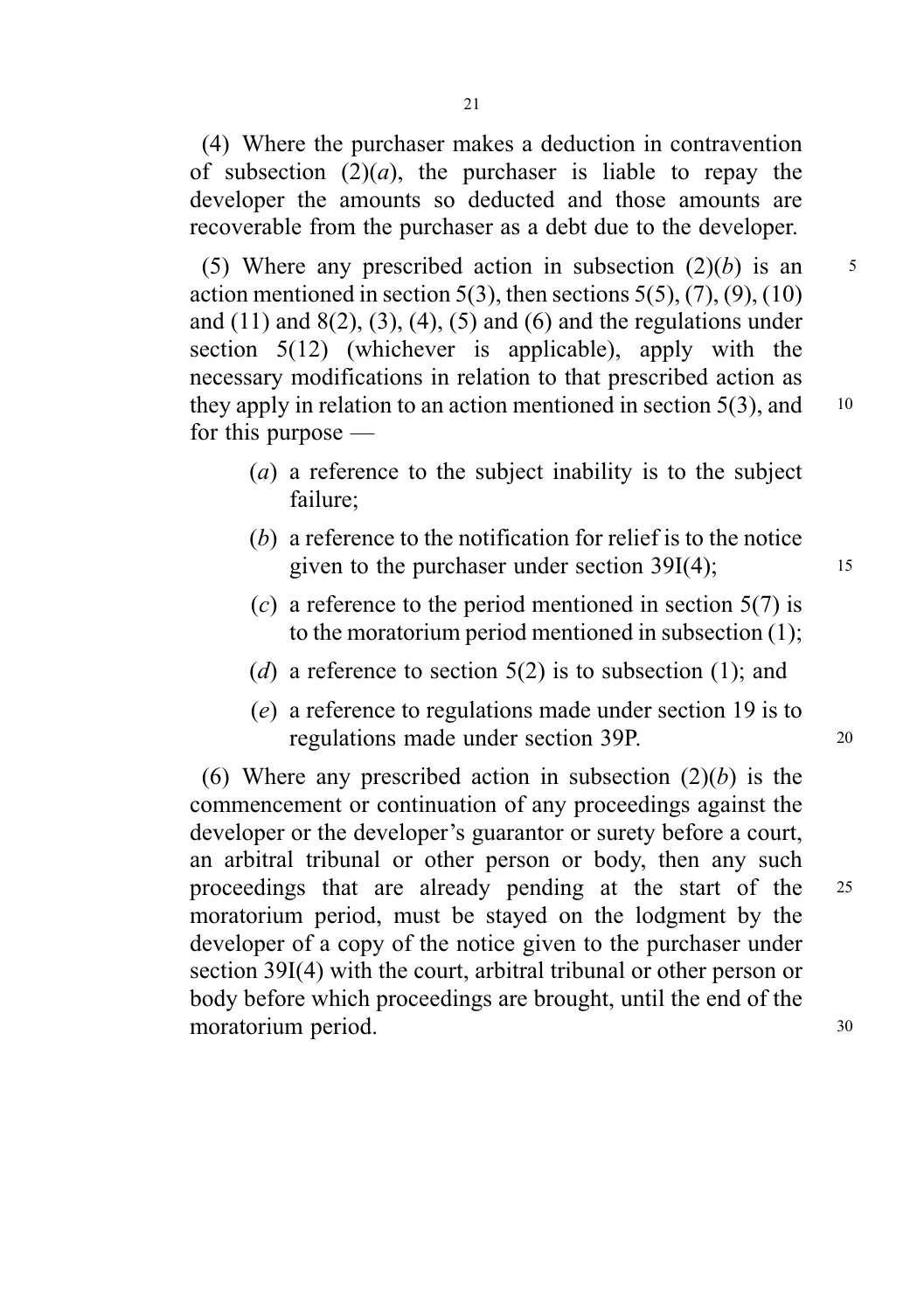(4) Where the purchaser makes a deduction in contravention of subsection (2)(*a*), the purchaser is liable to repay the developer the amounts so deducted and those amounts are recoverable from the purchaser as a debt due to the developer.

(5) Where any prescribed action in subsection (2)(*b*) is an action mentioned in section 5(3), then sections 5(5), (7), (9), (10) and (11) and 8(2), (3), (4), (5) and (6) and the regulations under section 5(12) (whichever is applicable), apply with the necessary modifications in relation to that prescribed action as they apply in relation to an action mentioned in section 5(3), and for this purpose —

- (*a*) a reference to the subject inability is to the subject failure;
- (*b*) a reference to the notification for relief is to the notice given to the purchaser under section 39I(4);
- (*c*) a reference to the period mentioned in section 5(7) is to the moratorium period mentioned in subsection (1);
- (*d*) a reference to section 5(2) is to subsection (1); and
- (*e*) a reference to regulations made under section 19 is to regulations made under section 39P.

(6) Where any prescribed action in subsection (2)(*b*) is the commencement or continuation of any proceedings against the developer or the developer's guarantor or surety before a court, an arbitral tribunal or other person or body, then any such proceedings that are already pending at the start of the moratorium period, must be stayed on the lodgment by the developer of a copy of the notice given to the purchaser under section 39I(4) with the court, arbitral tribunal or other person or body before which proceedings are brought, until the end of the moratorium period.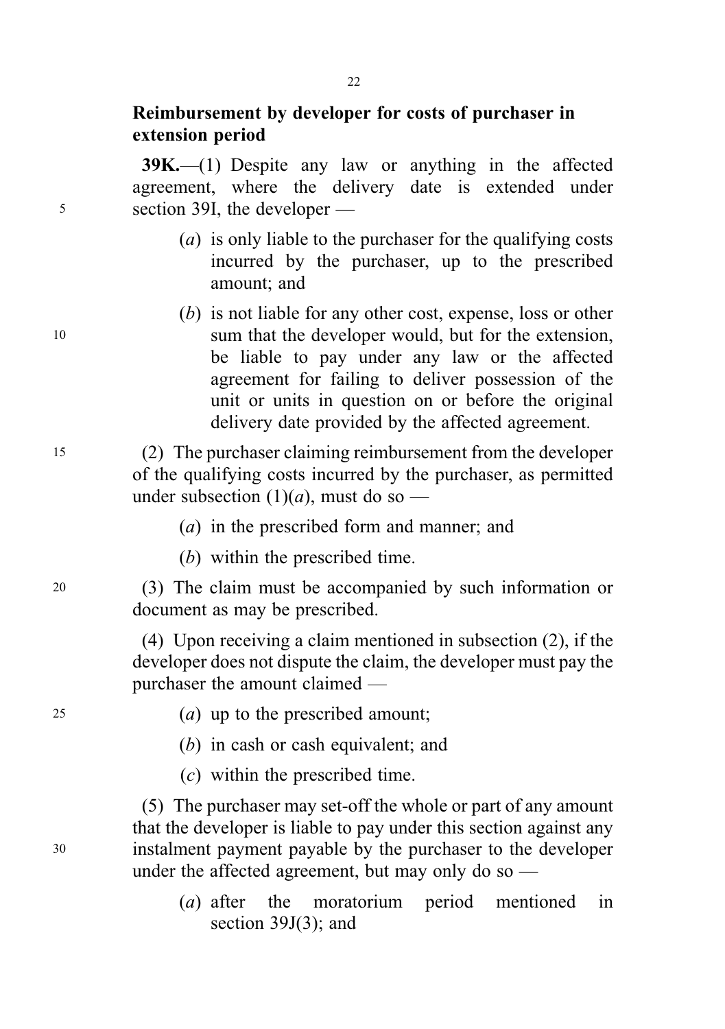**Reimbursement by developer for costs of purchaser in extension period**

**39K.**—(1) Despite any law or anything in the affected agreement, where the delivery date is extended under section 39I, the developer —

(*a*) is only liable to the purchaser for the qualifying costs incurred by the purchaser, up to the prescribed amount; and

(*b*) is not liable for any other cost, expense, loss or other sum that the developer would, but for the extension, be liable to pay under any law or the affected agreement for failing to deliver possession of the unit or units in question on or before the original delivery date provided by the affected agreement.

(2) The purchaser claiming reimbursement from the developer of the qualifying costs incurred by the purchaser, as permitted under subsection (1)(*a*), must do so —

(*a*) in the prescribed form and manner; and

(*b*) within the prescribed time.

(3) The claim must be accompanied by such information or document as may be prescribed.

(4) Upon receiving a claim mentioned in subsection (2), if the developer does not dispute the claim, the developer must pay the purchaser the amount claimed —

(*a*) up to the prescribed amount;

(*b*) in cash or cash equivalent; and

(*c*) within the prescribed time.

(5) The purchaser may set-off the whole or part of any amount that the developer is liable to pay under this section against any instalment payment payable by the purchaser to the developer under the affected agreement, but may only do so —

(*a*) after the moratorium period mentioned in section 39J(3); and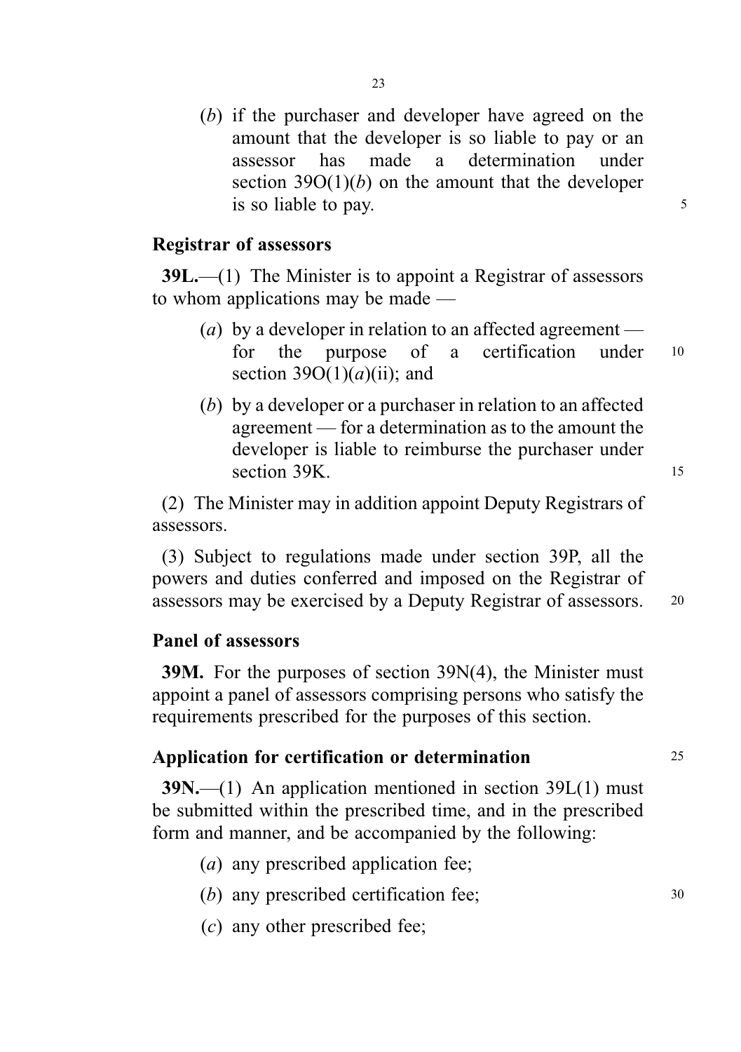(*b*) if the purchaser and developer have agreed on the amount that the developer is so liable to pay or an assessor has made a determination under section 39O(1)(*b*) on the amount that the developer is so liable to pay.

### Registrar of assessors

**39L.**—(1) The Minister is to appoint a Registrar of assessors to whom applications may be made —

(*a*) by a developer in relation to an affected agreement — for the purpose of a certification under section 39O(1)(*a*)(ii); and

(*b*) by a developer or a purchaser in relation to an affected agreement — for a determination as to the amount the developer is liable to reimburse the purchaser under section 39K.

(2) The Minister may in addition appoint Deputy Registrars of assessors.

(3) Subject to regulations made under section 39P, all the powers and duties conferred and imposed on the Registrar of assessors may be exercised by a Deputy Registrar of assessors.

### Panel of assessors

**39M.** For the purposes of section 39N(4), the Minister must appoint a panel of assessors comprising persons who satisfy the requirements prescribed for the purposes of this section.

### Application for certification or determination

**39N.**—(1) An application mentioned in section 39L(1) must be submitted within the prescribed time, and in the prescribed form and manner, and be accompanied by the following:

(*a*) any prescribed application fee;

(*b*) any prescribed certification fee;

(*c*) any other prescribed fee;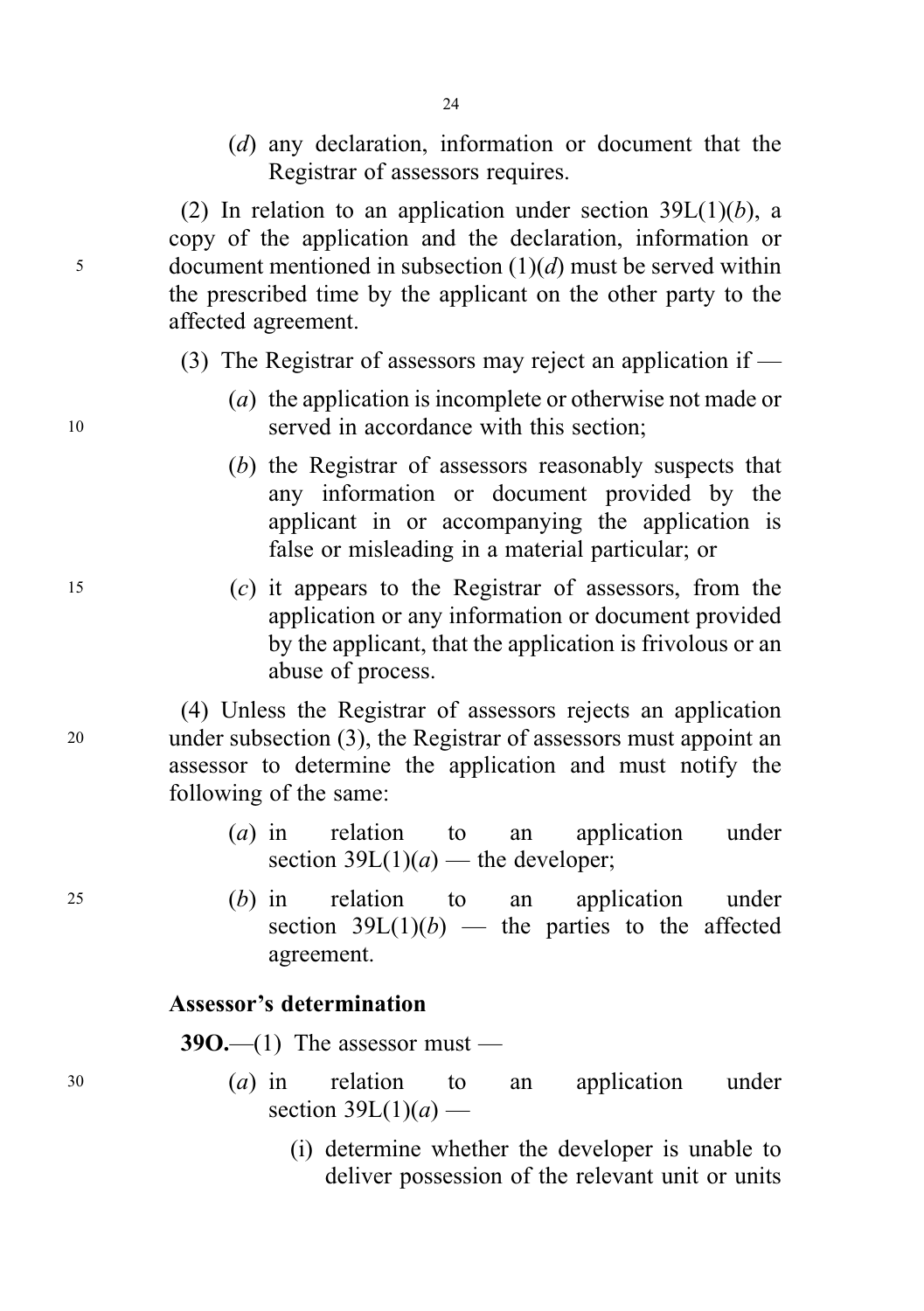(*d*) any declaration, information or document that the Registrar of assessors requires.

(2) In relation to an application under section 39L(1)(*b*), a copy of the application and the declaration, information or document mentioned in subsection (1)(*d*) must be served within the prescribed time by the applicant on the other party to the affected agreement.

(3) The Registrar of assessors may reject an application if —

(*a*) the application is incomplete or otherwise not made or served in accordance with this section;

(*b*) the Registrar of assessors reasonably suspects that any information or document provided by the applicant in or accompanying the application is false or misleading in a material particular; or

(*c*) it appears to the Registrar of assessors, from the application or any information or document provided by the applicant, that the application is frivolous or an abuse of process.

(4) Unless the Registrar of assessors rejects an application under subsection (3), the Registrar of assessors must appoint an assessor to determine the application and must notify the following of the same:

(*a*) in relation to an application under section 39L(1)(*a*) — the developer;

(*b*) in relation to an application under section 39L(1)(*b*) — the parties to the affected agreement.

**Assessor's determination**

**39O.**—(1) The assessor must —

(*a*) in relation to an application under section 39L(1)(*a*) —

(i) determine whether the developer is unable to deliver possession of the relevant unit or units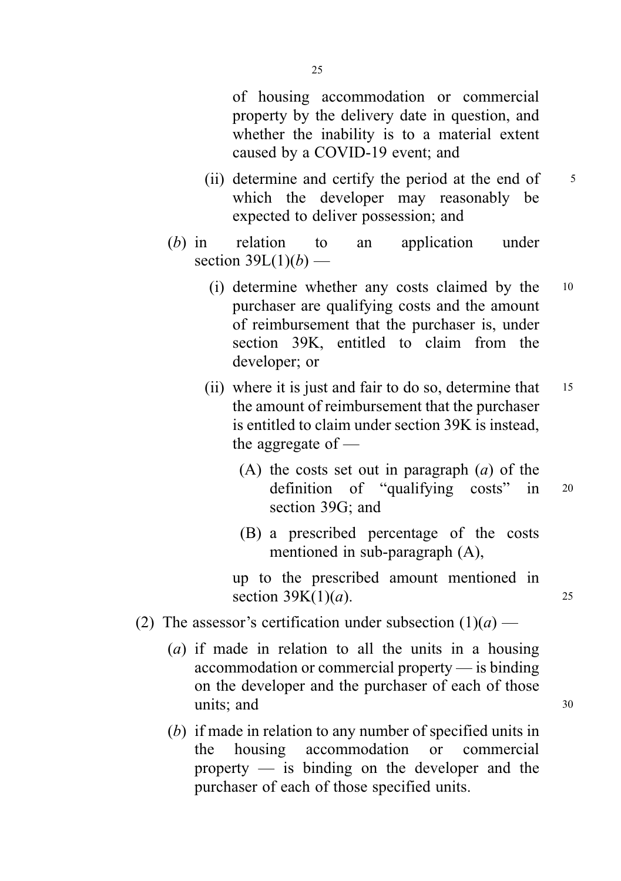of housing accommodation or commercial property by the delivery date in question, and whether the inability is to a material extent caused by a COVID-19 event; and

(ii) determine and certify the period at the end of which the developer may reasonably be expected to deliver possession; and

(*b*) in relation to an application under section 39L(1)(*b*) —

(i) determine whether any costs claimed by the purchaser are qualifying costs and the amount of reimbursement that the purchaser is, under section 39K, entitled to claim from the developer; or

(ii) where it is just and fair to do so, determine that the amount of reimbursement that the purchaser is entitled to claim under section 39K is instead, the aggregate of —

(A) the costs set out in paragraph (*a*) of the definition of "qualifying costs" in section 39G; and

(B) a prescribed percentage of the costs mentioned in sub-paragraph (A),

up to the prescribed amount mentioned in section 39K(1)(*a*).

(2) The assessor's certification under subsection (1)(*a*) —

(*a*) if made in relation to all the units in a housing accommodation or commercial property — is binding on the developer and the purchaser of each of those units; and

(*b*) if made in relation to any number of specified units in the housing accommodation or commercial property — is binding on the developer and the purchaser of each of those specified units.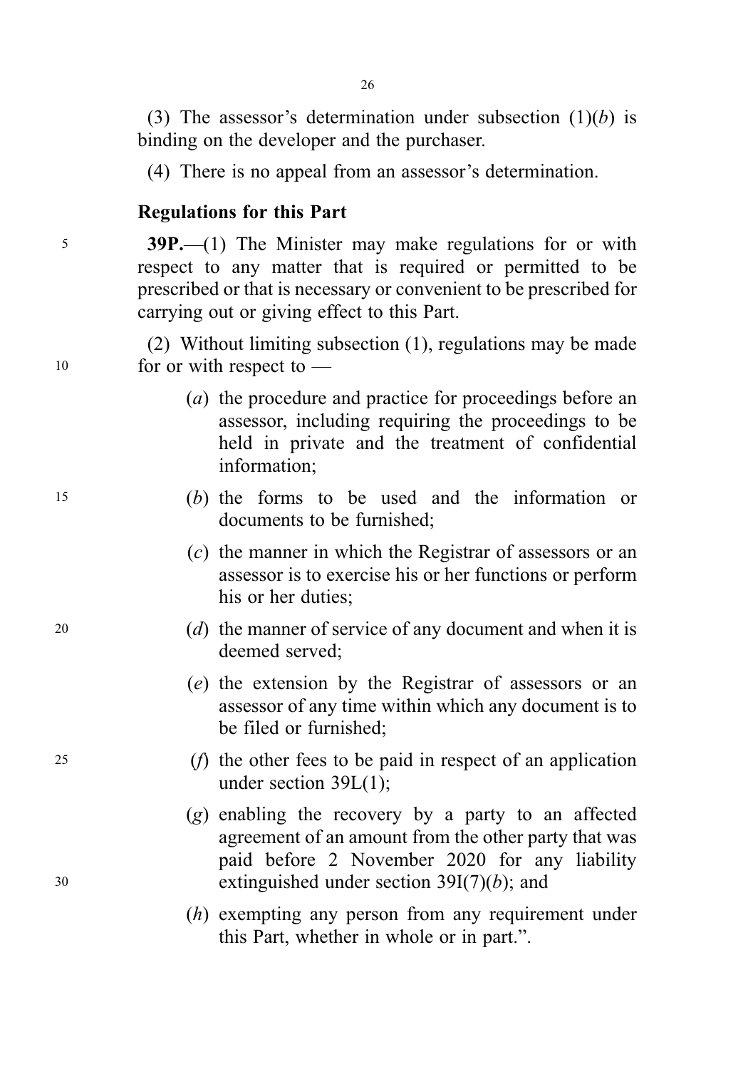(3) The assessor's determination under subsection (1)(*b*) is binding on the developer and the purchaser.

(4) There is no appeal from an assessor's determination.

**Regulations for this Part**

**39P.**—(1) The Minister may make regulations for or with respect to any matter that is required or permitted to be prescribed or that is necessary or convenient to be prescribed for carrying out or giving effect to this Part.

(2) Without limiting subsection (1), regulations may be made for or with respect to —

(*a*) the procedure and practice for proceedings before an assessor, including requiring the proceedings to be held in private and the treatment of confidential information;

(*b*) the forms to be used and the information or documents to be furnished;

(*c*) the manner in which the Registrar of assessors or an assessor is to exercise his or her functions or perform his or her duties;

(*d*) the manner of service of any document and when it is deemed served;

(*e*) the extension by the Registrar of assessors or an assessor of any time within which any document is to be filed or furnished;

(*f*) the other fees to be paid in respect of an application under section 39L(1);

(*g*) enabling the recovery by a party to an affected agreement of an amount from the other party that was paid before 2 November 2020 for any liability extinguished under section 39I(7)(*b*); and

(*h*) exempting any person from any requirement under this Part, whether in whole or in part.".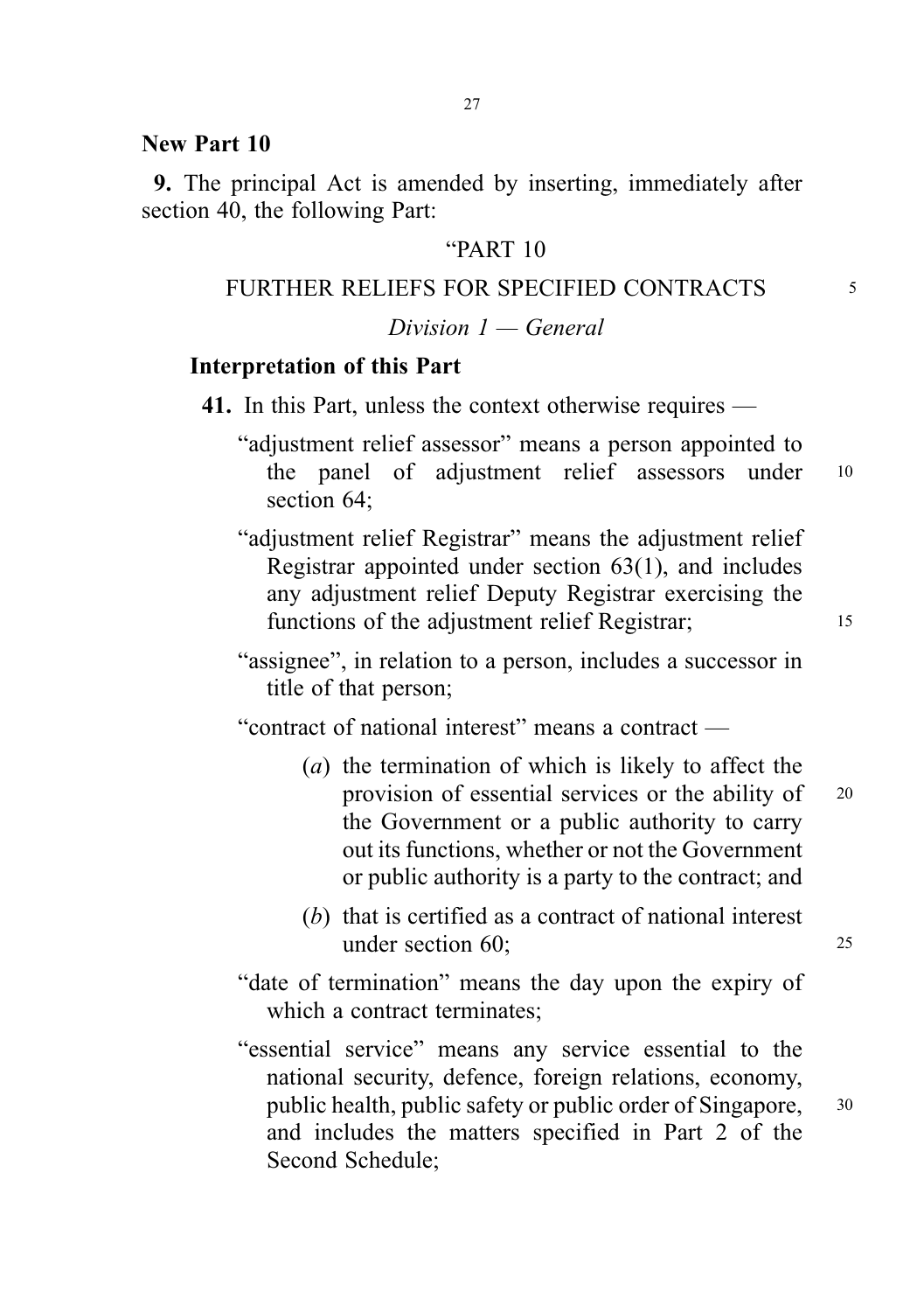**New Part 10**

**9.** The principal Act is amended by inserting, immediately after section 40, the following Part:

"PART 10

FURTHER RELIEFS FOR SPECIFIED CONTRACTS

*Division 1 — General*

**Interpretation of this Part**

**41.** In this Part, unless the context otherwise requires —

"adjustment relief assessor" means a person appointed to the panel of adjustment relief assessors under section 64;

"adjustment relief Registrar" means the adjustment relief Registrar appointed under section 63(1), and includes any adjustment relief Deputy Registrar exercising the functions of the adjustment relief Registrar;

"assignee", in relation to a person, includes a successor in title of that person;

"contract of national interest" means a contract —

(*a*) the termination of which is likely to affect the provision of essential services or the ability of the Government or a public authority to carry out its functions, whether or not the Government or public authority is a party to the contract; and

(*b*) that is certified as a contract of national interest under section 60;

"date of termination" means the day upon the expiry of which a contract terminates;

"essential service" means any service essential to the national security, defence, foreign relations, economy, public health, public safety or public order of Singapore, and includes the matters specified in Part 2 of the Second Schedule;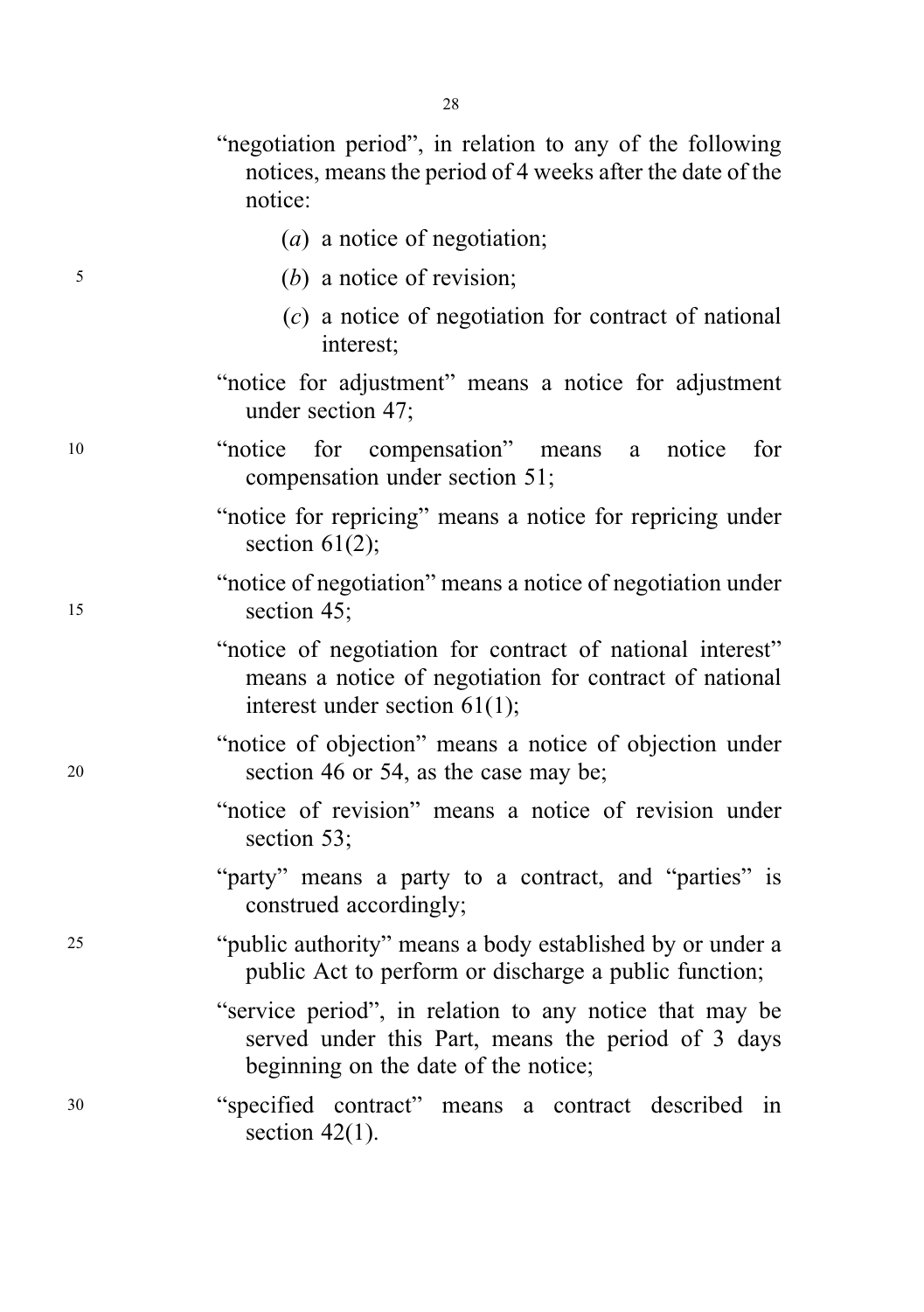"negotiation period", in relation to any of the following notices, means the period of 4 weeks after the date of the notice:

(*a*) a notice of negotiation;

(*b*) a notice of revision;

(*c*) a notice of negotiation for contract of national interest;

"notice for adjustment" means a notice for adjustment under section 47;

"notice for compensation" means a notice for compensation under section 51;

"notice for repricing" means a notice for repricing under section 61(2);

"notice of negotiation" means a notice of negotiation under section 45;

"notice of negotiation for contract of national interest" means a notice of negotiation for contract of national interest under section 61(1);

"notice of objection" means a notice of objection under section 46 or 54, as the case may be;

"notice of revision" means a notice of revision under section 53;

"party" means a party to a contract, and "parties" is construed accordingly;

"public authority" means a body established by or under a public Act to perform or discharge a public function;

"service period", in relation to any notice that may be served under this Part, means the period of 3 days beginning on the date of the notice;

"specified contract" means a contract described in section 42(1).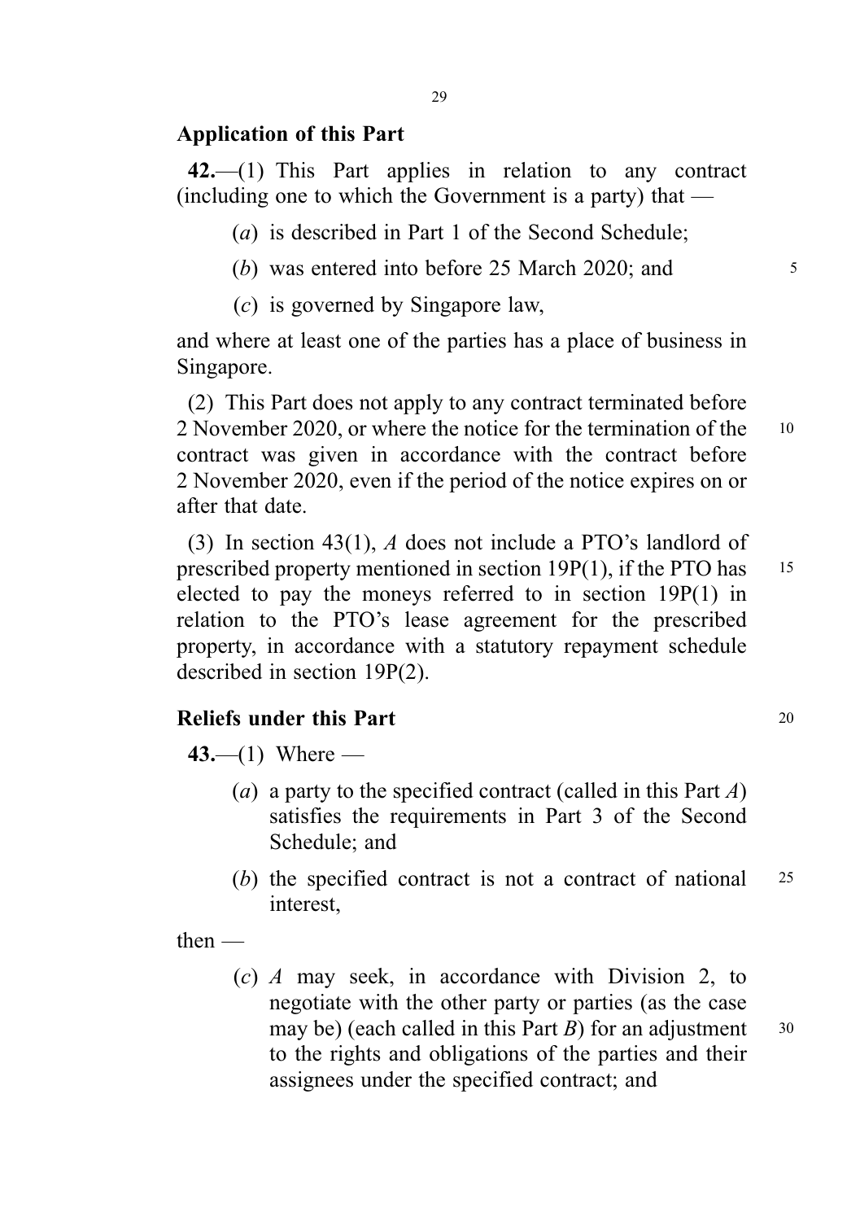**Application of this Part**

**42.**—(1) This Part applies in relation to any contract (including one to which the Government is a party) that —

(*a*) is described in Part 1 of the Second Schedule;

(*b*) was entered into before 25 March 2020; and

(*c*) is governed by Singapore law,

and where at least one of the parties has a place of business in Singapore.

(2) This Part does not apply to any contract terminated before 2 November 2020, or where the notice for the termination of the contract was given in accordance with the contract before 2 November 2020, even if the period of the notice expires on or after that date.

(3) In section 43(1), *A* does not include a PTO's landlord of prescribed property mentioned in section 19P(1), if the PTO has elected to pay the moneys referred to in section 19P(1) in relation to the PTO's lease agreement for the prescribed property, in accordance with a statutory repayment schedule described in section 19P(2).

**Reliefs under this Part**

**43.**—(1) Where —

(*a*) a party to the specified contract (called in this Part *A*) satisfies the requirements in Part 3 of the Second Schedule; and

(*b*) the specified contract is not a contract of national interest,

then —

(*c*) *A* may seek, in accordance with Division 2, to negotiate with the other party or parties (as the case may be) (each called in this Part *B*) for an adjustment to the rights and obligations of the parties and their assignees under the specified contract; and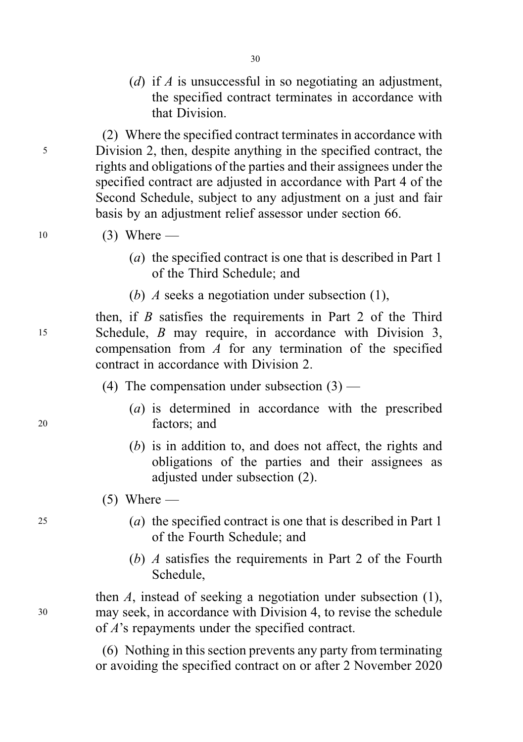(*d*) if *A* is unsuccessful in so negotiating an adjustment, the specified contract terminates in accordance with that Division.

(2) Where the specified contract terminates in accordance with Division 2, then, despite anything in the specified contract, the rights and obligations of the parties and their assignees under the specified contract are adjusted in accordance with Part 4 of the Second Schedule, subject to any adjustment on a just and fair basis by an adjustment relief assessor under section 66.

(3) Where —

(*a*) the specified contract is one that is described in Part 1 of the Third Schedule; and

(*b*) *A* seeks a negotiation under subsection (1),

then, if *B* satisfies the requirements in Part 2 of the Third Schedule, *B* may require, in accordance with Division 3, compensation from *A* for any termination of the specified contract in accordance with Division 2.

(4) The compensation under subsection (3) —

(*a*) is determined in accordance with the prescribed factors; and

(*b*) is in addition to, and does not affect, the rights and obligations of the parties and their assignees as adjusted under subsection (2).

(5) Where —

(*a*) the specified contract is one that is described in Part 1 of the Fourth Schedule; and

(*b*) *A* satisfies the requirements in Part 2 of the Fourth Schedule,

then *A*, instead of seeking a negotiation under subsection (1), may seek, in accordance with Division 4, to revise the schedule of *A*'s repayments under the specified contract.

(6) Nothing in this section prevents any party from terminating or avoiding the specified contract on or after 2 November 2020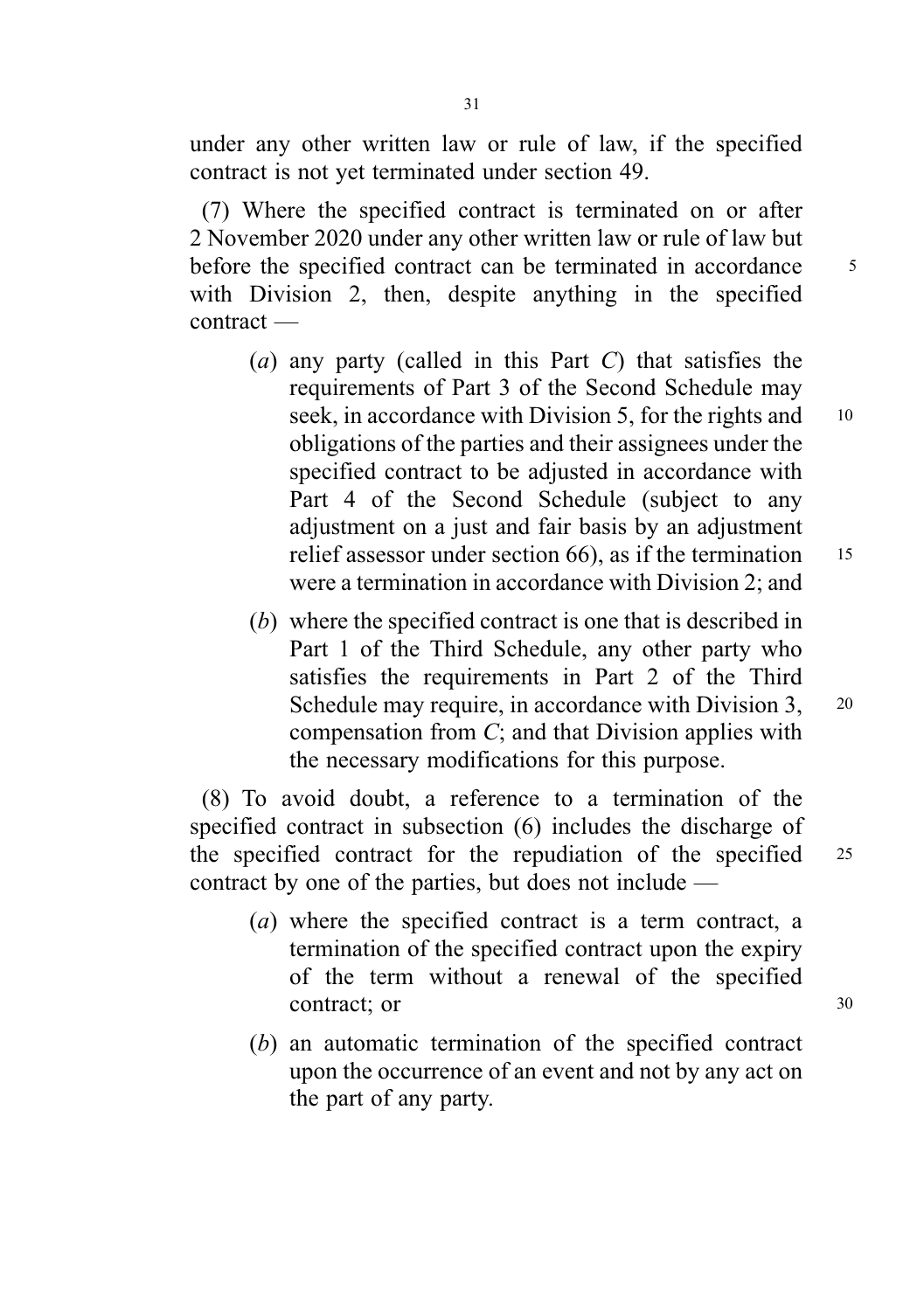under any other written law or rule of law, if the specified contract is not yet terminated under section 49.

(7) Where the specified contract is terminated on or after 2 November 2020 under any other written law or rule of law but before the specified contract can be terminated in accordance with Division 2, then, despite anything in the specified contract —

- (*a*) any party (called in this Part *C*) that satisfies the requirements of Part 3 of the Second Schedule may seek, in accordance with Division 5, for the rights and obligations of the parties and their assignees under the specified contract to be adjusted in accordance with Part 4 of the Second Schedule (subject to any adjustment on a just and fair basis by an adjustment relief assessor under section 66), as if the termination were a termination in accordance with Division 2; and

- (*b*) where the specified contract is one that is described in Part 1 of the Third Schedule, any other party who satisfies the requirements in Part 2 of the Third Schedule may require, in accordance with Division 3, compensation from *C*; and that Division applies with the necessary modifications for this purpose.

(8) To avoid doubt, a reference to a termination of the specified contract in subsection (6) includes the discharge of the specified contract for the repudiation of the specified contract by one of the parties, but does not include —

- (*a*) where the specified contract is a term contract, a termination of the specified contract upon the expiry of the term without a renewal of the specified contract; or

- (*b*) an automatic termination of the specified contract upon the occurrence of an event and not by any act on the part of any party.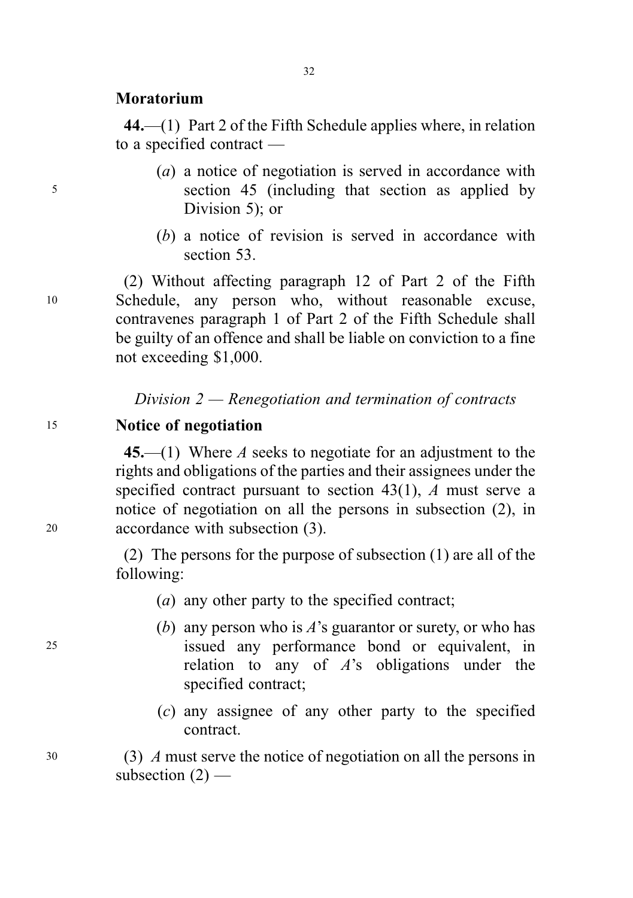**Moratorium**

**44.**—(1) Part 2 of the Fifth Schedule applies where, in relation to a specified contract —

(*a*) a notice of negotiation is served in accordance with section 45 (including that section as applied by Division 5); or

(*b*) a notice of revision is served in accordance with section 53.

(2) Without affecting paragraph 12 of Part 2 of the Fifth Schedule, any person who, without reasonable excuse, contravenes paragraph 1 of Part 2 of the Fifth Schedule shall be guilty of an offence and shall be liable on conviction to a fine not exceeding $1,000.

*Division 2 — Renegotiation and termination of contracts*

**Notice of negotiation**

**45.**—(1) Where *A* seeks to negotiate for an adjustment to the rights and obligations of the parties and their assignees under the specified contract pursuant to section 43(1), *A* must serve a notice of negotiation on all the persons in subsection (2), in accordance with subsection (3).

(2) The persons for the purpose of subsection (1) are all of the following:

(*a*) any other party to the specified contract;

(*b*) any person who is *A*'s guarantor or surety, or who has issued any performance bond or equivalent, in relation to any of *A*'s obligations under the specified contract;

(*c*) any assignee of any other party to the specified contract.

(3) *A* must serve the notice of negotiation on all the persons in subsection (2) —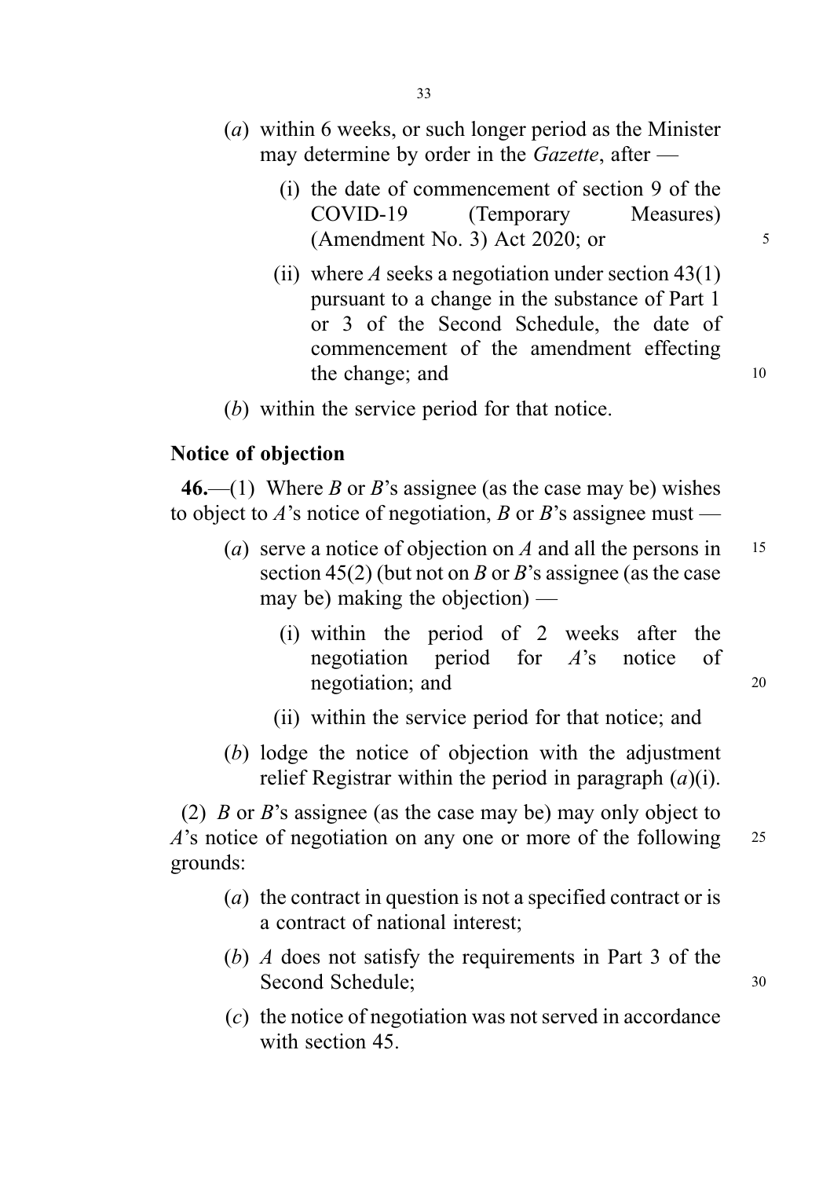(*a*) within 6 weeks, or such longer period as the Minister may determine by order in the *Gazette*, after —

(i) the date of commencement of section 9 of the COVID-19 (Temporary Measures) (Amendment No. 3) Act 2020; or

(ii) where *A* seeks a negotiation under section 43(1) pursuant to a change in the substance of Part 1 or 3 of the Second Schedule, the date of commencement of the amendment effecting the change; and

(*b*) within the service period for that notice.

**Notice of objection**

**46.**—(1) Where *B* or *B*'s assignee (as the case may be) wishes to object to *A*'s notice of negotiation, *B* or *B*'s assignee must —

(*a*) serve a notice of objection on *A* and all the persons in section 45(2) (but not on *B* or *B*'s assignee (as the case may be) making the objection) —

(i) within the period of 2 weeks after the negotiation period for *A*'s notice of negotiation; and

(ii) within the service period for that notice; and

(*b*) lodge the notice of objection with the adjustment relief Registrar within the period in paragraph (*a*)(i).

(2) *B* or *B*'s assignee (as the case may be) may only object to *A*'s notice of negotiation on any one or more of the following grounds:

(*a*) the contract in question is not a specified contract or is a contract of national interest;

(*b*) *A* does not satisfy the requirements in Part 3 of the Second Schedule;

(*c*) the notice of negotiation was not served in accordance with section 45.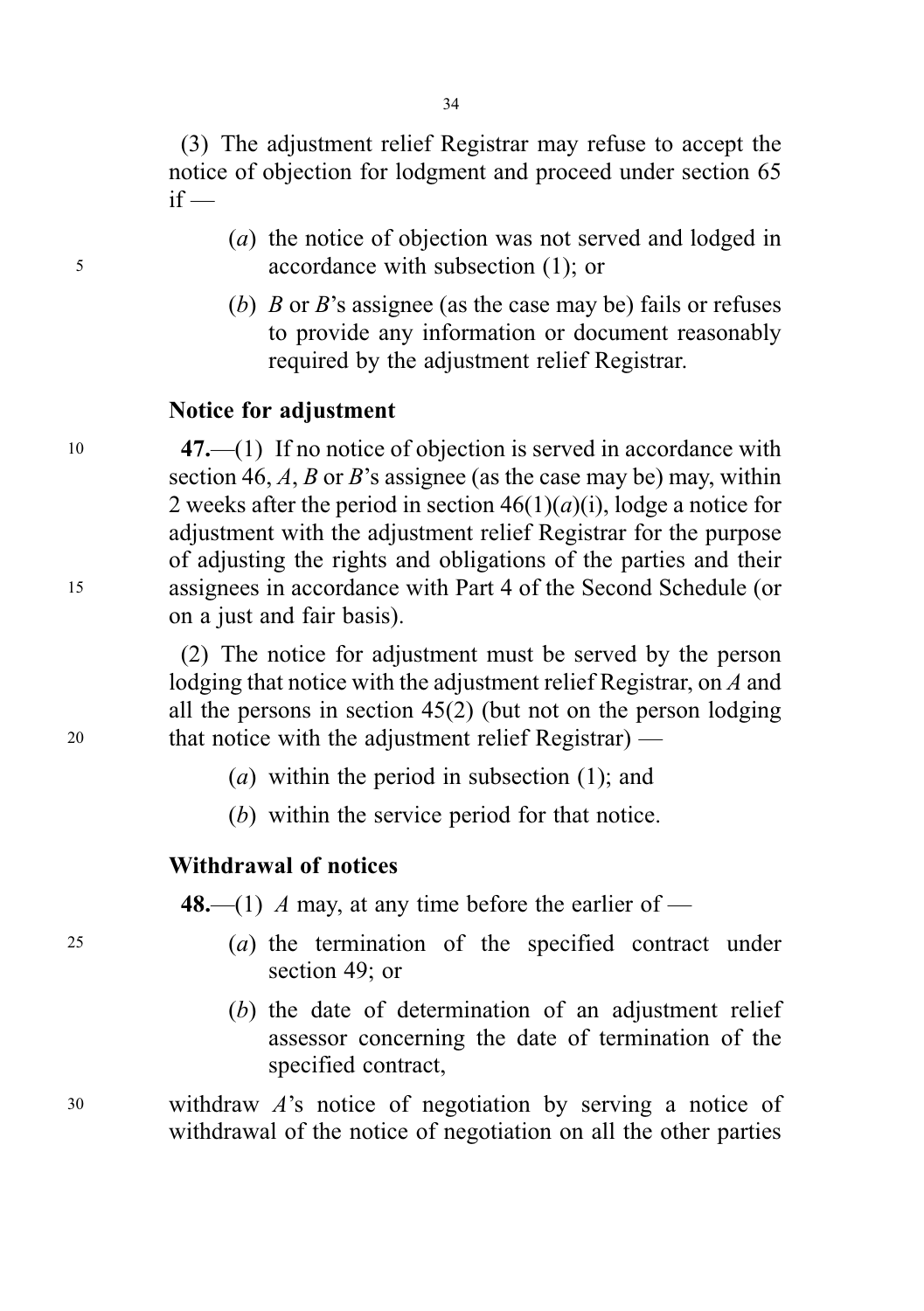(3) The adjustment relief Registrar may refuse to accept the notice of objection for lodgment and proceed under section 65 if —

- (*a*) the notice of objection was not served and lodged in accordance with subsection (1); or
- (*b*) *B* or *B*'s assignee (as the case may be) fails or refuses to provide any information or document reasonably required by the adjustment relief Registrar.

### Notice for adjustment

**47.**—(1) If no notice of objection is served in accordance with section 46, *A*, *B* or *B*'s assignee (as the case may be) may, within 2 weeks after the period in section 46(1)(*a*)(i), lodge a notice for adjustment with the adjustment relief Registrar for the purpose of adjusting the rights and obligations of the parties and their assignees in accordance with Part 4 of the Second Schedule (or on a just and fair basis).

(2) The notice for adjustment must be served by the person lodging that notice with the adjustment relief Registrar, on *A* and all the persons in section 45(2) (but not on the person lodging that notice with the adjustment relief Registrar) —

- (*a*) within the period in subsection (1); and
- (*b*) within the service period for that notice.

### Withdrawal of notices

**48.**—(1) *A* may, at any time before the earlier of —

- (*a*) the termination of the specified contract under section 49; or
- (*b*) the date of determination of an adjustment relief assessor concerning the date of termination of the specified contract,

withdraw *A*'s notice of negotiation by serving a notice of withdrawal of the notice of negotiation on all the other parties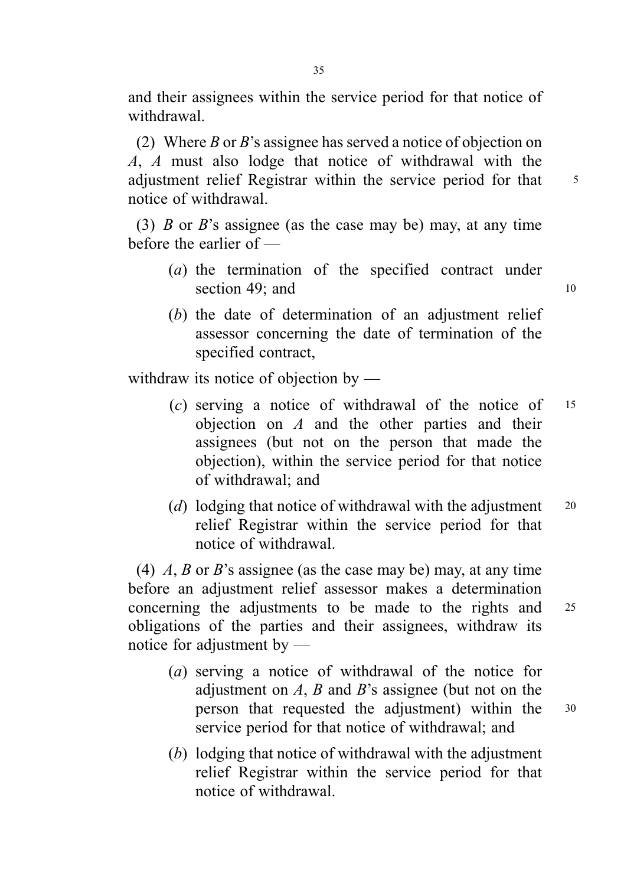and their assignees within the service period for that notice of withdrawal.

(2) Where *B* or *B*'s assignee has served a notice of objection on *A*, *A* must also lodge that notice of withdrawal with the adjustment relief Registrar within the service period for that notice of withdrawal.

(3) *B* or *B*'s assignee (as the case may be) may, at any time before the earlier of —

- (*a*) the termination of the specified contract under section 49; and
- (*b*) the date of determination of an adjustment relief assessor concerning the date of termination of the specified contract,

withdraw its notice of objection by —

- (*c*) serving a notice of withdrawal of the notice of objection on *A* and the other parties and their assignees (but not on the person that made the objection), within the service period for that notice of withdrawal; and
- (*d*) lodging that notice of withdrawal with the adjustment relief Registrar within the service period for that notice of withdrawal.

(4) *A*, *B* or *B*'s assignee (as the case may be) may, at any time before an adjustment relief assessor makes a determination concerning the adjustments to be made to the rights and obligations of the parties and their assignees, withdraw its notice for adjustment by —

- (*a*) serving a notice of withdrawal of the notice for adjustment on *A*, *B* and *B*'s assignee (but not on the person that requested the adjustment) within the service period for that notice of withdrawal; and
- (*b*) lodging that notice of withdrawal with the adjustment relief Registrar within the service period for that notice of withdrawal.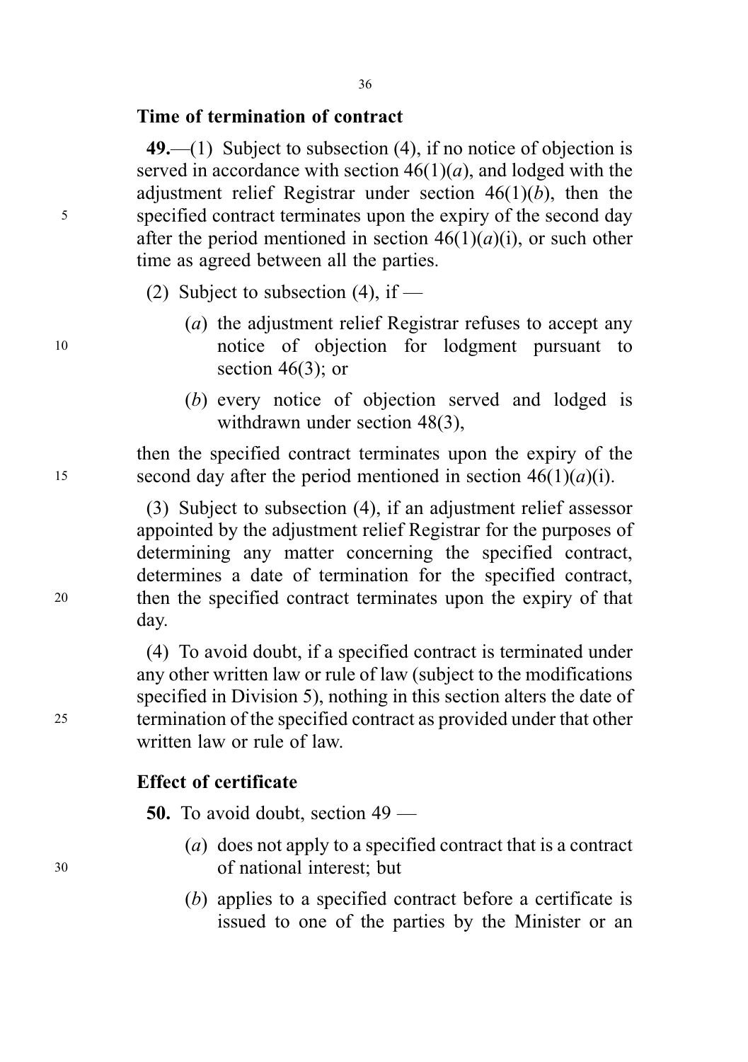### Time of termination of contract

**49.**—(1) Subject to subsection (4), if no notice of objection is served in accordance with section 46(1)(*a*), and lodged with the adjustment relief Registrar under section 46(1)(*b*), then the specified contract terminates upon the expiry of the second day after the period mentioned in section 46(1)(*a*)(i), or such other time as agreed between all the parties.

(2) Subject to subsection (4), if —

- (*a*) the adjustment relief Registrar refuses to accept any notice of objection for lodgment pursuant to section 46(3); or
- (*b*) every notice of objection served and lodged is withdrawn under section 48(3),

then the specified contract terminates upon the expiry of the second day after the period mentioned in section 46(1)(*a*)(i).

(3) Subject to subsection (4), if an adjustment relief assessor appointed by the adjustment relief Registrar for the purposes of determining any matter concerning the specified contract, determines a date of termination for the specified contract, then the specified contract terminates upon the expiry of that day.

(4) To avoid doubt, if a specified contract is terminated under any other written law or rule of law (subject to the modifications specified in Division 5), nothing in this section alters the date of termination of the specified contract as provided under that other written law or rule of law.

### Effect of certificate

**50.** To avoid doubt, section 49 —

- (*a*) does not apply to a specified contract that is a contract of national interest; but
- (*b*) applies to a specified contract before a certificate is issued to one of the parties by the Minister or an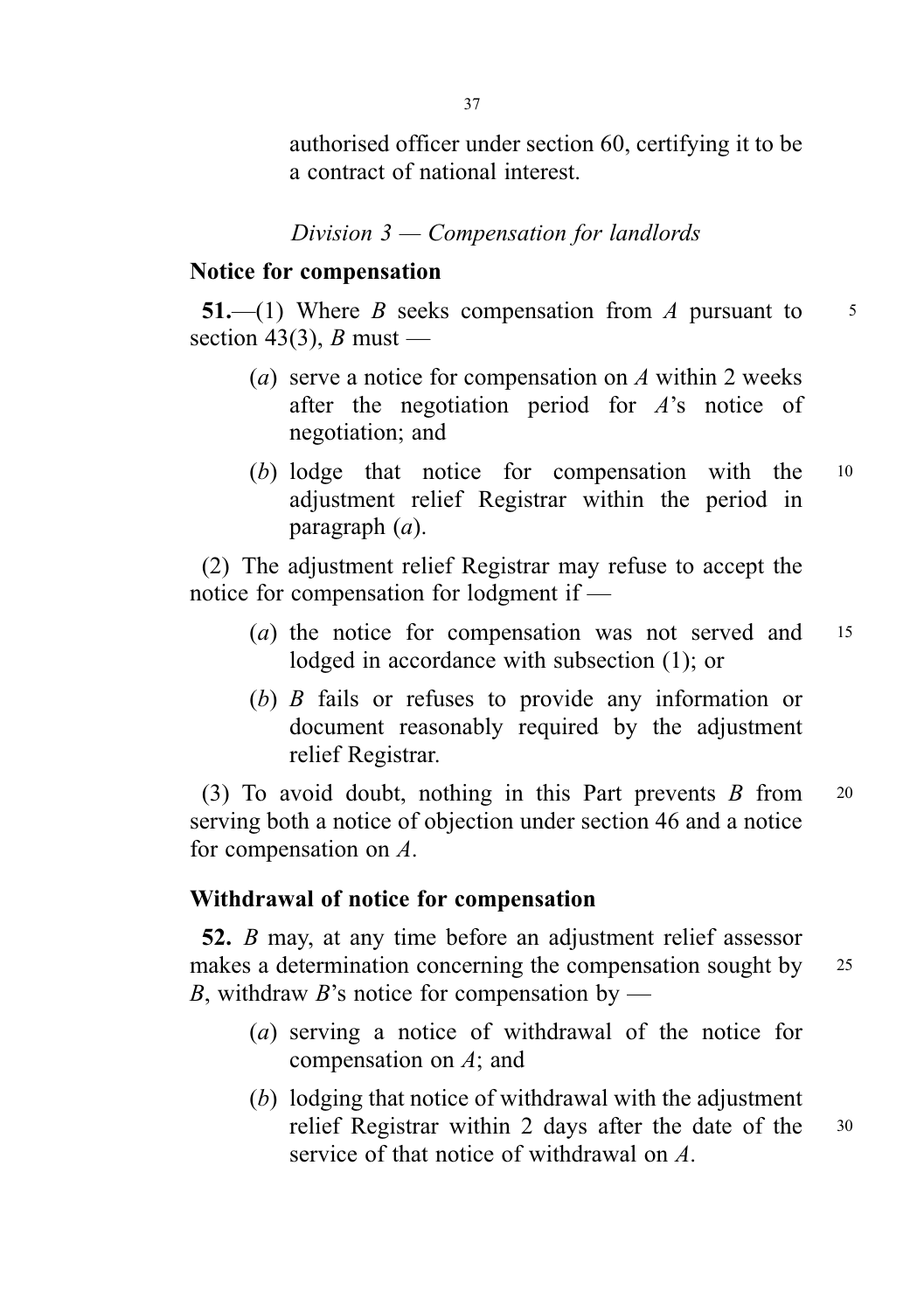authorised officer under section 60, certifying it to be a contract of national interest.

*Division 3 — Compensation for landlords*

**Notice for compensation**

**51.**—(1) Where *B* seeks compensation from *A* pursuant to section 43(3), *B* must —

- (*a*) serve a notice for compensation on *A* within 2 weeks after the negotiation period for *A*'s notice of negotiation; and
- (*b*) lodge that notice for compensation with the adjustment relief Registrar within the period in paragraph (*a*).

(2) The adjustment relief Registrar may refuse to accept the notice for compensation for lodgment if —

- (*a*) the notice for compensation was not served and lodged in accordance with subsection (1); or
- (*b*) *B* fails or refuses to provide any information or document reasonably required by the adjustment relief Registrar.

(3) To avoid doubt, nothing in this Part prevents *B* from serving both a notice of objection under section 46 and a notice for compensation on *A*.

**Withdrawal of notice for compensation**

**52.** *B* may, at any time before an adjustment relief assessor makes a determination concerning the compensation sought by *B*, withdraw *B*'s notice for compensation by —

- (*a*) serving a notice of withdrawal of the notice for compensation on *A*; and
- (*b*) lodging that notice of withdrawal with the adjustment relief Registrar within 2 days after the date of the service of that notice of withdrawal on *A*.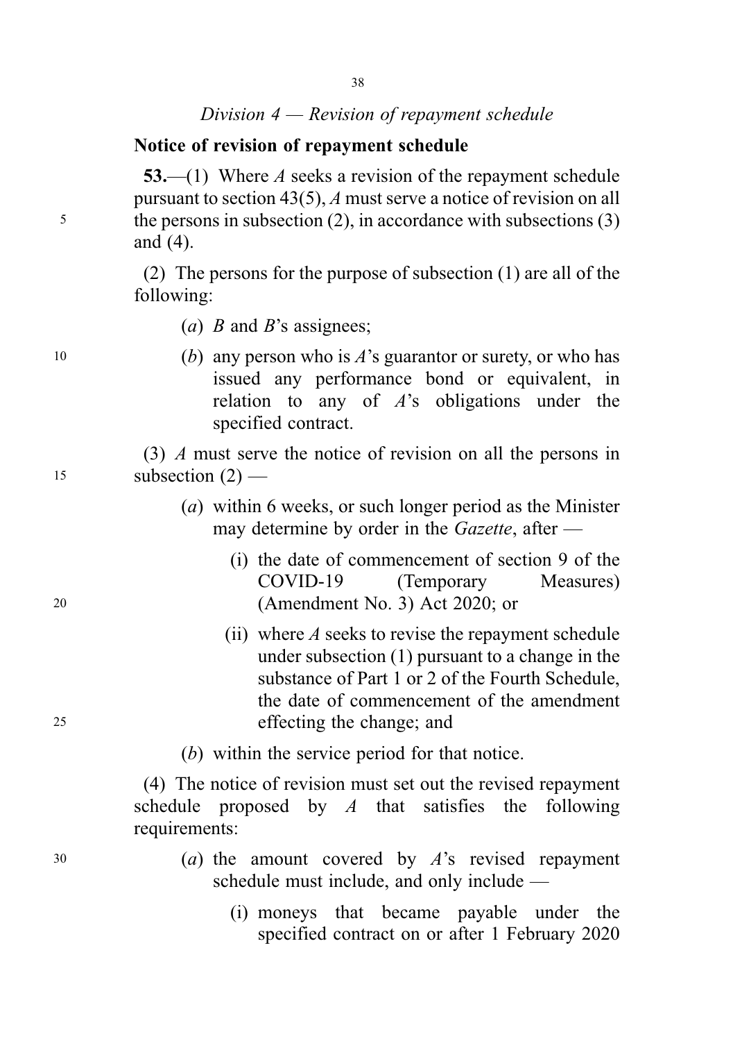*Division 4 — Revision of repayment schedule*

**Notice of revision of repayment schedule**

**53.**—(1) Where *A* seeks a revision of the repayment schedule pursuant to section 43(5), *A* must serve a notice of revision on all the persons in subsection (2), in accordance with subsections (3) and (4).

(2) The persons for the purpose of subsection (1) are all of the following:

(*a*) *B* and *B*'s assignees;

(*b*) any person who is *A*'s guarantor or surety, or who has issued any performance bond or equivalent, in relation to any of *A*'s obligations under the specified contract.

(3) *A* must serve the notice of revision on all the persons in subsection (2) —

(*a*) within 6 weeks, or such longer period as the Minister may determine by order in the *Gazette*, after —

(i) the date of commencement of section 9 of the COVID-19 (Temporary Measures) (Amendment No. 3) Act 2020; or

(ii) where *A* seeks to revise the repayment schedule under subsection (1) pursuant to a change in the substance of Part 1 or 2 of the Fourth Schedule, the date of commencement of the amendment effecting the change; and

(*b*) within the service period for that notice.

(4) The notice of revision must set out the revised repayment schedule proposed by *A* that satisfies the following requirements:

(*a*) the amount covered by *A*'s revised repayment schedule must include, and only include —

(i) moneys that became payable under the specified contract on or after 1 February 2020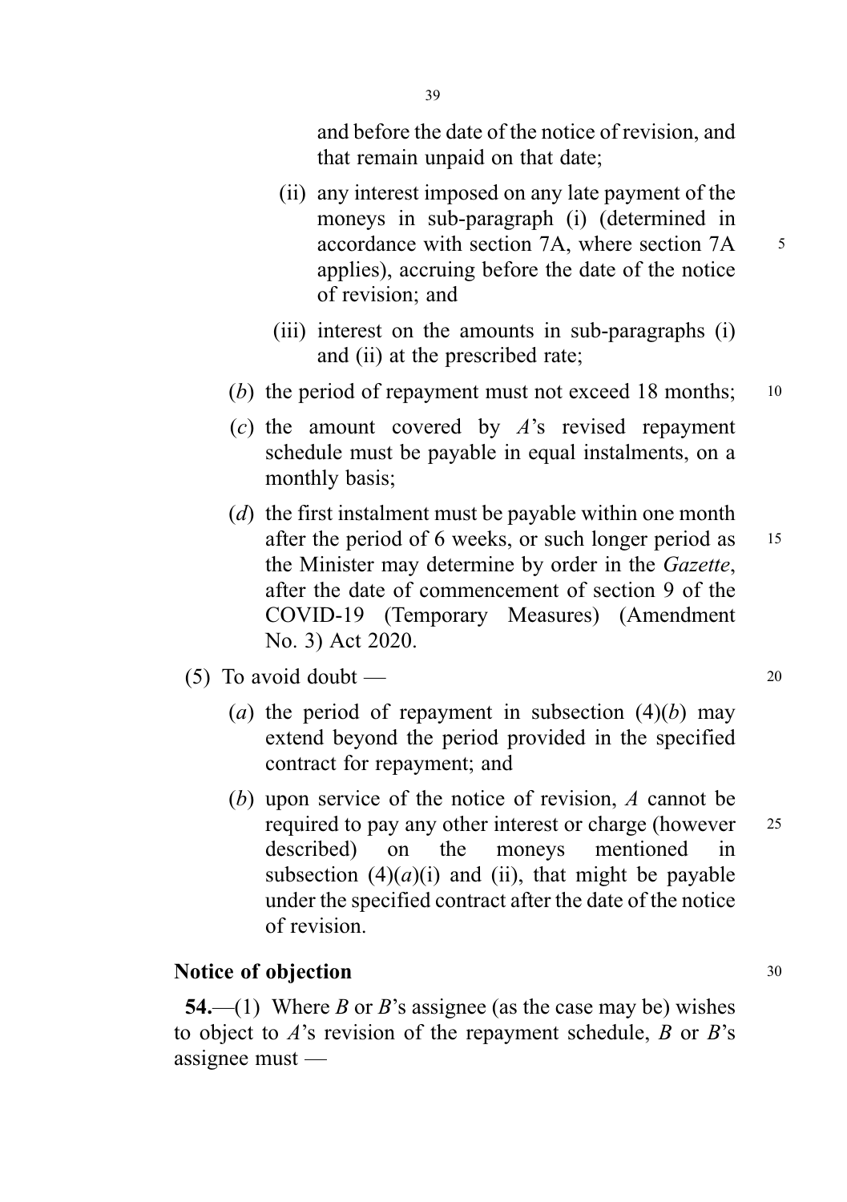and before the date of the notice of revision, and that remain unpaid on that date;

(ii) any interest imposed on any late payment of the moneys in sub-paragraph (i) (determined in accordance with section 7A, where section 7A applies), accruing before the date of the notice of revision; and

(iii) interest on the amounts in sub-paragraphs (i) and (ii) at the prescribed rate;

(*b*) the period of repayment must not exceed 18 months;

(*c*) the amount covered by *A*'s revised repayment schedule must be payable in equal instalments, on a monthly basis;

(*d*) the first instalment must be payable within one month after the period of 6 weeks, or such longer period as the Minister may determine by order in the *Gazette*, after the date of commencement of section 9 of the COVID-19 (Temporary Measures) (Amendment No. 3) Act 2020.

(5) To avoid doubt —

(*a*) the period of repayment in subsection (4)(*b*) may extend beyond the period provided in the specified contract for repayment; and

(*b*) upon service of the notice of revision, *A* cannot be required to pay any other interest or charge (however described) on the moneys mentioned in subsection (4)(*a*)(i) and (ii), that might be payable under the specified contract after the date of the notice of revision.

**Notice of objection**

**54.**—(1) Where *B* or *B*'s assignee (as the case may be) wishes to object to *A*'s revision of the repayment schedule, *B* or *B*'s assignee must —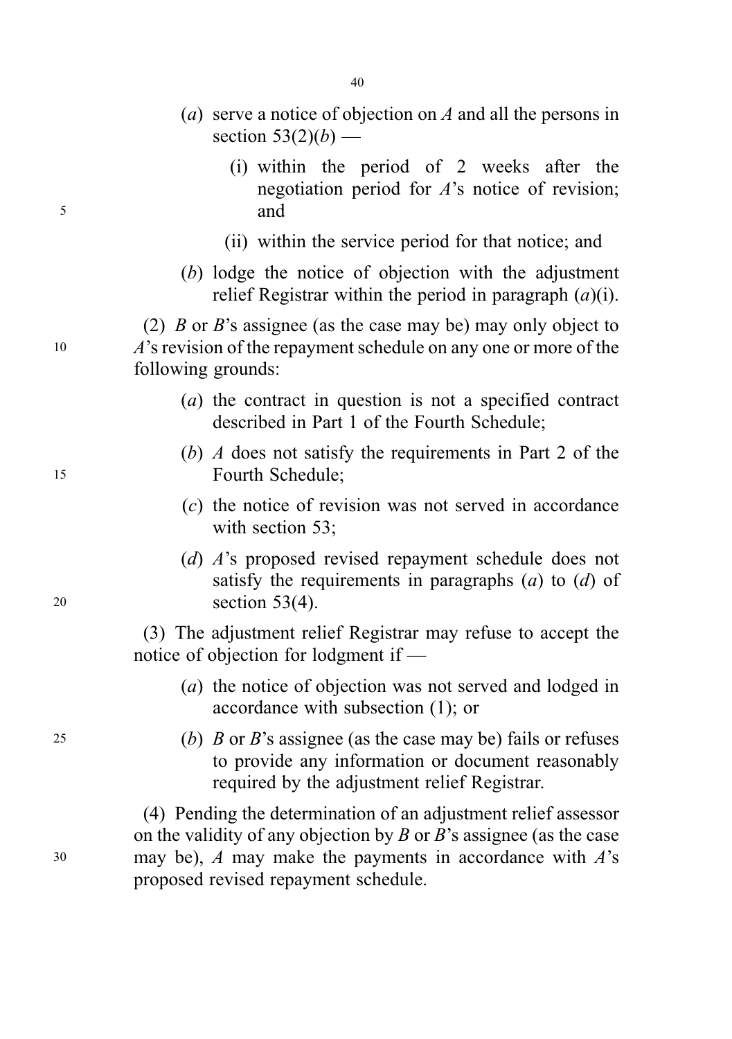(*a*) serve a notice of objection on *A* and all the persons in section 53(2)(*b*) —

(i) within the period of 2 weeks after the negotiation period for *A*'s notice of revision; and

(ii) within the service period for that notice; and

(*b*) lodge the notice of objection with the adjustment relief Registrar within the period in paragraph (*a*)(i).

(2) *B* or *B*'s assignee (as the case may be) may only object to *A*'s revision of the repayment schedule on any one or more of the following grounds:

(*a*) the contract in question is not a specified contract described in Part 1 of the Fourth Schedule;

(*b*) *A* does not satisfy the requirements in Part 2 of the Fourth Schedule;

(*c*) the notice of revision was not served in accordance with section 53;

(*d*) *A*'s proposed revised repayment schedule does not satisfy the requirements in paragraphs (*a*) to (*d*) of section 53(4).

(3) The adjustment relief Registrar may refuse to accept the notice of objection for lodgment if —

(*a*) the notice of objection was not served and lodged in accordance with subsection (1); or

(*b*) *B* or *B*'s assignee (as the case may be) fails or refuses to provide any information or document reasonably required by the adjustment relief Registrar.

(4) Pending the determination of an adjustment relief assessor on the validity of any objection by *B* or *B*'s assignee (as the case may be), *A* may make the payments in accordance with *A*'s proposed revised repayment schedule.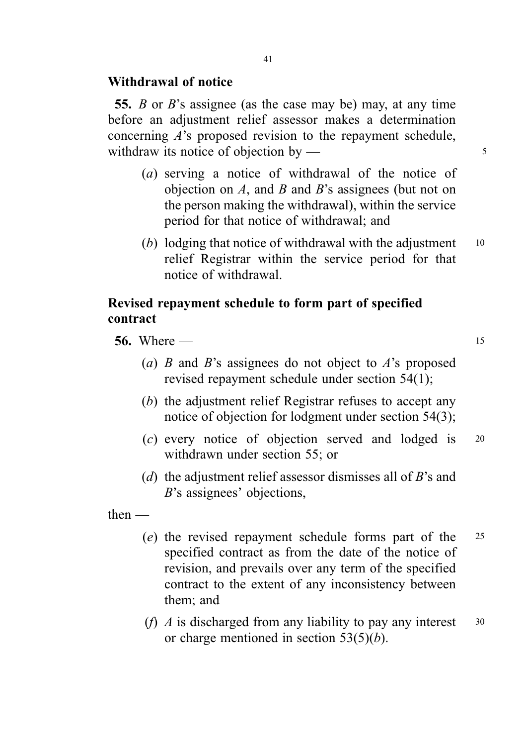**Withdrawal of notice**

**55.** *B* or *B*'s assignee (as the case may be) may, at any time before an adjustment relief assessor makes a determination concerning *A*'s proposed revision to the repayment schedule, withdraw its notice of objection by —

(*a*) serving a notice of withdrawal of the notice of objection on *A*, and *B* and *B*'s assignees (but not on the person making the withdrawal), within the service period for that notice of withdrawal; and

(*b*) lodging that notice of withdrawal with the adjustment relief Registrar within the service period for that notice of withdrawal.

**Revised repayment schedule to form part of specified contract**

**56.** Where —

(*a*) *B* and *B*'s assignees do not object to *A*'s proposed revised repayment schedule under section 54(1);

(*b*) the adjustment relief Registrar refuses to accept any notice of objection for lodgment under section 54(3);

(*c*) every notice of objection served and lodged is withdrawn under section 55; or

(*d*) the adjustment relief assessor dismisses all of *B*'s and *B*'s assignees' objections,

then —

(*e*) the revised repayment schedule forms part of the specified contract as from the date of the notice of revision, and prevails over any term of the specified contract to the extent of any inconsistency between them; and

(*f*) *A* is discharged from any liability to pay any interest or charge mentioned in section 53(5)(*b*).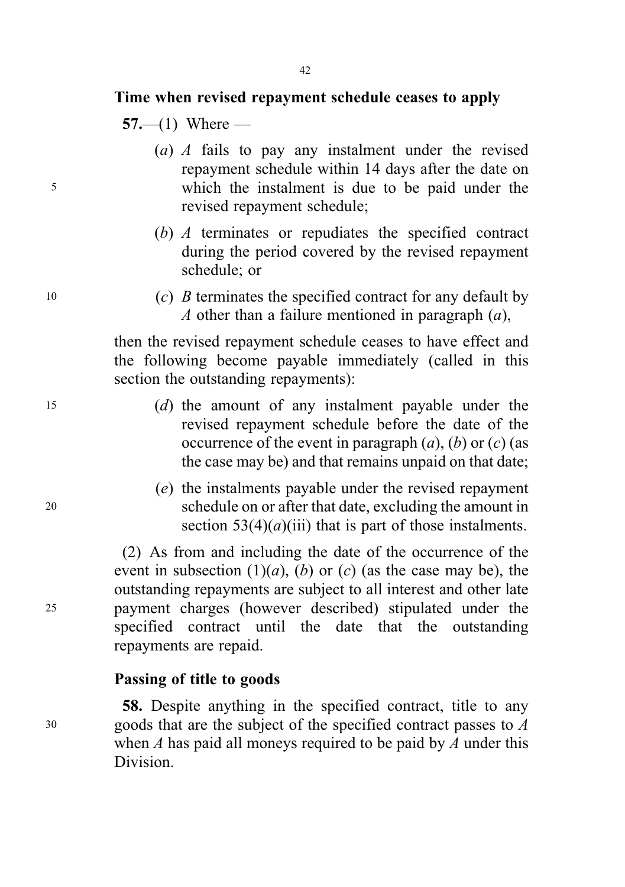### Time when revised repayment schedule ceases to apply

**57.**—(1) Where —

(*a*) *A* fails to pay any instalment under the revised repayment schedule within 14 days after the date on which the instalment is due to be paid under the revised repayment schedule;

(*b*) *A* terminates or repudiates the specified contract during the period covered by the revised repayment schedule; or

(*c*) *B* terminates the specified contract for any default by *A* other than a failure mentioned in paragraph (*a*),

then the revised repayment schedule ceases to have effect and the following become payable immediately (called in this section the outstanding repayments):

(*d*) the amount of any instalment payable under the revised repayment schedule before the date of the occurrence of the event in paragraph (*a*), (*b*) or (*c*) (as the case may be) and that remains unpaid on that date;

(*e*) the instalments payable under the revised repayment schedule on or after that date, excluding the amount in section 53(4)(*a*)(iii) that is part of those instalments.

(2) As from and including the date of the occurrence of the event in subsection (1)(*a*), (*b*) or (*c*) (as the case may be), the outstanding repayments are subject to all interest and other late payment charges (however described) stipulated under the specified contract until the date that the outstanding repayments are repaid.

### Passing of title to goods

**58.** Despite anything in the specified contract, title to any goods that are the subject of the specified contract passes to *A* when *A* has paid all moneys required to be paid by *A* under this Division.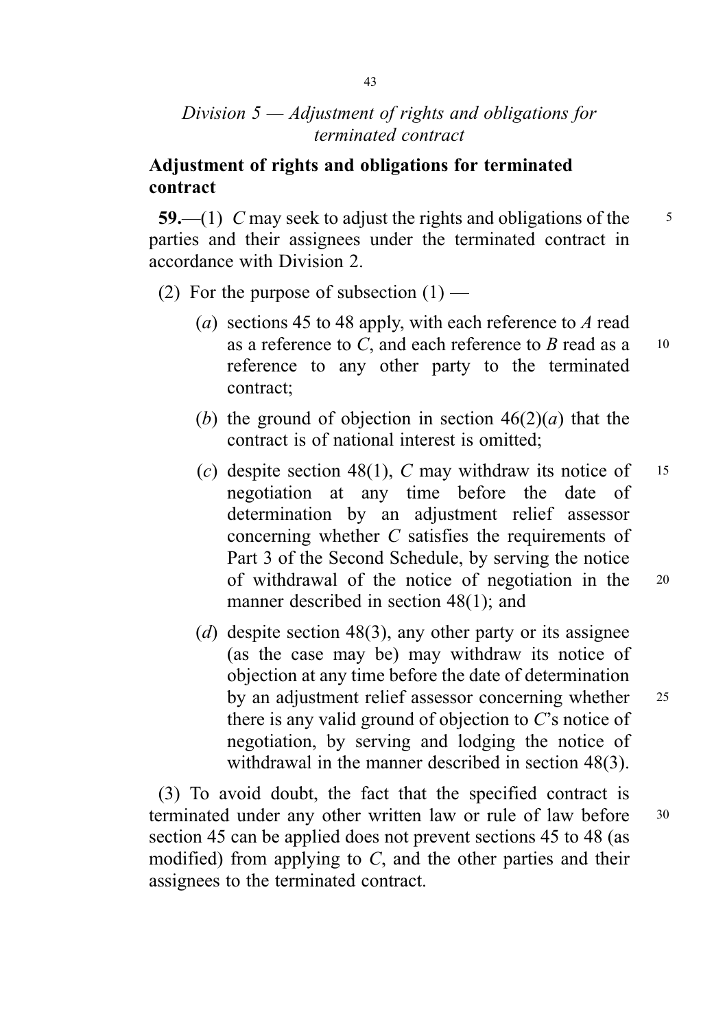*Division 5 — Adjustment of rights and obligations for terminated contract*

**Adjustment of rights and obligations for terminated contract**

**59.**—(1) *C* may seek to adjust the rights and obligations of the parties and their assignees under the terminated contract in accordance with Division 2.

(2) For the purpose of subsection (1) —

(*a*) sections 45 to 48 apply, with each reference to *A* read as a reference to *C*, and each reference to *B* read as a reference to any other party to the terminated contract;

(*b*) the ground of objection in section 46(2)(*a*) that the contract is of national interest is omitted;

(*c*) despite section 48(1), *C* may withdraw its notice of negotiation at any time before the date of determination by an adjustment relief assessor concerning whether *C* satisfies the requirements of Part 3 of the Second Schedule, by serving the notice of withdrawal of the notice of negotiation in the manner described in section 48(1); and

(*d*) despite section 48(3), any other party or its assignee (as the case may be) may withdraw its notice of objection at any time before the date of determination by an adjustment relief assessor concerning whether there is any valid ground of objection to *C*'s notice of negotiation, by serving and lodging the notice of withdrawal in the manner described in section 48(3).

(3) To avoid doubt, the fact that the specified contract is terminated under any other written law or rule of law before section 45 can be applied does not prevent sections 45 to 48 (as modified) from applying to *C*, and the other parties and their assignees to the terminated contract.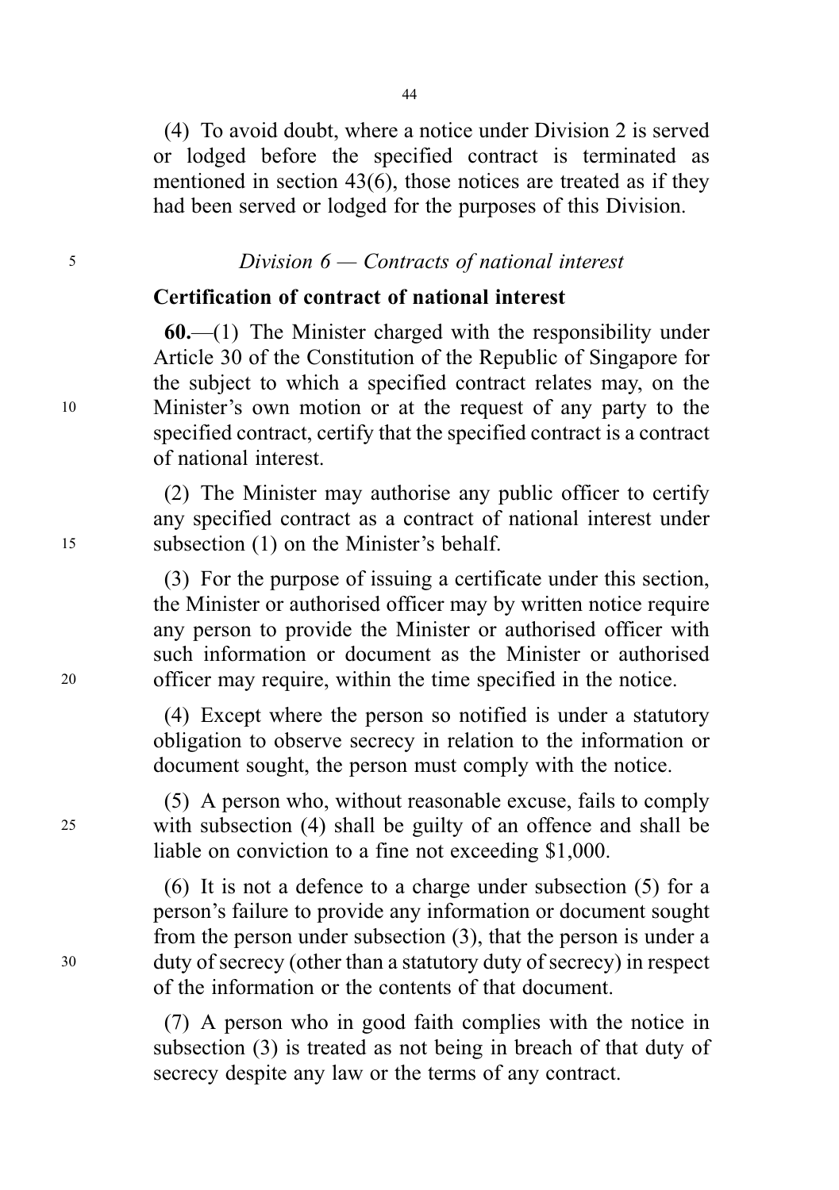(4) To avoid doubt, where a notice under Division 2 is served or lodged before the specified contract is terminated as mentioned in section 43(6), those notices are treated as if they had been served or lodged for the purposes of this Division.

## *Division 6 — Contracts of national interest*

### Certification of contract of national interest

**60.**—(1) The Minister charged with the responsibility under Article 30 of the Constitution of the Republic of Singapore for the subject to which a specified contract relates may, on the Minister's own motion or at the request of any party to the specified contract, certify that the specified contract is a contract of national interest.

(2) The Minister may authorise any public officer to certify any specified contract as a contract of national interest under subsection (1) on the Minister's behalf.

(3) For the purpose of issuing a certificate under this section, the Minister or authorised officer may by written notice require any person to provide the Minister or authorised officer with such information or document as the Minister or authorised officer may require, within the time specified in the notice.

(4) Except where the person so notified is under a statutory obligation to observe secrecy in relation to the information or document sought, the person must comply with the notice.

(5) A person who, without reasonable excuse, fails to comply with subsection (4) shall be guilty of an offence and shall be liable on conviction to a fine not exceeding $1,000.

(6) It is not a defence to a charge under subsection (5) for a person's failure to provide any information or document sought from the person under subsection (3), that the person is under a duty of secrecy (other than a statutory duty of secrecy) in respect of the information or the contents of that document.

(7) A person who in good faith complies with the notice in subsection (3) is treated as not being in breach of that duty of secrecy despite any law or the terms of any contract.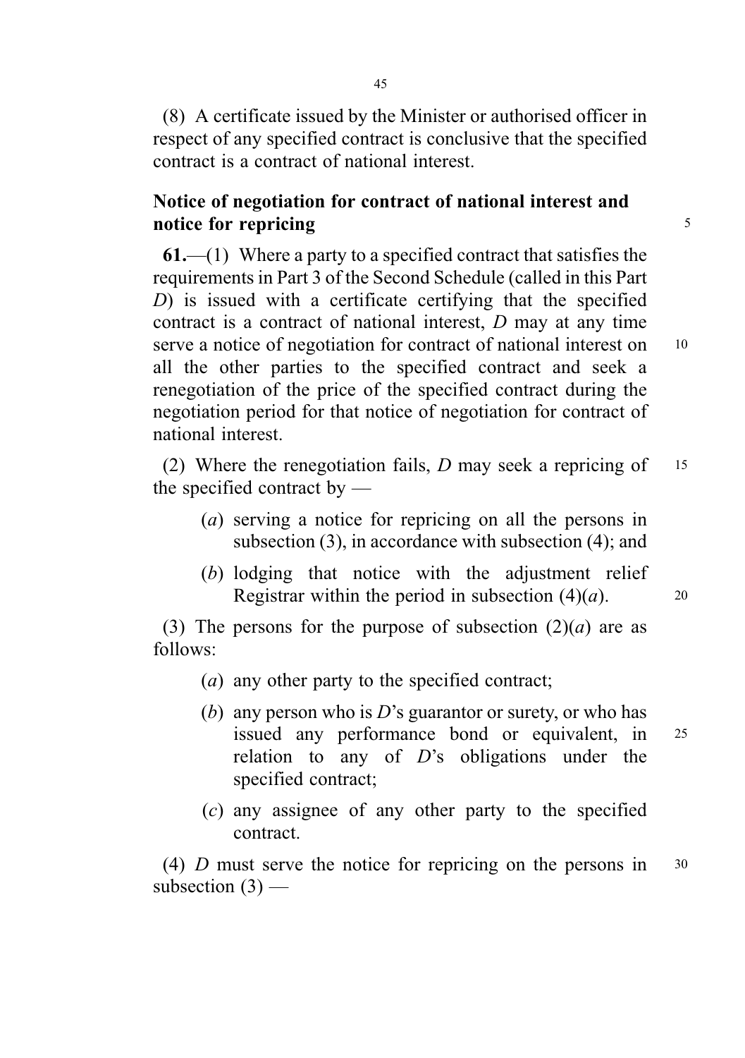(8) A certificate issued by the Minister or authorised officer in respect of any specified contract is conclusive that the specified contract is a contract of national interest.

**Notice of negotiation for contract of national interest and notice for repricing**

**61.**—(1) Where a party to a specified contract that satisfies the requirements in Part 3 of the Second Schedule (called in this Part *D*) is issued with a certificate certifying that the specified contract is a contract of national interest, *D* may at any time serve a notice of negotiation for contract of national interest on all the other parties to the specified contract and seek a renegotiation of the price of the specified contract during the negotiation period for that notice of negotiation for contract of national interest.

(2) Where the renegotiation fails, *D* may seek a repricing of the specified contract by —

(*a*) serving a notice for repricing on all the persons in subsection (3), in accordance with subsection (4); and

(*b*) lodging that notice with the adjustment relief Registrar within the period in subsection (4)(*a*).

(3) The persons for the purpose of subsection (2)(*a*) are as follows:

(*a*) any other party to the specified contract;

(*b*) any person who is *D*'s guarantor or surety, or who has issued any performance bond or equivalent, in relation to any of *D*'s obligations under the specified contract;

(*c*) any assignee of any other party to the specified contract.

(4) *D* must serve the notice for repricing on the persons in subsection (3) —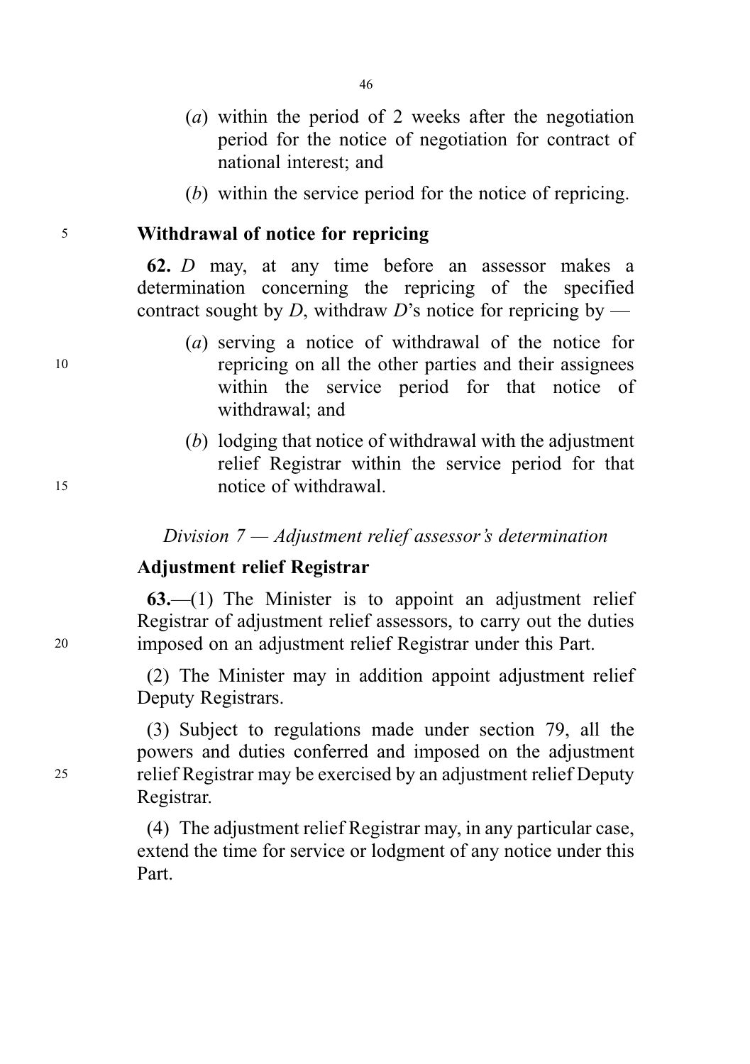(*a*) within the period of 2 weeks after the negotiation period for the notice of negotiation for contract of national interest; and

(*b*) within the service period for the notice of repricing.

**Withdrawal of notice for repricing**

**62.** *D* may, at any time before an assessor makes a determination concerning the repricing of the specified contract sought by *D*, withdraw *D*'s notice for repricing by —

(*a*) serving a notice of withdrawal of the notice for repricing on all the other parties and their assignees within the service period for that notice of withdrawal; and

(*b*) lodging that notice of withdrawal with the adjustment relief Registrar within the service period for that notice of withdrawal.

*Division 7 — Adjustment relief assessor's determination*

**Adjustment relief Registrar**

**63.**—(1) The Minister is to appoint an adjustment relief Registrar of adjustment relief assessors, to carry out the duties imposed on an adjustment relief Registrar under this Part.

(2) The Minister may in addition appoint adjustment relief Deputy Registrars.

(3) Subject to regulations made under section 79, all the powers and duties conferred and imposed on the adjustment relief Registrar may be exercised by an adjustment relief Deputy Registrar.

(4) The adjustment relief Registrar may, in any particular case, extend the time for service or lodgment of any notice under this Part.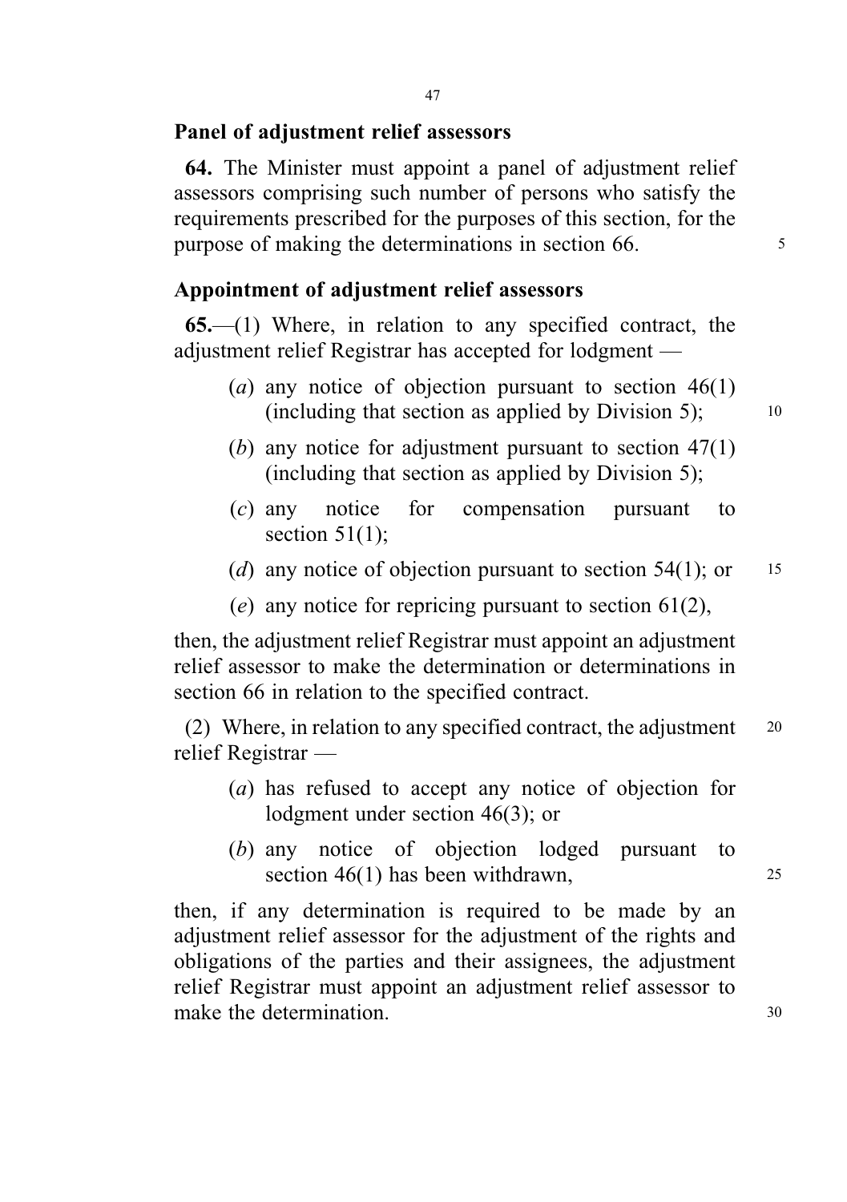**Panel of adjustment relief assessors**

**64.** The Minister must appoint a panel of adjustment relief assessors comprising such number of persons who satisfy the requirements prescribed for the purposes of this section, for the purpose of making the determinations in section 66.

**Appointment of adjustment relief assessors**

**65.**—(1) Where, in relation to any specified contract, the adjustment relief Registrar has accepted for lodgment —

(*a*) any notice of objection pursuant to section 46(1) (including that section as applied by Division 5);

(*b*) any notice for adjustment pursuant to section 47(1) (including that section as applied by Division 5);

(*c*) any notice for compensation pursuant to section 51(1);

(*d*) any notice of objection pursuant to section 54(1); or

(*e*) any notice for repricing pursuant to section 61(2),

then, the adjustment relief Registrar must appoint an adjustment relief assessor to make the determination or determinations in section 66 in relation to the specified contract.

(2) Where, in relation to any specified contract, the adjustment relief Registrar —

(*a*) has refused to accept any notice of objection for lodgment under section 46(3); or

(*b*) any notice of objection lodged pursuant to section 46(1) has been withdrawn,

then, if any determination is required to be made by an adjustment relief assessor for the adjustment of the rights and obligations of the parties and their assignees, the adjustment relief Registrar must appoint an adjustment relief assessor to make the determination.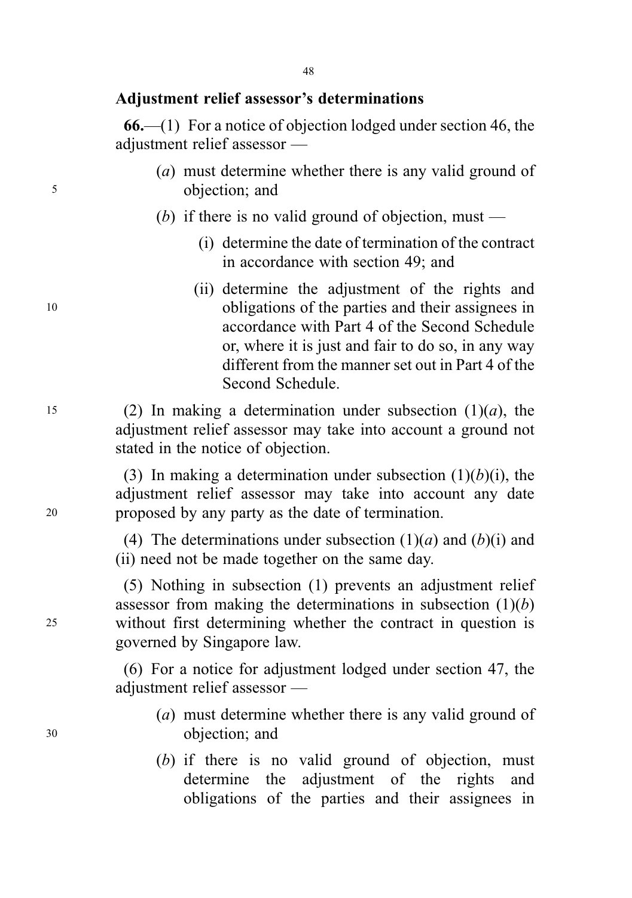**Adjustment relief assessor's determinations**

**66.**—(1) For a notice of objection lodged under section 46, the adjustment relief assessor —

(*a*) must determine whether there is any valid ground of objection; and

(*b*) if there is no valid ground of objection, must —

(i) determine the date of termination of the contract in accordance with section 49; and

(ii) determine the adjustment of the rights and obligations of the parties and their assignees in accordance with Part 4 of the Second Schedule or, where it is just and fair to do so, in any way different from the manner set out in Part 4 of the Second Schedule.

(2) In making a determination under subsection (1)(*a*), the adjustment relief assessor may take into account a ground not stated in the notice of objection.

(3) In making a determination under subsection (1)(*b*)(i), the adjustment relief assessor may take into account any date proposed by any party as the date of termination.

(4) The determinations under subsection (1)(*a*) and (*b*)(i) and (ii) need not be made together on the same day.

(5) Nothing in subsection (1) prevents an adjustment relief assessor from making the determinations in subsection (1)(*b*) without first determining whether the contract in question is governed by Singapore law.

(6) For a notice for adjustment lodged under section 47, the adjustment relief assessor —

(*a*) must determine whether there is any valid ground of objection; and

(*b*) if there is no valid ground of objection, must determine the adjustment of the rights and obligations of the parties and their assignees in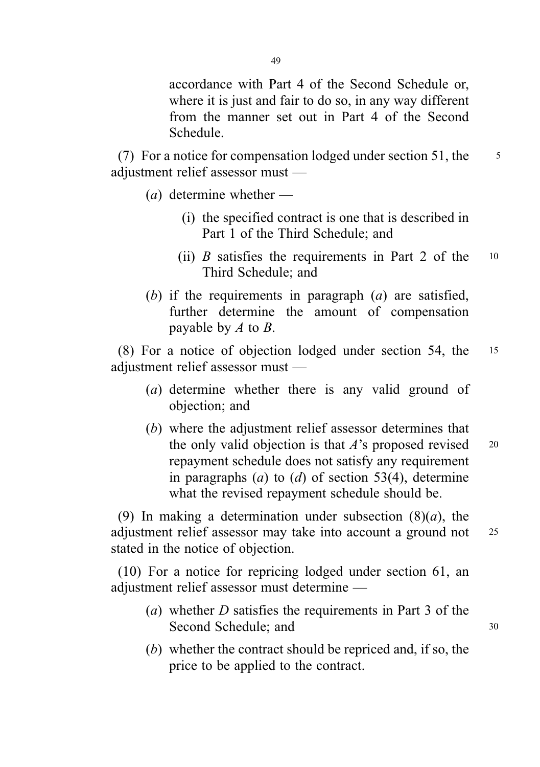accordance with Part 4 of the Second Schedule or, where it is just and fair to do so, in any way different from the manner set out in Part 4 of the Second Schedule.

(7) For a notice for compensation lodged under section 51, the adjustment relief assessor must —

(*a*) determine whether —

(i) the specified contract is one that is described in Part 1 of the Third Schedule; and

(ii) *B* satisfies the requirements in Part 2 of the Third Schedule; and

(*b*) if the requirements in paragraph (*a*) are satisfied, further determine the amount of compensation payable by *A* to *B*.

(8) For a notice of objection lodged under section 54, the adjustment relief assessor must —

(*a*) determine whether there is any valid ground of objection; and

(*b*) where the adjustment relief assessor determines that the only valid objection is that *A*'s proposed revised repayment schedule does not satisfy any requirement in paragraphs (*a*) to (*d*) of section 53(4), determine what the revised repayment schedule should be.

(9) In making a determination under subsection (8)(*a*), the adjustment relief assessor may take into account a ground not stated in the notice of objection.

(10) For a notice for repricing lodged under section 61, an adjustment relief assessor must determine —

(*a*) whether *D* satisfies the requirements in Part 3 of the Second Schedule; and

(*b*) whether the contract should be repriced and, if so, the price to be applied to the contract.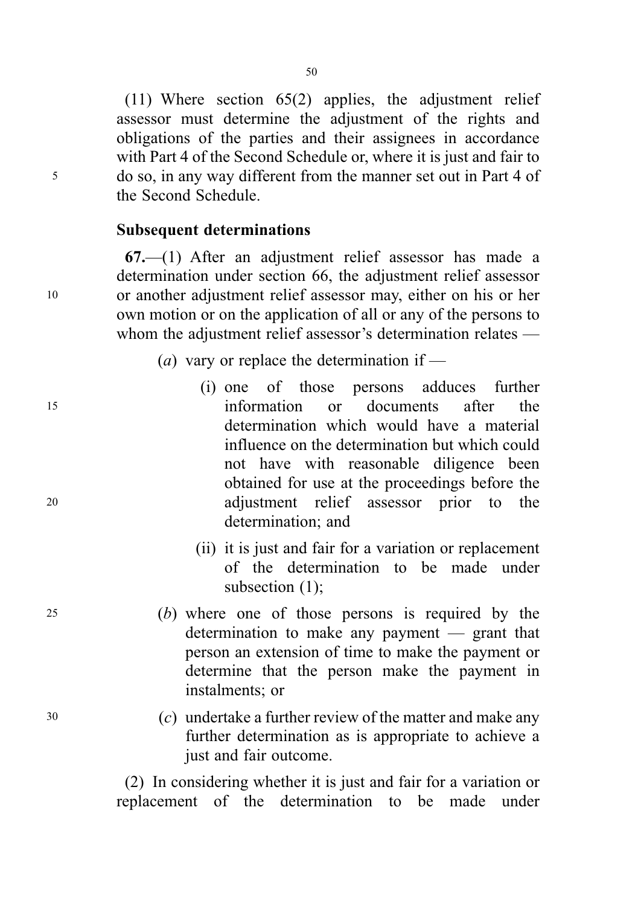(11) Where section 65(2) applies, the adjustment relief assessor must determine the adjustment of the rights and obligations of the parties and their assignees in accordance with Part 4 of the Second Schedule or, where it is just and fair to do so, in any way different from the manner set out in Part 4 of the Second Schedule.

**Subsequent determinations**

**67.**—(1) After an adjustment relief assessor has made a determination under section 66, the adjustment relief assessor or another adjustment relief assessor may, either on his or her own motion or on the application of all or any of the persons to whom the adjustment relief assessor's determination relates —

(*a*) vary or replace the determination if —

(i) one of those persons adduces further information or documents after the determination which would have a material influence on the determination but which could not have with reasonable diligence been obtained for use at the proceedings before the adjustment relief assessor prior to the determination; and

(ii) it is just and fair for a variation or replacement of the determination to be made under subsection (1);

(*b*) where one of those persons is required by the determination to make any payment — grant that person an extension of time to make the payment or determine that the person make the payment in instalments; or

(*c*) undertake a further review of the matter and make any further determination as is appropriate to achieve a just and fair outcome.

(2) In considering whether it is just and fair for a variation or replacement of the determination to be made under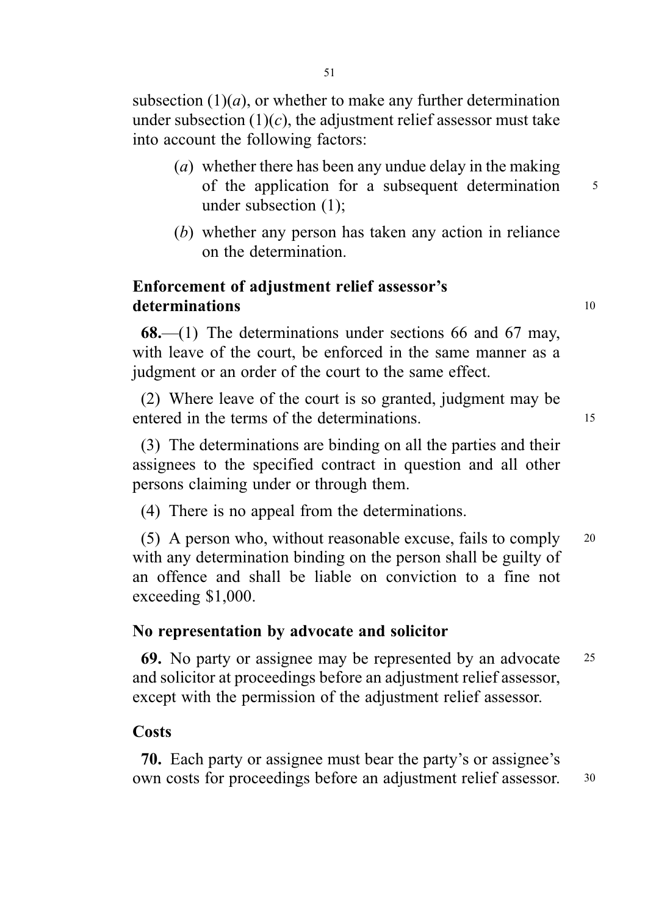subsection (1)(*a*), or whether to make any further determination under subsection (1)(*c*), the adjustment relief assessor must take into account the following factors:

(*a*) whether there has been any undue delay in the making of the application for a subsequent determination under subsection (1);

(*b*) whether any person has taken any action in reliance on the determination.

**Enforcement of adjustment relief assessor's determinations**

**68.**—(1) The determinations under sections 66 and 67 may, with leave of the court, be enforced in the same manner as a judgment or an order of the court to the same effect.

(2) Where leave of the court is so granted, judgment may be entered in the terms of the determinations.

(3) The determinations are binding on all the parties and their assignees to the specified contract in question and all other persons claiming under or through them.

(4) There is no appeal from the determinations.

(5) A person who, without reasonable excuse, fails to comply with any determination binding on the person shall be guilty of an offence and shall be liable on conviction to a fine not exceeding $1,000.

**No representation by advocate and solicitor**

**69.** No party or assignee may be represented by an advocate and solicitor at proceedings before an adjustment relief assessor, except with the permission of the adjustment relief assessor.

**Costs**

**70.** Each party or assignee must bear the party's or assignee's own costs for proceedings before an adjustment relief assessor.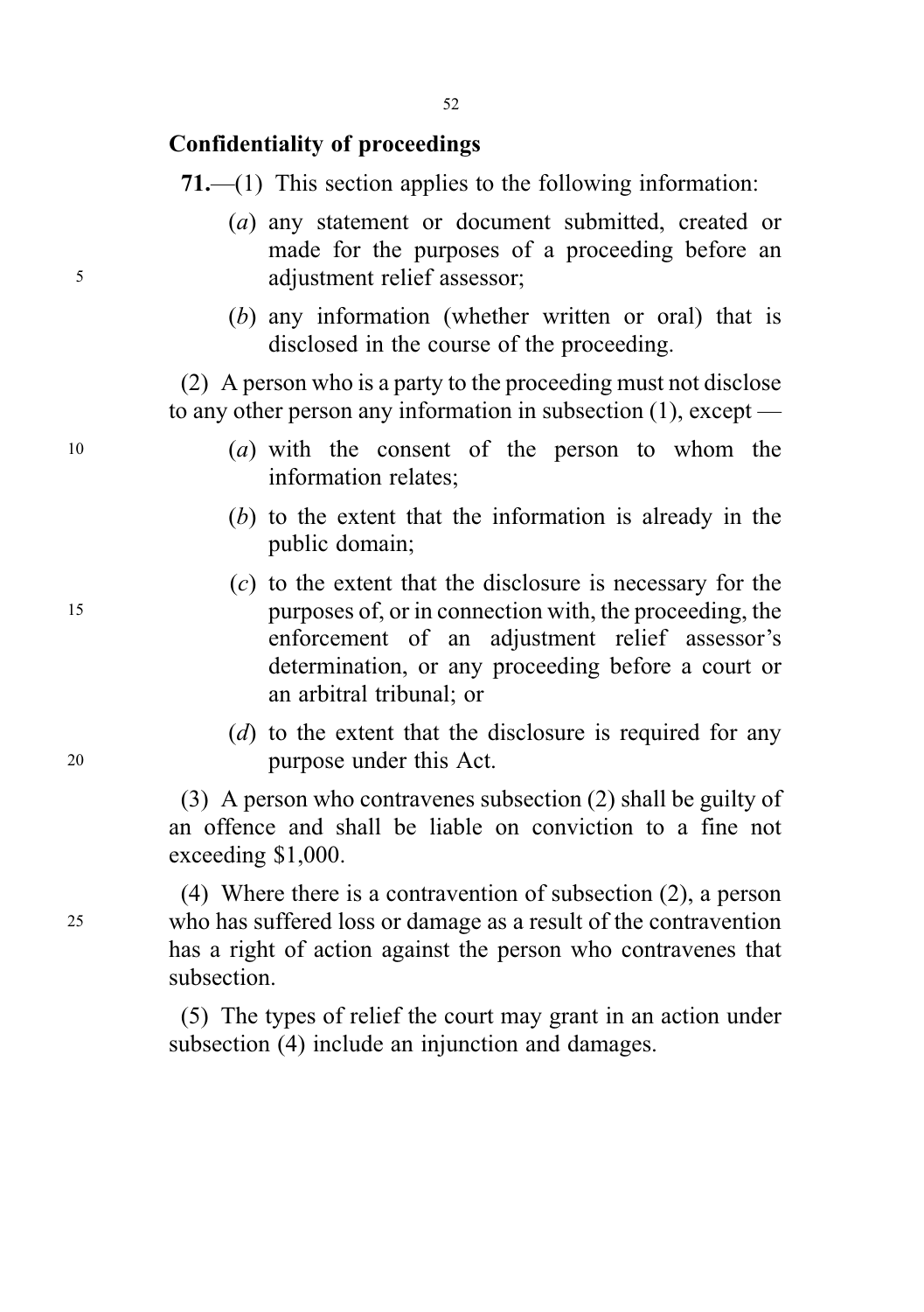## Confidentiality of proceedings

**71.**—(1) This section applies to the following information:

(*a*) any statement or document submitted, created or made for the purposes of a proceeding before an adjustment relief assessor;

(*b*) any information (whether written or oral) that is disclosed in the course of the proceeding.

(2) A person who is a party to the proceeding must not disclose to any other person any information in subsection (1), except —

(*a*) with the consent of the person to whom the information relates;

(*b*) to the extent that the information is already in the public domain;

(*c*) to the extent that the disclosure is necessary for the purposes of, or in connection with, the proceeding, the enforcement of an adjustment relief assessor's determination, or any proceeding before a court or an arbitral tribunal; or

(*d*) to the extent that the disclosure is required for any purpose under this Act.

(3) A person who contravenes subsection (2) shall be guilty of an offence and shall be liable on conviction to a fine not exceeding $1,000.

(4) Where there is a contravention of subsection (2), a person who has suffered loss or damage as a result of the contravention has a right of action against the person who contravenes that subsection.

(5) The types of relief the court may grant in an action under subsection (4) include an injunction and damages.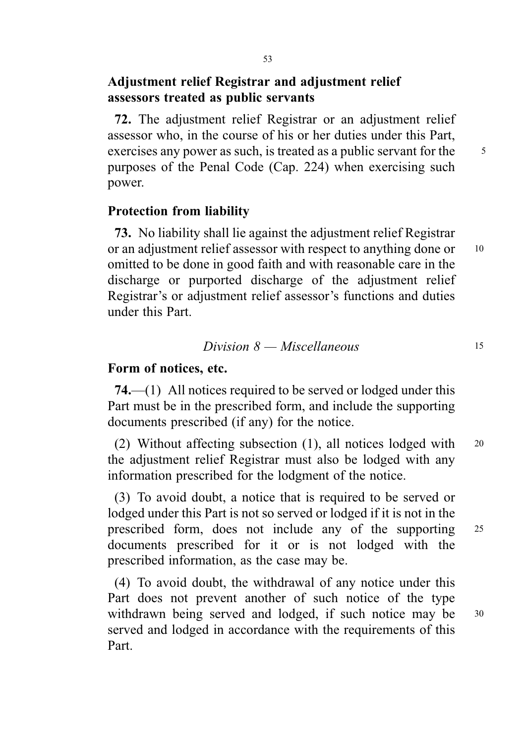## Adjustment relief Registrar and adjustment relief assessors treated as public servants

**72.** The adjustment relief Registrar or an adjustment relief assessor who, in the course of his or her duties under this Part, exercises any power as such, is treated as a public servant for the purposes of the Penal Code (Cap. 224) when exercising such power.

## Protection from liability

**73.** No liability shall lie against the adjustment relief Registrar or an adjustment relief assessor with respect to anything done or omitted to be done in good faith and with reasonable care in the discharge or purported discharge of the adjustment relief Registrar's or adjustment relief assessor's functions and duties under this Part.

### *Division 8 — Miscellaneous*

## Form of notices, etc.

**74.**—(1) All notices required to be served or lodged under this Part must be in the prescribed form, and include the supporting documents prescribed (if any) for the notice.

(2) Without affecting subsection (1), all notices lodged with the adjustment relief Registrar must also be lodged with any information prescribed for the lodgment of the notice.

(3) To avoid doubt, a notice that is required to be served or lodged under this Part is not so served or lodged if it is not in the prescribed form, does not include any of the supporting documents prescribed for it or is not lodged with the prescribed information, as the case may be.

(4) To avoid doubt, the withdrawal of any notice under this Part does not prevent another of such notice of the type withdrawn being served and lodged, if such notice may be served and lodged in accordance with the requirements of this Part.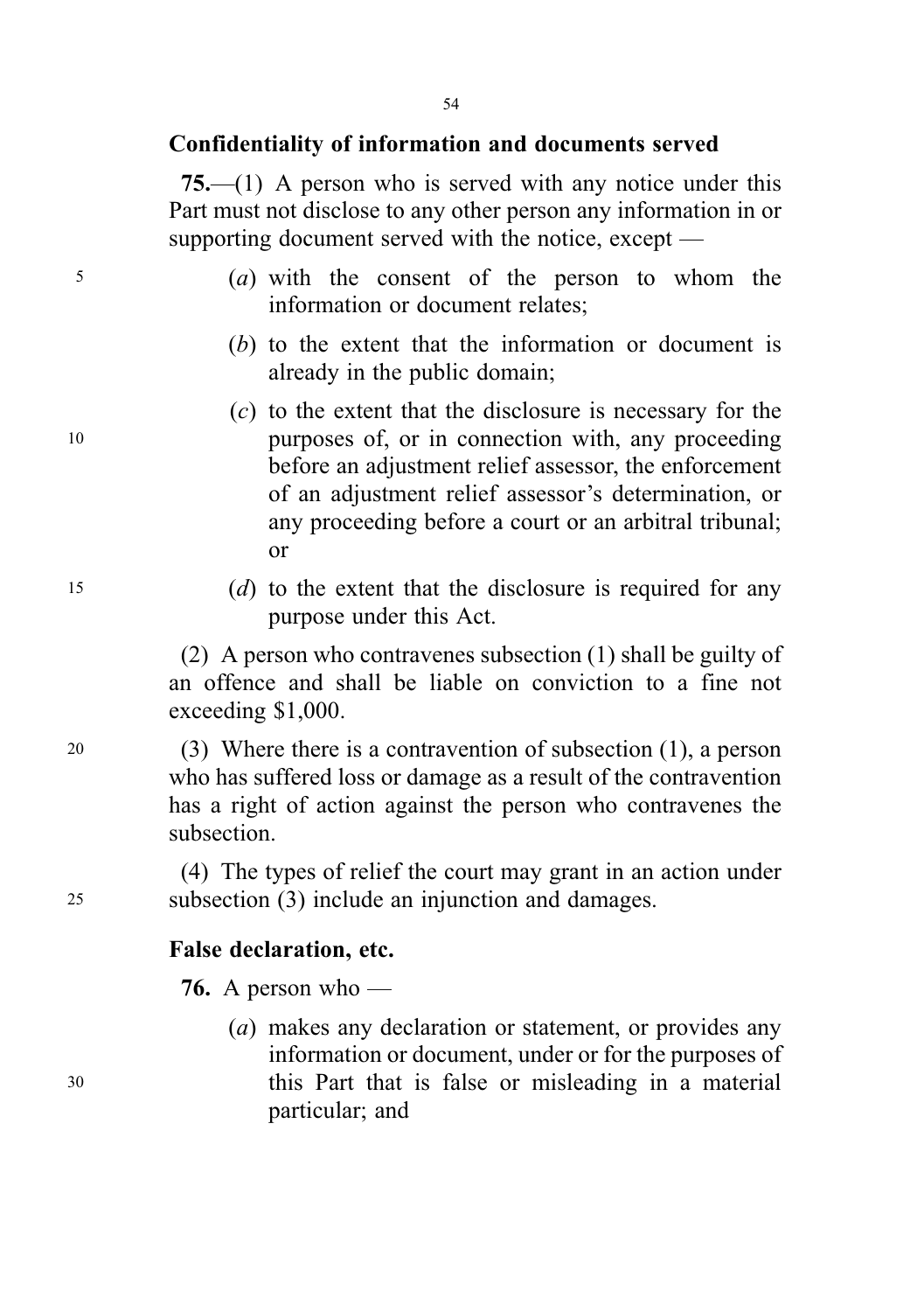### Confidentiality of information and documents served

**75.**—(1) A person who is served with any notice under this Part must not disclose to any other person any information in or supporting document served with the notice, except —

(*a*) with the consent of the person to whom the information or document relates;

(*b*) to the extent that the information or document is already in the public domain;

(*c*) to the extent that the disclosure is necessary for the purposes of, or in connection with, any proceeding before an adjustment relief assessor, the enforcement of an adjustment relief assessor's determination, or any proceeding before a court or an arbitral tribunal; or

(*d*) to the extent that the disclosure is required for any purpose under this Act.

(2) A person who contravenes subsection (1) shall be guilty of an offence and shall be liable on conviction to a fine not exceeding $1,000.

(3) Where there is a contravention of subsection (1), a person who has suffered loss or damage as a result of the contravention has a right of action against the person who contravenes the subsection.

(4) The types of relief the court may grant in an action under subsection (3) include an injunction and damages.

### False declaration, etc.

**76.** A person who —

(*a*) makes any declaration or statement, or provides any information or document, under or for the purposes of this Part that is false or misleading in a material particular; and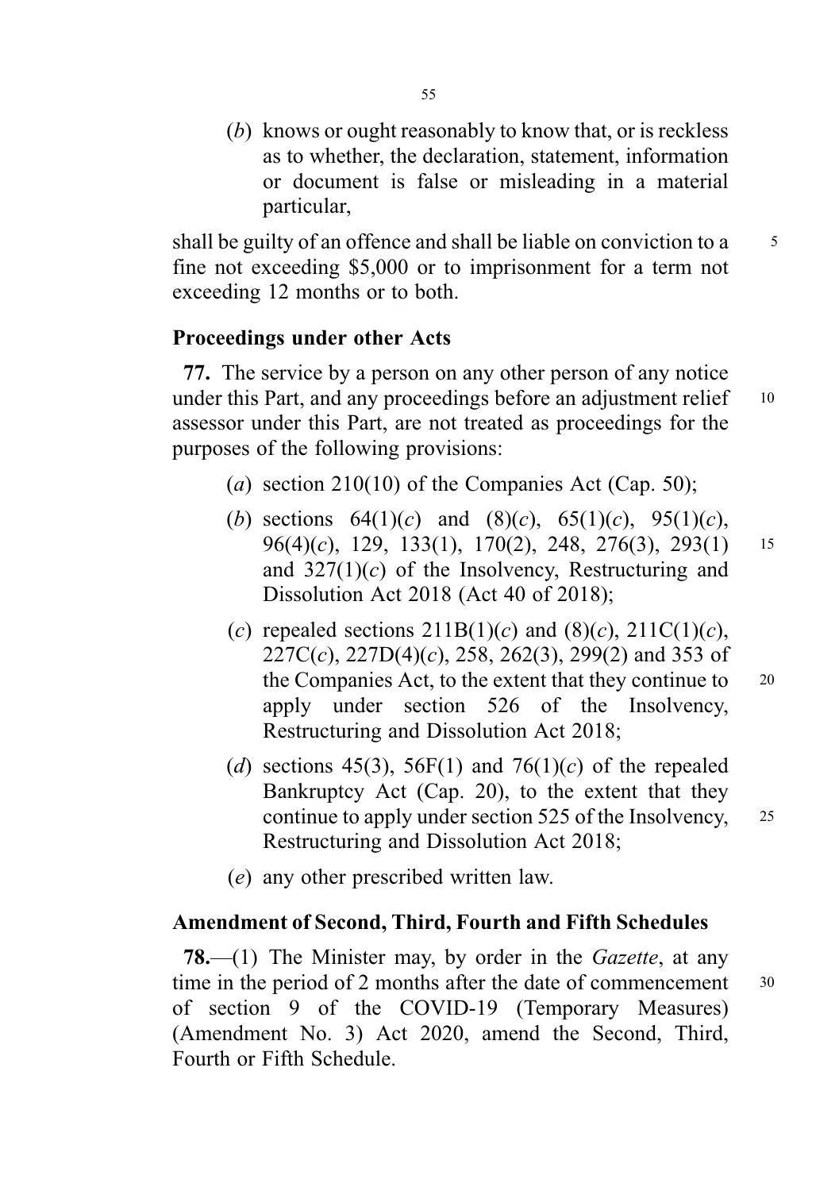(*b*) knows or ought reasonably to know that, or is reckless as to whether, the declaration, statement, information or document is false or misleading in a material particular,

shall be guilty of an offence and shall be liable on conviction to a fine not exceeding $5,000 or to imprisonment for a term not exceeding 12 months or to both.

**Proceedings under other Acts**

**77.** The service by a person on any other person of any notice under this Part, and any proceedings before an adjustment relief assessor under this Part, are not treated as proceedings for the purposes of the following provisions:

(*a*) section 210(10) of the Companies Act (Cap. 50);

(*b*) sections 64(1)(*c*) and (8)(*c*), 65(1)(*c*), 95(1)(*c*), 96(4)(*c*), 129, 133(1), 170(2), 248, 276(3), 293(1) and 327(1)(*c*) of the Insolvency, Restructuring and Dissolution Act 2018 (Act 40 of 2018);

(*c*) repealed sections 211B(1)(*c*) and (8)(*c*), 211C(1)(*c*), 227C(*c*), 227D(4)(*c*), 258, 262(3), 299(2) and 353 of the Companies Act, to the extent that they continue to apply under section 526 of the Insolvency, Restructuring and Dissolution Act 2018;

(*d*) sections 45(3), 56F(1) and 76(1)(*c*) of the repealed Bankruptcy Act (Cap. 20), to the extent that they continue to apply under section 525 of the Insolvency, Restructuring and Dissolution Act 2018;

(*e*) any other prescribed written law.

**Amendment of Second, Third, Fourth and Fifth Schedules**

**78.**—(1) The Minister may, by order in the *Gazette*, at any time in the period of 2 months after the date of commencement of section 9 of the COVID-19 (Temporary Measures) (Amendment No. 3) Act 2020, amend the Second, Third, Fourth or Fifth Schedule.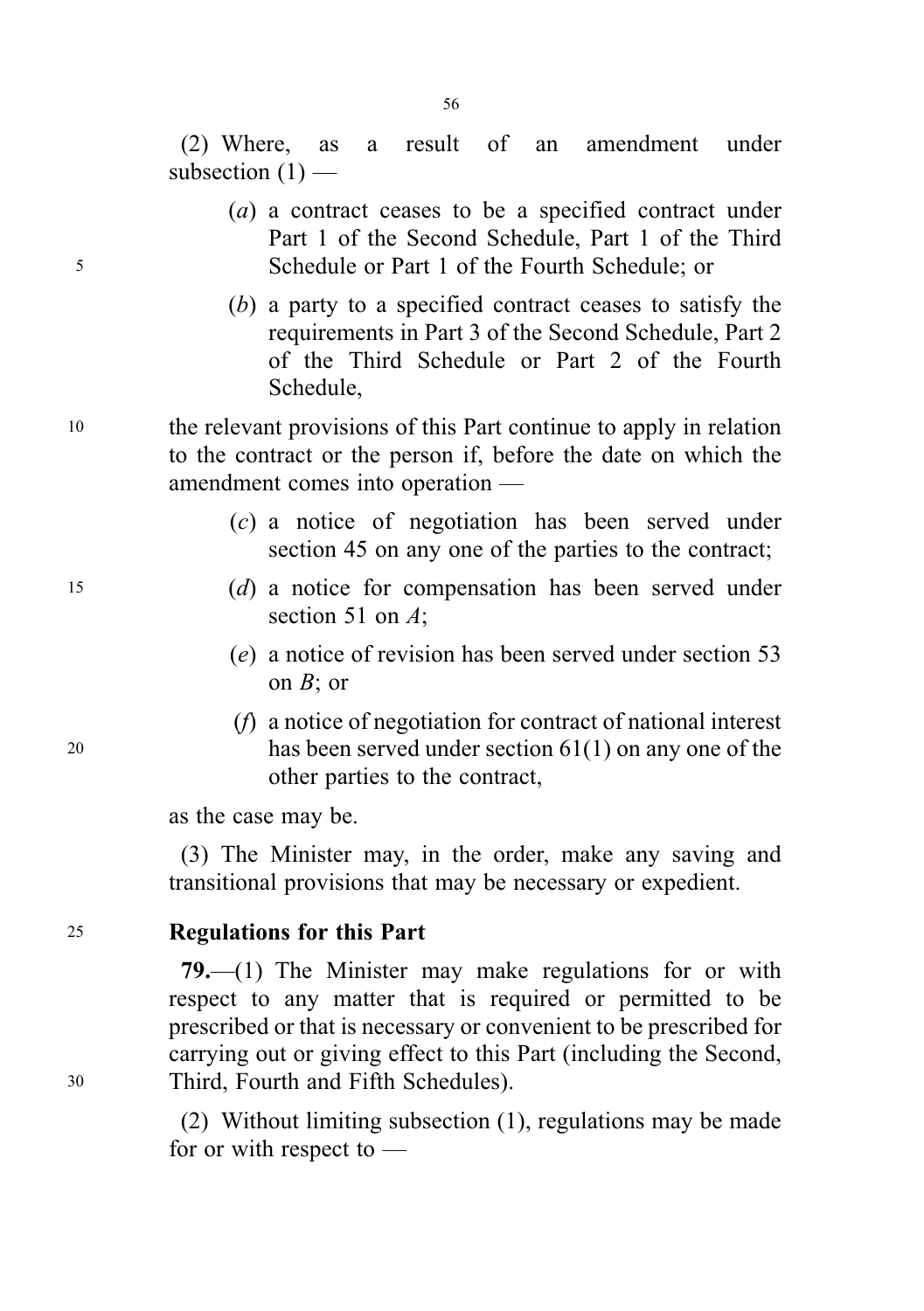(2) Where, as a result of an amendment under subsection (1) —

(*a*) a contract ceases to be a specified contract under Part 1 of the Second Schedule, Part 1 of the Third Schedule or Part 1 of the Fourth Schedule; or

(*b*) a party to a specified contract ceases to satisfy the requirements in Part 3 of the Second Schedule, Part 2 of the Third Schedule or Part 2 of the Fourth Schedule,

the relevant provisions of this Part continue to apply in relation to the contract or the person if, before the date on which the amendment comes into operation —

(*c*) a notice of negotiation has been served under section 45 on any one of the parties to the contract;

(*d*) a notice for compensation has been served under section 51 on *A*;

(*e*) a notice of revision has been served under section 53 on *B*; or

(*f*) a notice of negotiation for contract of national interest has been served under section 61(1) on any one of the other parties to the contract,

as the case may be.

(3) The Minister may, in the order, make any saving and transitional provisions that may be necessary or expedient.

### Regulations for this Part

**79.**—(1) The Minister may make regulations for or with respect to any matter that is required or permitted to be prescribed or that is necessary or convenient to be prescribed for carrying out or giving effect to this Part (including the Second, Third, Fourth and Fifth Schedules).

(2) Without limiting subsection (1), regulations may be made for or with respect to —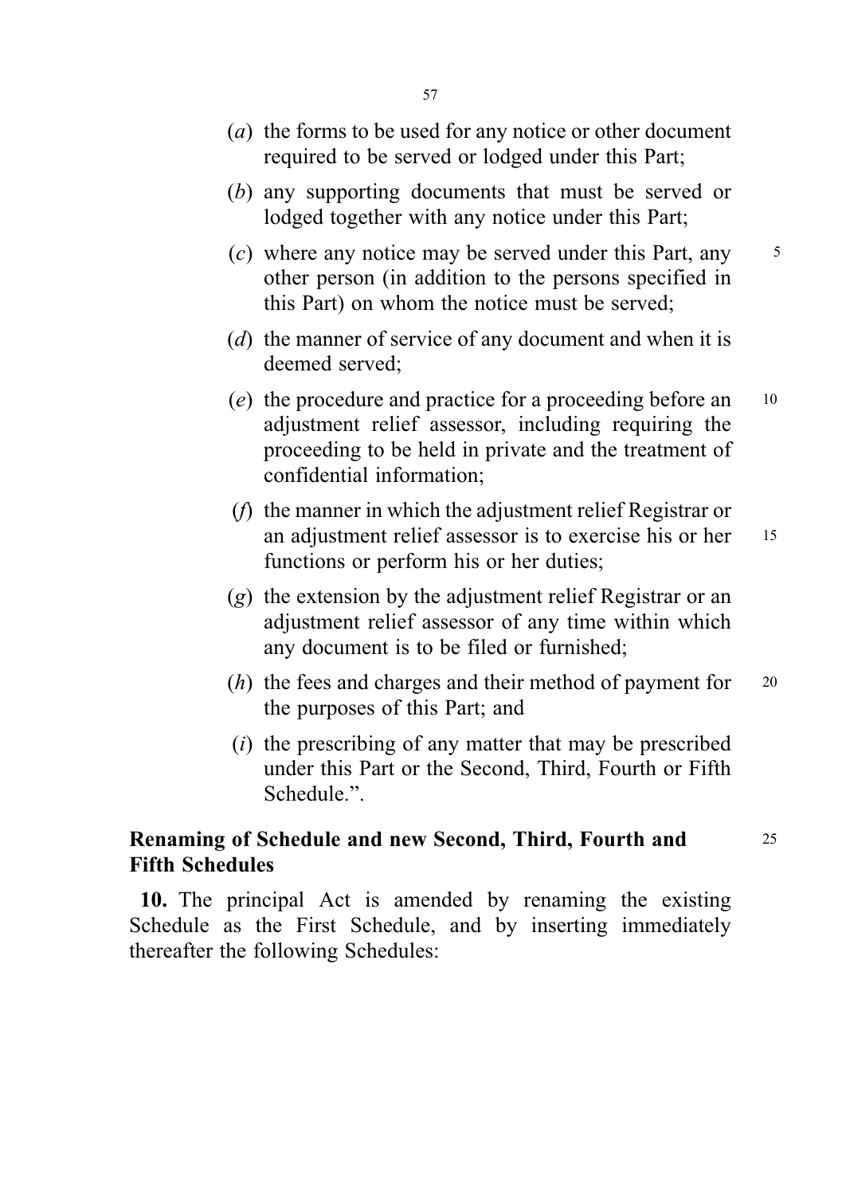(*a*) the forms to be used for any notice or other document required to be served or lodged under this Part;

(*b*) any supporting documents that must be served or lodged together with any notice under this Part;

(*c*) where any notice may be served under this Part, any other person (in addition to the persons specified in this Part) on whom the notice must be served;

(*d*) the manner of service of any document and when it is deemed served;

(*e*) the procedure and practice for a proceeding before an adjustment relief assessor, including requiring the proceeding to be held in private and the treatment of confidential information;

(*f*) the manner in which the adjustment relief Registrar or an adjustment relief assessor is to exercise his or her functions or perform his or her duties;

(*g*) the extension by the adjustment relief Registrar or an adjustment relief assessor of any time within which any document is to be filed or furnished;

(*h*) the fees and charges and their method of payment for the purposes of this Part; and

(*i*) the prescribing of any matter that may be prescribed under this Part or the Second, Third, Fourth or Fifth Schedule.”.

**Renaming of Schedule and new Second, Third, Fourth and Fifth Schedules**

**10.** The principal Act is amended by renaming the existing Schedule as the First Schedule, and by inserting immediately thereafter the following Schedules: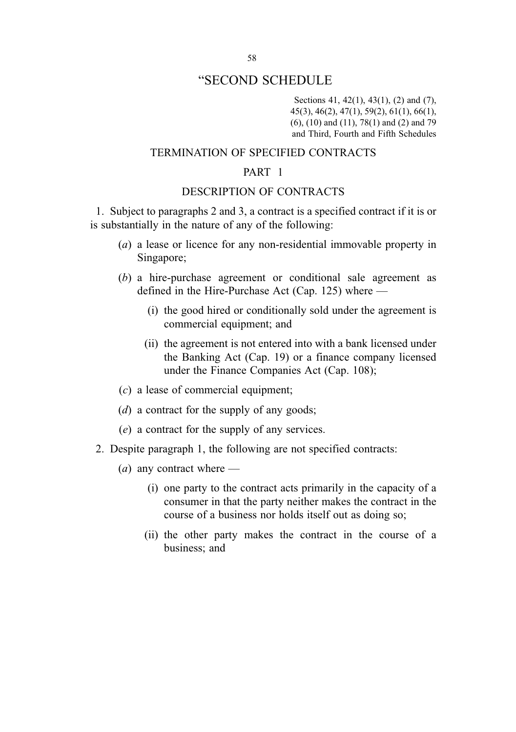# “SECOND SCHEDULE

Sections 41, 42(1), 43(1), (2) and (7), 45(3), 46(2), 47(1), 59(2), 61(1), 66(1), (6), (10) and (11), 78(1) and (2) and 79 and Third, Fourth and Fifth Schedules

## TERMINATION OF SPECIFIED CONTRACTS

### PART 1

### DESCRIPTION OF CONTRACTS

1. Subject to paragraphs 2 and 3, a contract is a specified contract if it is or is substantially in the nature of any of the following:

   (*a*) a lease or licence for any non-residential immovable property in Singapore;

   (*b*) a hire-purchase agreement or conditional sale agreement as defined in the Hire-Purchase Act (Cap. 125) where —

      (i) the good hired or conditionally sold under the agreement is commercial equipment; and

      (ii) the agreement is not entered into with a bank licensed under the Banking Act (Cap. 19) or a finance company licensed under the Finance Companies Act (Cap. 108);

   (*c*) a lease of commercial equipment;

   (*d*) a contract for the supply of any goods;

   (*e*) a contract for the supply of any services.

2. Despite paragraph 1, the following are not specified contracts:

   (*a*) any contract where —

      (i) one party to the contract acts primarily in the capacity of a consumer in that the party neither makes the contract in the course of a business nor holds itself out as doing so;

      (ii) the other party makes the contract in the course of a business; and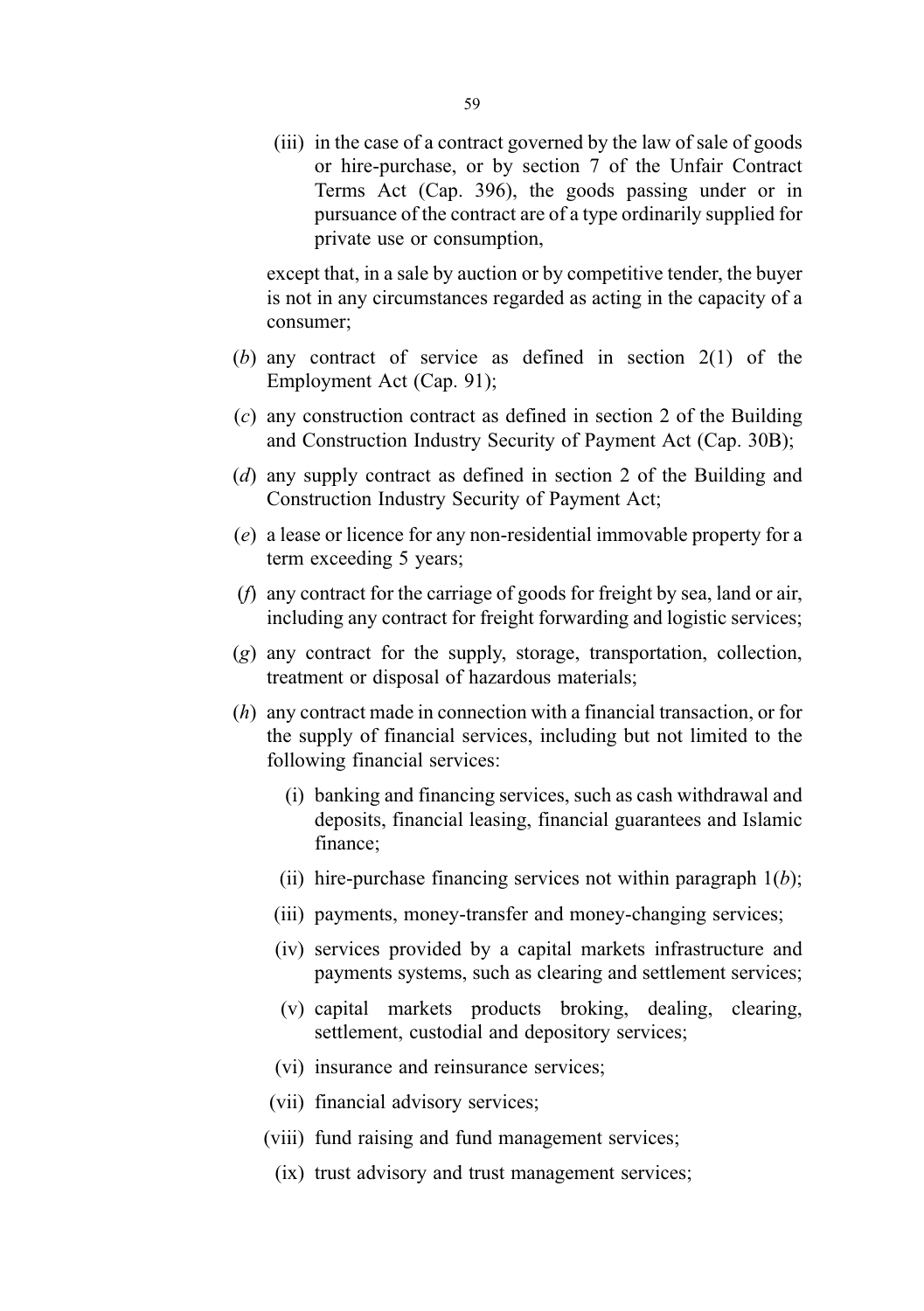(iii) in the case of a contract governed by the law of sale of goods or hire-purchase, or by section 7 of the Unfair Contract Terms Act (Cap. 396), the goods passing under or in pursuance of the contract are of a type ordinarily supplied for private use or consumption,

except that, in a sale by auction or by competitive tender, the buyer is not in any circumstances regarded as acting in the capacity of a consumer;

(*b*) any contract of service as defined in section 2(1) of the Employment Act (Cap. 91);

(*c*) any construction contract as defined in section 2 of the Building and Construction Industry Security of Payment Act (Cap. 30B);

(*d*) any supply contract as defined in section 2 of the Building and Construction Industry Security of Payment Act;

(*e*) a lease or licence for any non-residential immovable property for a term exceeding 5 years;

(*f*) any contract for the carriage of goods for freight by sea, land or air, including any contract for freight forwarding and logistic services;

(*g*) any contract for the supply, storage, transportation, collection, treatment or disposal of hazardous materials;

(*h*) any contract made in connection with a financial transaction, or for the supply of financial services, including but not limited to the following financial services:

(i) banking and financing services, such as cash withdrawal and deposits, financial leasing, financial guarantees and Islamic finance;

(ii) hire-purchase financing services not within paragraph 1(*b*);

(iii) payments, money-transfer and money-changing services;

(iv) services provided by a capital markets infrastructure and payments systems, such as clearing and settlement services;

(v) capital markets products broking, dealing, clearing, settlement, custodial and depository services;

(vi) insurance and reinsurance services;

(vii) financial advisory services;

(viii) fund raising and fund management services;

(ix) trust advisory and trust management services;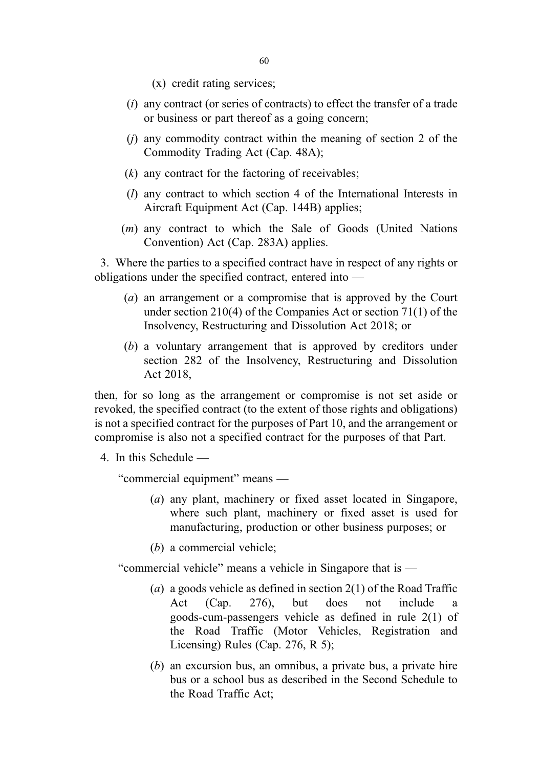(x) credit rating services;

(*i*) any contract (or series of contracts) to effect the transfer of a trade or business or part thereof as a going concern;

(*j*) any commodity contract within the meaning of section 2 of the Commodity Trading Act (Cap. 48A);

(*k*) any contract for the factoring of receivables;

(*l*) any contract to which section 4 of the International Interests in Aircraft Equipment Act (Cap. 144B) applies;

(*m*) any contract to which the Sale of Goods (United Nations Convention) Act (Cap. 283A) applies.

3. Where the parties to a specified contract have in respect of any rights or obligations under the specified contract, entered into —

(*a*) an arrangement or a compromise that is approved by the Court under section 210(4) of the Companies Act or section 71(1) of the Insolvency, Restructuring and Dissolution Act 2018; or

(*b*) a voluntary arrangement that is approved by creditors under section 282 of the Insolvency, Restructuring and Dissolution Act 2018,

then, for so long as the arrangement or compromise is not set aside or revoked, the specified contract (to the extent of those rights and obligations) is not a specified contract for the purposes of Part 10, and the arrangement or compromise is also not a specified contract for the purposes of that Part.

4. In this Schedule —

"commercial equipment" means —

(*a*) any plant, machinery or fixed asset located in Singapore, where such plant, machinery or fixed asset is used for manufacturing, production or other business purposes; or

(*b*) a commercial vehicle;

"commercial vehicle" means a vehicle in Singapore that is —

(*a*) a goods vehicle as defined in section 2(1) of the Road Traffic Act (Cap. 276), but does not include a goods-cum-passengers vehicle as defined in rule 2(1) of the Road Traffic (Motor Vehicles, Registration and Licensing) Rules (Cap. 276, R 5);

(*b*) an excursion bus, an omnibus, a private bus, a private hire bus or a school bus as described in the Second Schedule to the Road Traffic Act;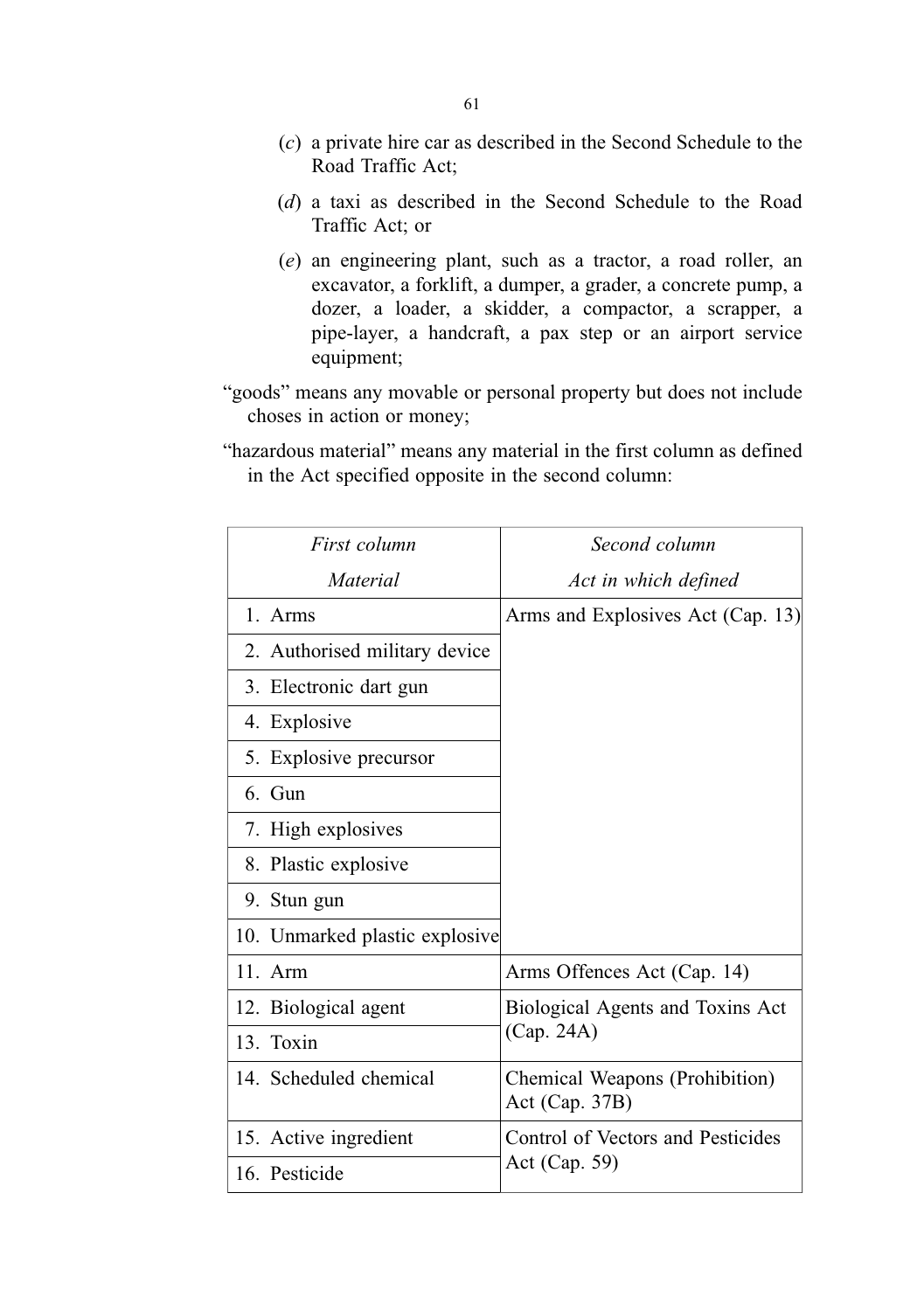(*c*) a private hire car as described in the Second Schedule to the Road Traffic Act;

(*d*) a taxi as described in the Second Schedule to the Road Traffic Act; or

(*e*) an engineering plant, such as a tractor, a road roller, an excavator, a forklift, a dumper, a grader, a concrete pump, a dozer, a loader, a skidder, a compactor, a scrapper, a pipe-layer, a handcraft, a pax step or an airport service equipment;

"goods" means any movable or personal property but does not include choses in action or money;

"hazardous material" means any material in the first column as defined in the Act specified opposite in the second column:

| *First column* | *Second column* |
|---|---|
| *Material* | *Act in which defined* |
| 1. Arms | Arms and Explosives Act (Cap. 13) |
| 2. Authorised military device | |
| 3. Electronic dart gun | |
| 4. Explosive | |
| 5. Explosive precursor | |
| 6. Gun | |
| 7. High explosives | |
| 8. Plastic explosive | |
| 9. Stun gun | |
| 10. Unmarked plastic explosive | |
| 11. Arm | Arms Offences Act (Cap. 14) |
| 12. Biological agent | Biological Agents and Toxins Act (Cap. 24A) |
| 13. Toxin | |
| 14. Scheduled chemical | Chemical Weapons (Prohibition) Act (Cap. 37B) |
| 15. Active ingredient | Control of Vectors and Pesticides Act (Cap. 59) |
| 16. Pesticide | |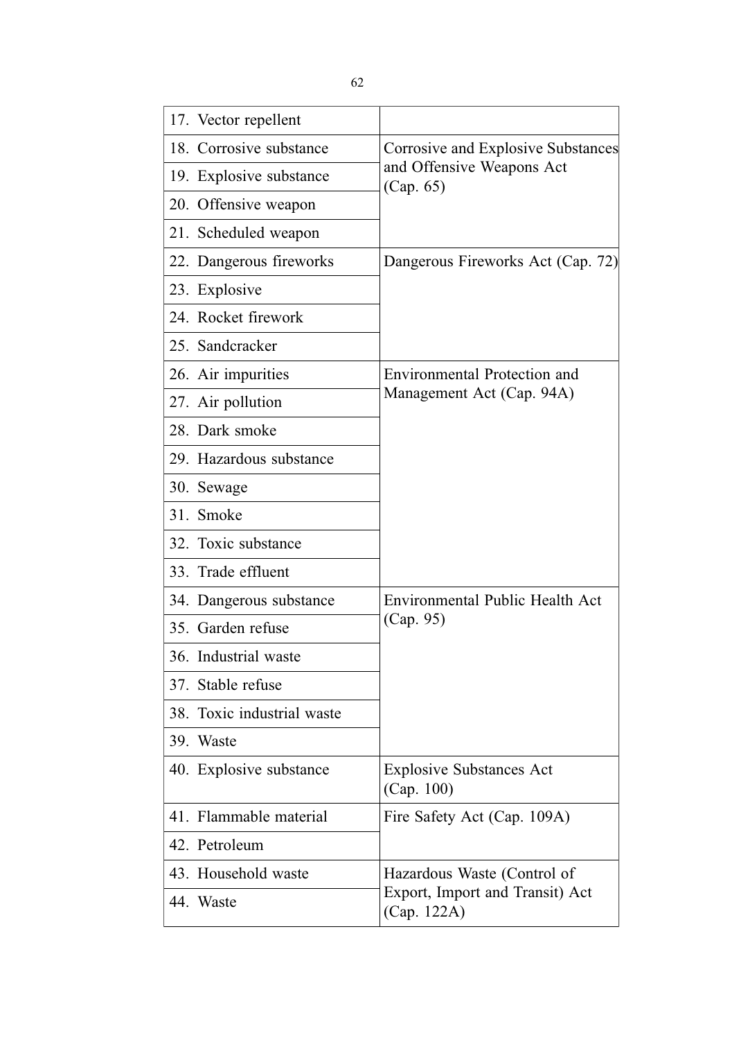| | |
|---|---|
| 17. Vector repellent | |
| 18. Corrosive substance | Corrosive and Explosive Substances and Offensive Weapons Act (Cap. 65) |
| 19. Explosive substance | |
| 20. Offensive weapon | |
| 21. Scheduled weapon | |
| 22. Dangerous fireworks | Dangerous Fireworks Act (Cap. 72) |
| 23. Explosive | |
| 24. Rocket firework | |
| 25. Sandcracker | |
| 26. Air impurities | Environmental Protection and Management Act (Cap. 94A) |
| 27. Air pollution | |
| 28. Dark smoke | |
| 29. Hazardous substance | |
| 30. Sewage | |
| 31. Smoke | |
| 32. Toxic substance | |
| 33. Trade effluent | |
| 34. Dangerous substance | Environmental Public Health Act (Cap. 95) |
| 35. Garden refuse | |
| 36. Industrial waste | |
| 37. Stable refuse | |
| 38. Toxic industrial waste | |
| 39. Waste | |
| 40. Explosive substance | Explosive Substances Act (Cap. 100) |
| 41. Flammable material | Fire Safety Act (Cap. 109A) |
| 42. Petroleum | |
| 43. Household waste | Hazardous Waste (Control of Export, Import and Transit) Act (Cap. 122A) |
| 44. Waste | |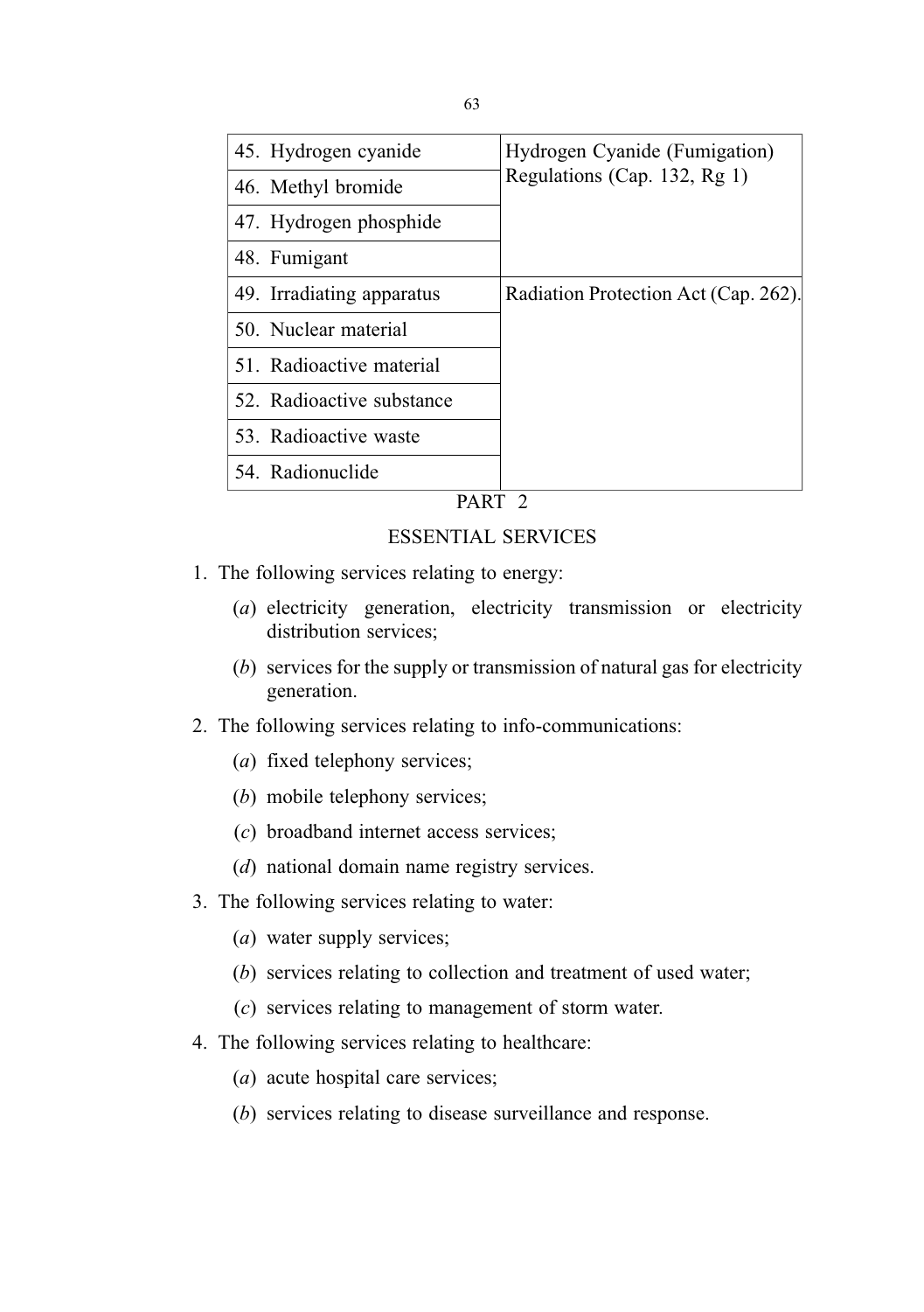| | |
|---|---|
| 45. Hydrogen cyanide | Hydrogen Cyanide (Fumigation) Regulations (Cap. 132, Rg 1) |
| 46. Methyl bromide | |
| 47. Hydrogen phosphide | |
| 48. Fumigant | |
| 49. Irradiating apparatus | Radiation Protection Act (Cap. 262). |
| 50. Nuclear material | |
| 51. Radioactive material | |
| 52. Radioactive substance | |
| 53. Radioactive waste | |
| 54. Radionuclide | |

PART 2

ESSENTIAL SERVICES

1. The following services relating to energy:

   (*a*) electricity generation, electricity transmission or electricity distribution services;

   (*b*) services for the supply or transmission of natural gas for electricity generation.

2. The following services relating to info-communications:

   (*a*) fixed telephony services;

   (*b*) mobile telephony services;

   (*c*) broadband internet access services;

   (*d*) national domain name registry services.

3. The following services relating to water:

   (*a*) water supply services;

   (*b*) services relating to collection and treatment of used water;

   (*c*) services relating to management of storm water.

4. The following services relating to healthcare:

   (*a*) acute hospital care services;

   (*b*) services relating to disease surveillance and response.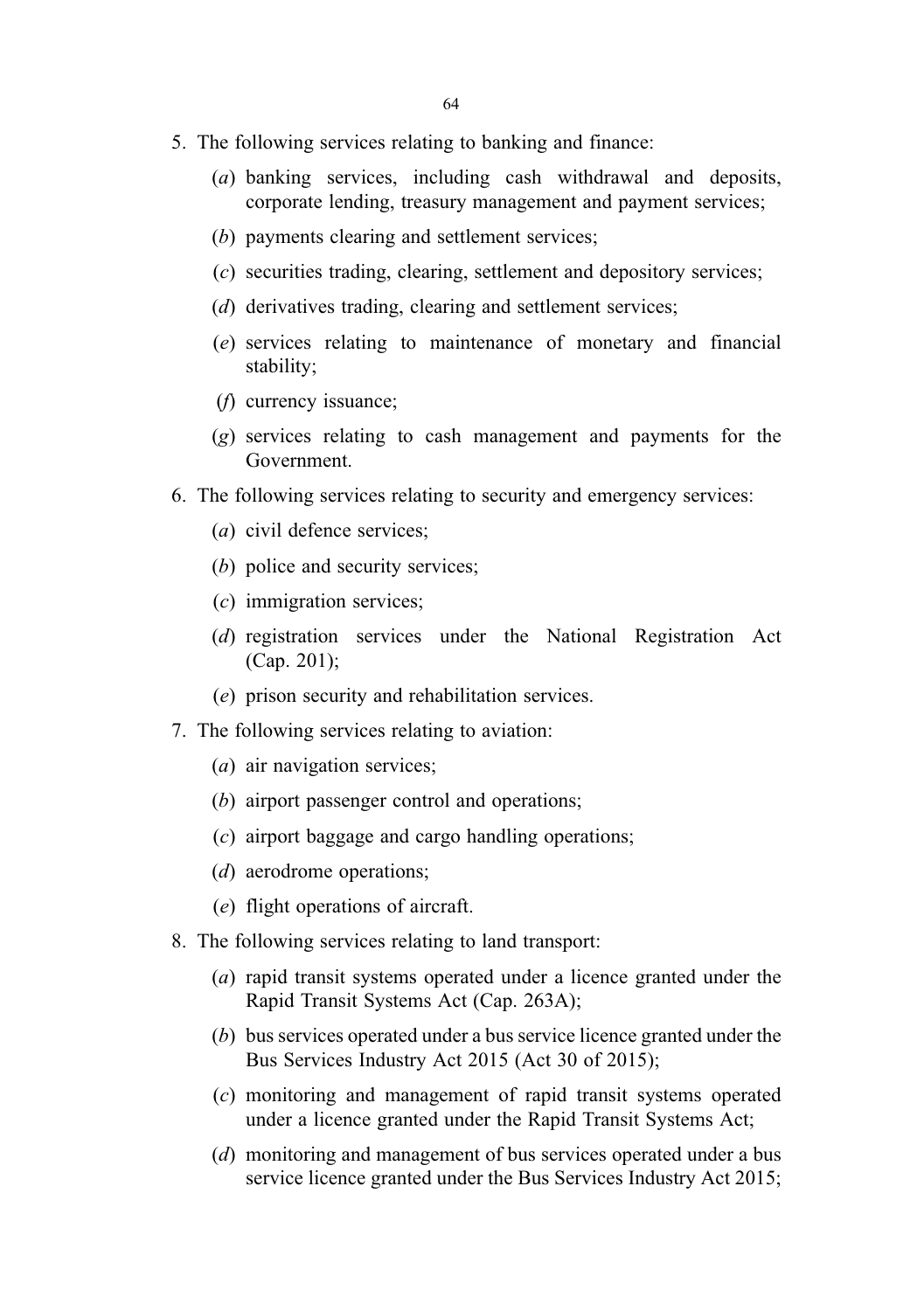5. The following services relating to banking and finance:

    (*a*) banking services, including cash withdrawal and deposits, corporate lending, treasury management and payment services;

    (*b*) payments clearing and settlement services;

    (*c*) securities trading, clearing, settlement and depository services;

    (*d*) derivatives trading, clearing and settlement services;

    (*e*) services relating to maintenance of monetary and financial stability;

    (*f*) currency issuance;

    (*g*) services relating to cash management and payments for the Government.

6. The following services relating to security and emergency services:

    (*a*) civil defence services;

    (*b*) police and security services;

    (*c*) immigration services;

    (*d*) registration services under the National Registration Act (Cap. 201);

    (*e*) prison security and rehabilitation services.

7. The following services relating to aviation:

    (*a*) air navigation services;

    (*b*) airport passenger control and operations;

    (*c*) airport baggage and cargo handling operations;

    (*d*) aerodrome operations;

    (*e*) flight operations of aircraft.

8. The following services relating to land transport:

    (*a*) rapid transit systems operated under a licence granted under the Rapid Transit Systems Act (Cap. 263A);

    (*b*) bus services operated under a bus service licence granted under the Bus Services Industry Act 2015 (Act 30 of 2015);

    (*c*) monitoring and management of rapid transit systems operated under a licence granted under the Rapid Transit Systems Act;

    (*d*) monitoring and management of bus services operated under a bus service licence granted under the Bus Services Industry Act 2015;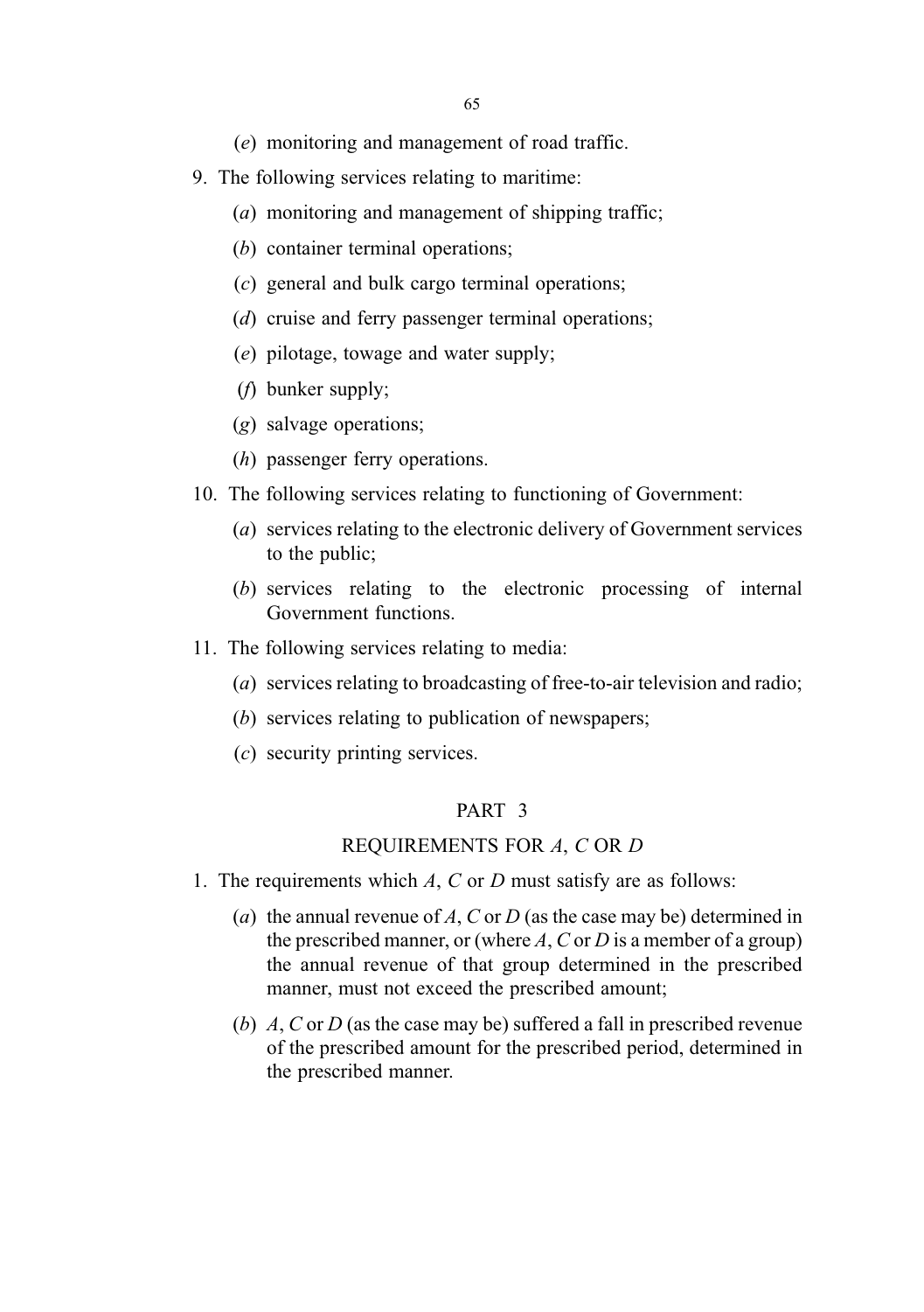(*e*) monitoring and management of road traffic.

9. The following services relating to maritime:

    (*a*) monitoring and management of shipping traffic;

    (*b*) container terminal operations;

    (*c*) general and bulk cargo terminal operations;

    (*d*) cruise and ferry passenger terminal operations;

    (*e*) pilotage, towage and water supply;

    (*f*) bunker supply;

    (*g*) salvage operations;

    (*h*) passenger ferry operations.

10. The following services relating to functioning of Government:

    (*a*) services relating to the electronic delivery of Government services to the public;

    (*b*) services relating to the electronic processing of internal Government functions.

11. The following services relating to media:

    (*a*) services relating to broadcasting of free-to-air television and radio;

    (*b*) services relating to publication of newspapers;

    (*c*) security printing services.

## PART 3

## REQUIREMENTS FOR *A*, *C* OR *D*

1. The requirements which *A*, *C* or *D* must satisfy are as follows:

    (*a*) the annual revenue of *A*, *C* or *D* (as the case may be) determined in the prescribed manner, or (where *A*, *C* or *D* is a member of a group) the annual revenue of that group determined in the prescribed manner, must not exceed the prescribed amount;

    (*b*) *A*, *C* or *D* (as the case may be) suffered a fall in prescribed revenue of the prescribed amount for the prescribed period, determined in the prescribed manner.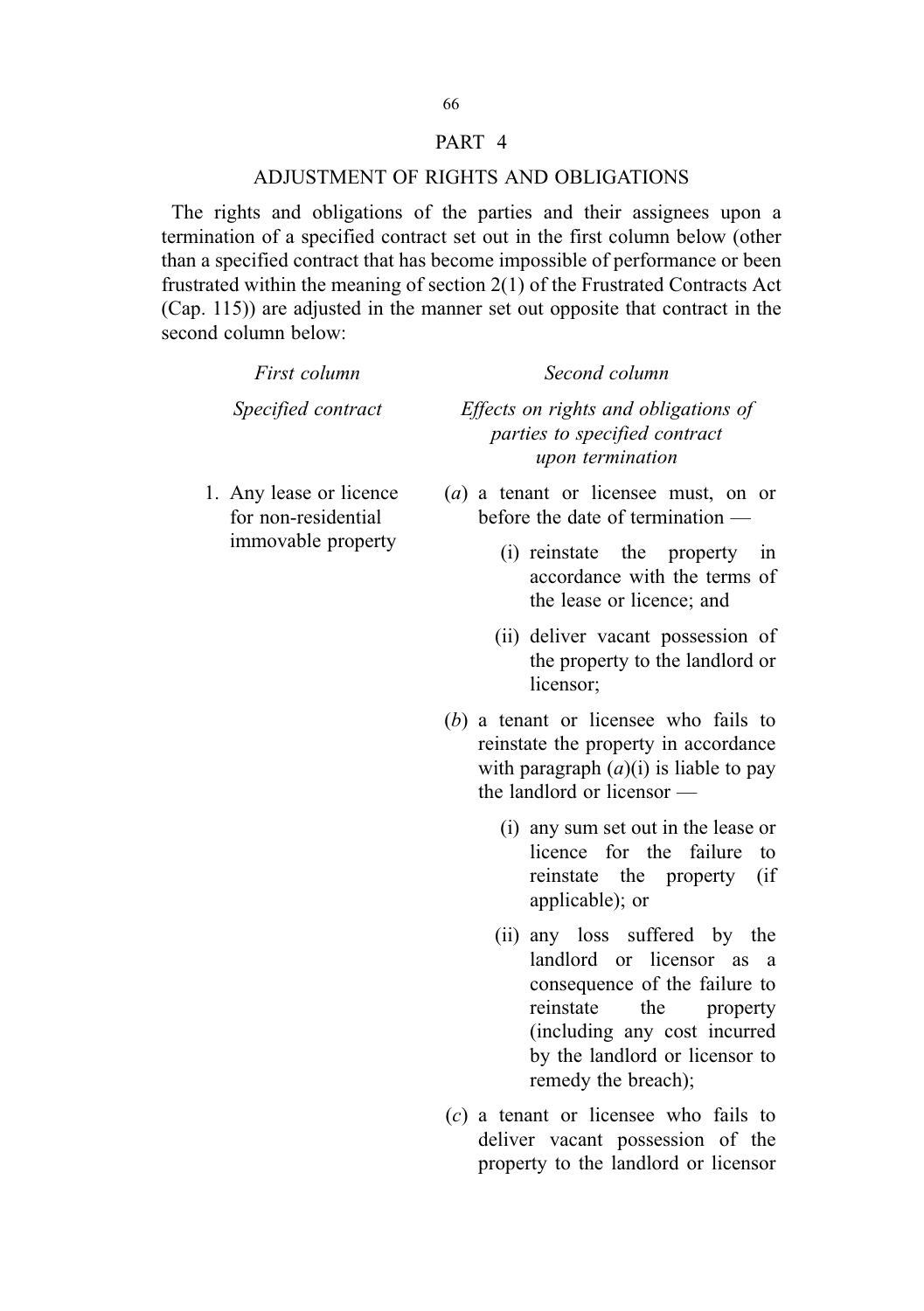## PART 4

## ADJUSTMENT OF RIGHTS AND OBLIGATIONS

The rights and obligations of the parties and their assignees upon a termination of a specified contract set out in the first column below (other than a specified contract that has become impossible of performance or been frustrated within the meaning of section 2(1) of the Frustrated Contracts Act (Cap. 115)) are adjusted in the manner set out opposite that contract in the second column below:

| *First column* | *Second column* |
|---|---|
| *Specified contract* | *Effects on rights and obligations of parties to specified contract upon termination* |
| 1. Any lease or licence for non-residential immovable property | (*a*) a tenant or licensee must, on or before the date of termination —<br><br>(i) reinstate the property in accordance with the terms of the lease or licence; and<br><br>(ii) deliver vacant possession of the property to the landlord or licensor;<br><br>(*b*) a tenant or licensee who fails to reinstate the property in accordance with paragraph (*a*)(i) is liable to pay the landlord or licensor —<br><br>(i) any sum set out in the lease or licence for the failure to reinstate the property (if applicable); or<br><br>(ii) any loss suffered by the landlord or licensor as a consequence of the failure to reinstate the property (including any cost incurred by the landlord or licensor to remedy the breach);<br><br>(*c*) a tenant or licensee who fails to deliver vacant possession of the property to the landlord or licensor |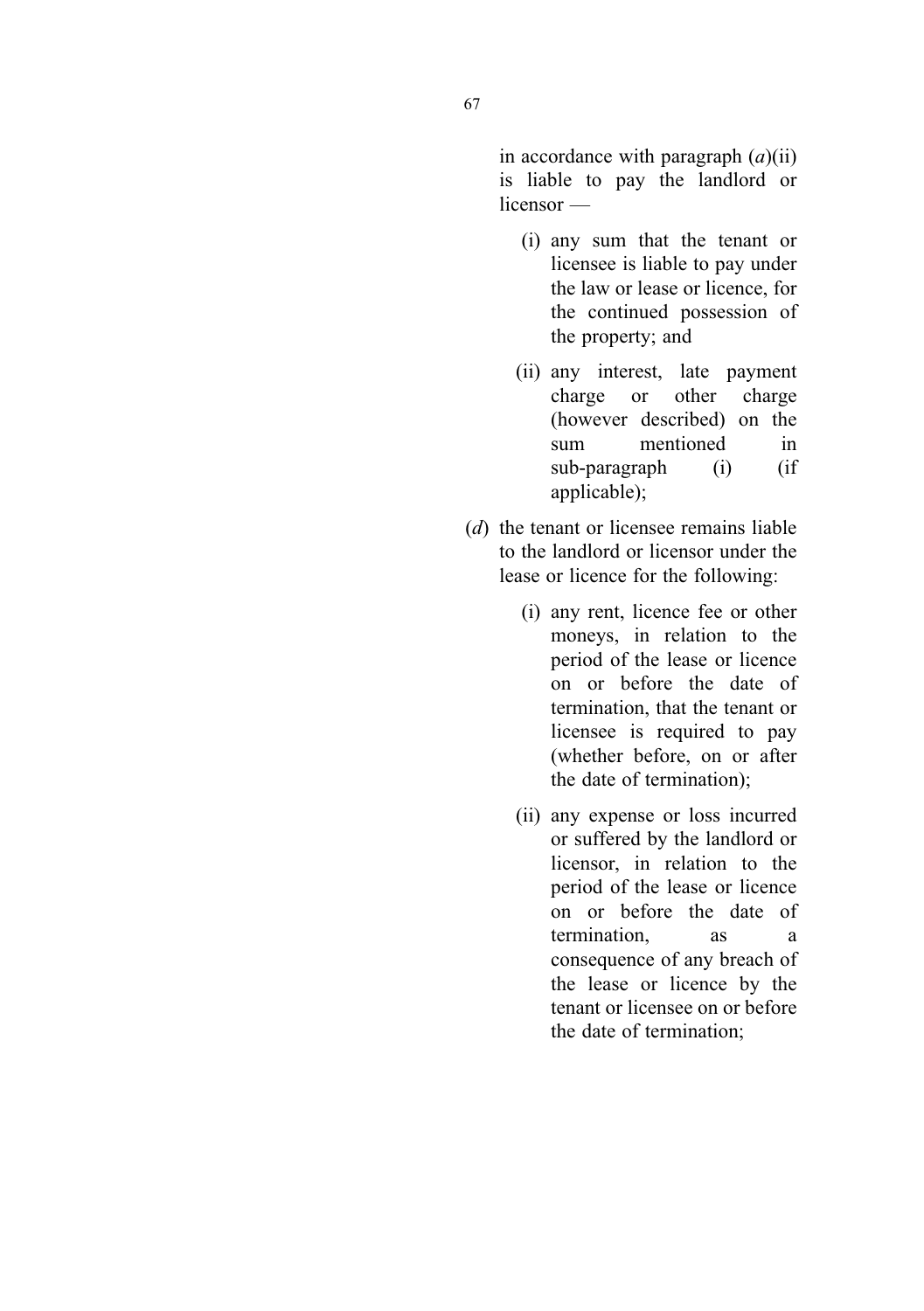in accordance with paragraph (*a*)(ii) is liable to pay the landlord or licensor —

- (i) any sum that the tenant or licensee is liable to pay under the law or lease or licence, for the continued possession of the property; and
- (ii) any interest, late payment charge or other charge (however described) on the sum mentioned in sub-paragraph (i) (if applicable);

(*d*) the tenant or licensee remains liable to the landlord or licensor under the lease or licence for the following:

- (i) any rent, licence fee or other moneys, in relation to the period of the lease or licence on or before the date of termination, that the tenant or licensee is required to pay (whether before, on or after the date of termination);
- (ii) any expense or loss incurred or suffered by the landlord or licensor, in relation to the period of the lease or licence on or before the date of termination, as a consequence of any breach of the lease or licence by the tenant or licensee on or before the date of termination;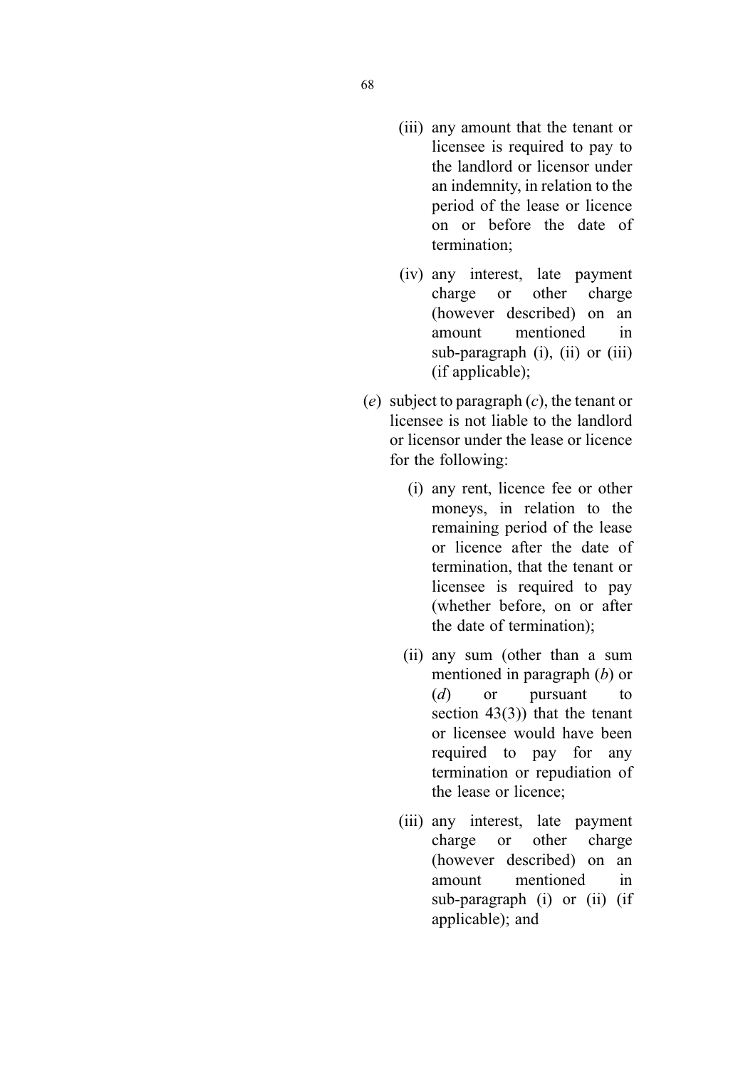(iii) any amount that the tenant or licensee is required to pay to the landlord or licensor under an indemnity, in relation to the period of the lease or licence on or before the date of termination;

(iv) any interest, late payment charge or other charge (however described) on an amount mentioned in sub-paragraph (i), (ii) or (iii) (if applicable);

(*e*) subject to paragraph (*c*), the tenant or licensee is not liable to the landlord or licensor under the lease or licence for the following:

(i) any rent, licence fee or other moneys, in relation to the remaining period of the lease or licence after the date of termination, that the tenant or licensee is required to pay (whether before, on or after the date of termination);

(ii) any sum (other than a sum mentioned in paragraph (*b*) or (*d*) or pursuant to section 43(3)) that the tenant or licensee would have been required to pay for any termination or repudiation of the lease or licence;

(iii) any interest, late payment charge or other charge (however described) on an amount mentioned in sub-paragraph (i) or (ii) (if applicable); and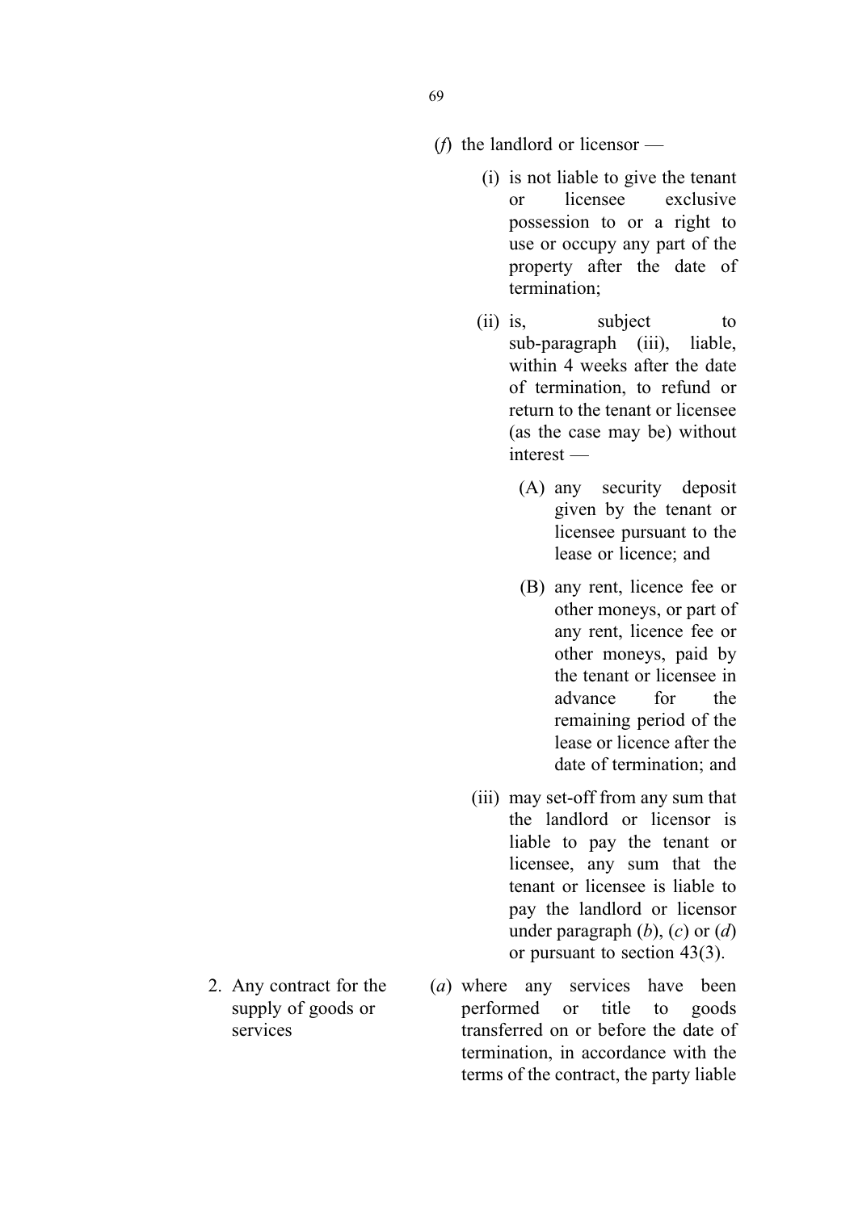(*f*) the landlord or licensor —

(i) is not liable to give the tenant or licensee exclusive possession to or a right to use or occupy any part of the property after the date of termination;

(ii) is, subject to sub-paragraph (iii), liable, within 4 weeks after the date of termination, to refund or return to the tenant or licensee (as the case may be) without interest —

(A) any security deposit given by the tenant or licensee pursuant to the lease or licence; and

(B) any rent, licence fee or other moneys, or part of any rent, licence fee or other moneys, paid by the tenant or licensee in advance for the remaining period of the lease or licence after the date of termination; and

(iii) may set-off from any sum that the landlord or licensor is liable to pay the tenant or licensee, any sum that the tenant or licensee is liable to pay the landlord or licensor under paragraph (*b*), (*c*) or (*d*) or pursuant to section 43(3).

2. Any contract for the supply of goods or services

(*a*) where any services have been performed or title to goods transferred on or before the date of termination, in accordance with the terms of the contract, the party liable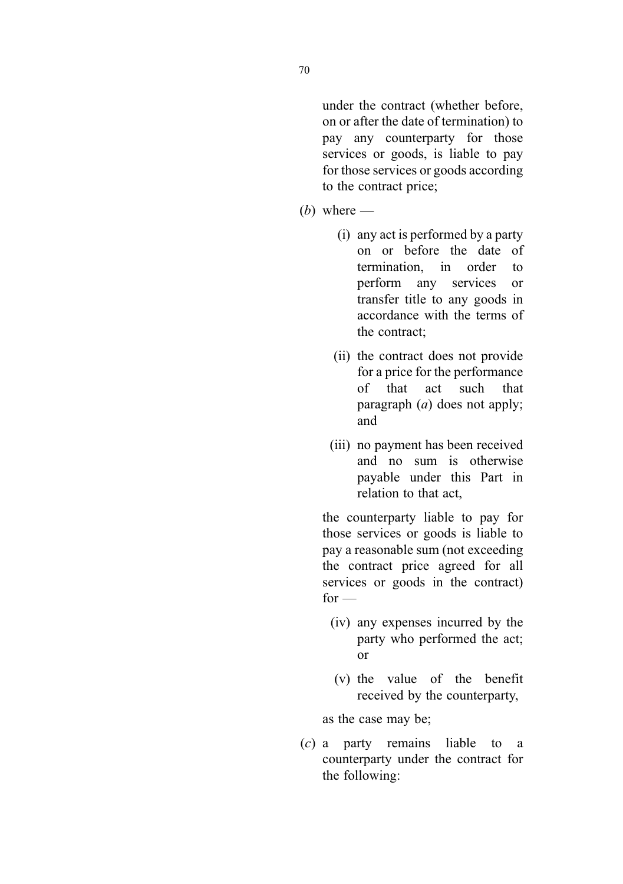under the contract (whether before, on or after the date of termination) to pay any counterparty for those services or goods, is liable to pay for those services or goods according to the contract price;

(*b*) where —

(i) any act is performed by a party on or before the date of termination, in order to perform any services or transfer title to any goods in accordance with the terms of the contract;

(ii) the contract does not provide for a price for the performance of that act such that paragraph (*a*) does not apply; and

(iii) no payment has been received and no sum is otherwise payable under this Part in relation to that act,

the counterparty liable to pay for those services or goods is liable to pay a reasonable sum (not exceeding the contract price agreed for all services or goods in the contract) for —

(iv) any expenses incurred by the party who performed the act; or

(v) the value of the benefit received by the counterparty,

as the case may be;

(*c*) a party remains liable to a counterparty under the contract for the following: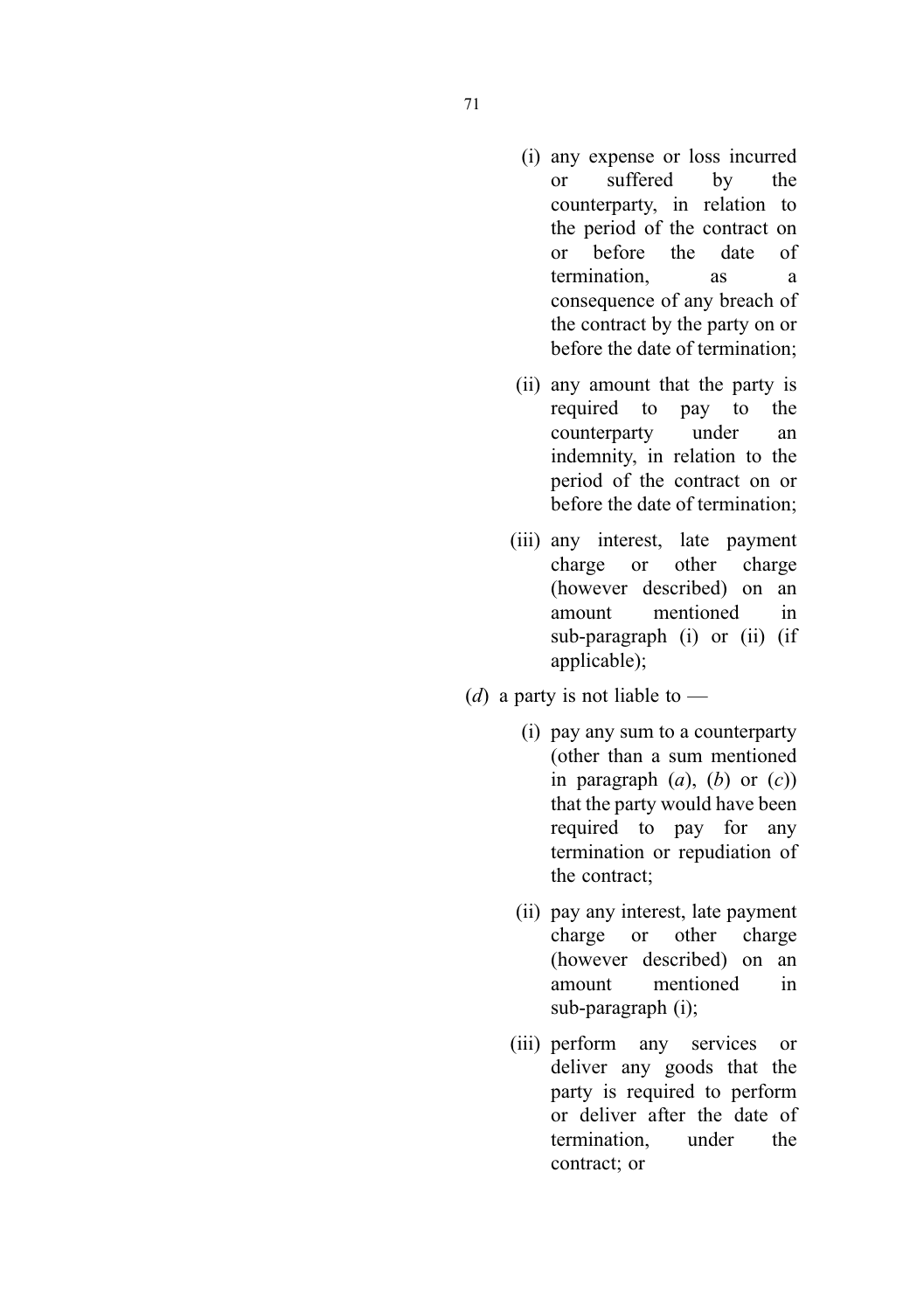(i) any expense or loss incurred or suffered by the counterparty, in relation to the period of the contract on or before the date of termination, as a consequence of any breach of the contract by the party on or before the date of termination;

(ii) any amount that the party is required to pay to the counterparty under an indemnity, in relation to the period of the contract on or before the date of termination;

(iii) any interest, late payment charge or other charge (however described) on an amount mentioned in sub-paragraph (i) or (ii) (if applicable);

(*d*) a party is not liable to —

(i) pay any sum to a counterparty (other than a sum mentioned in paragraph (*a*), (*b*) or (*c*)) that the party would have been required to pay for any termination or repudiation of the contract;

(ii) pay any interest, late payment charge or other charge (however described) on an amount mentioned in sub-paragraph (i);

(iii) perform any services or deliver any goods that the party is required to perform or deliver after the date of termination, under the contract; or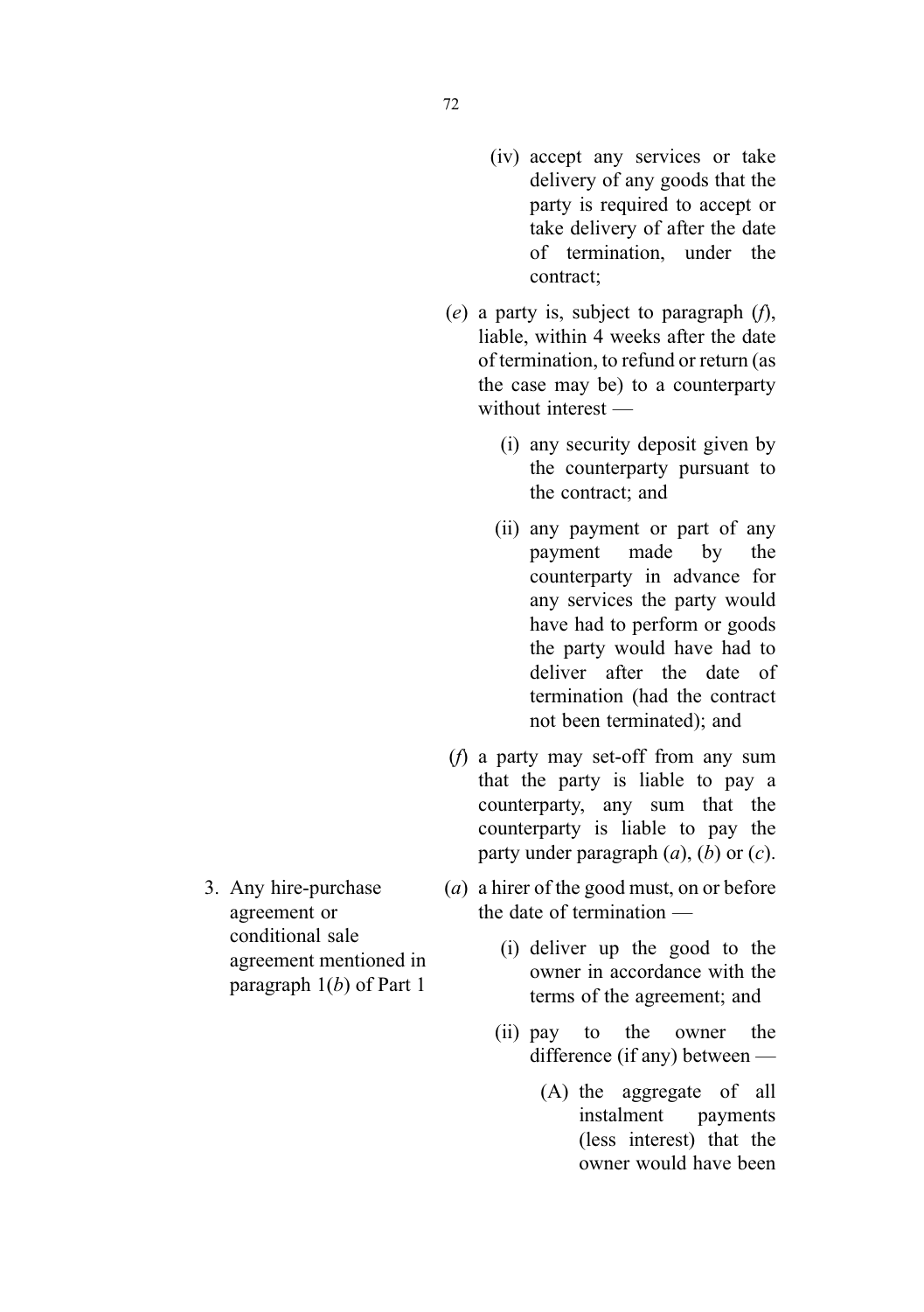(iv) accept any services or take delivery of any goods that the party is required to accept or take delivery of after the date of termination, under the contract;

(*e*) a party is, subject to paragraph (*f*), liable, within 4 weeks after the date of termination, to refund or return (as the case may be) to a counterparty without interest —

(i) any security deposit given by the counterparty pursuant to the contract; and

(ii) any payment or part of any payment made by the counterparty in advance for any services the party would have had to perform or goods the party would have had to deliver after the date of termination (had the contract not been terminated); and

(*f*) a party may set-off from any sum that the party is liable to pay a counterparty, any sum that the counterparty is liable to pay the party under paragraph (*a*), (*b*) or (*c*).

3. Any hire-purchase agreement or conditional sale agreement mentioned in paragraph 1(*b*) of Part 1

(*a*) a hirer of the good must, on or before the date of termination —

(i) deliver up the good to the owner in accordance with the terms of the agreement; and

(ii) pay to the owner the difference (if any) between —

(A) the aggregate of all instalment payments (less interest) that the owner would have been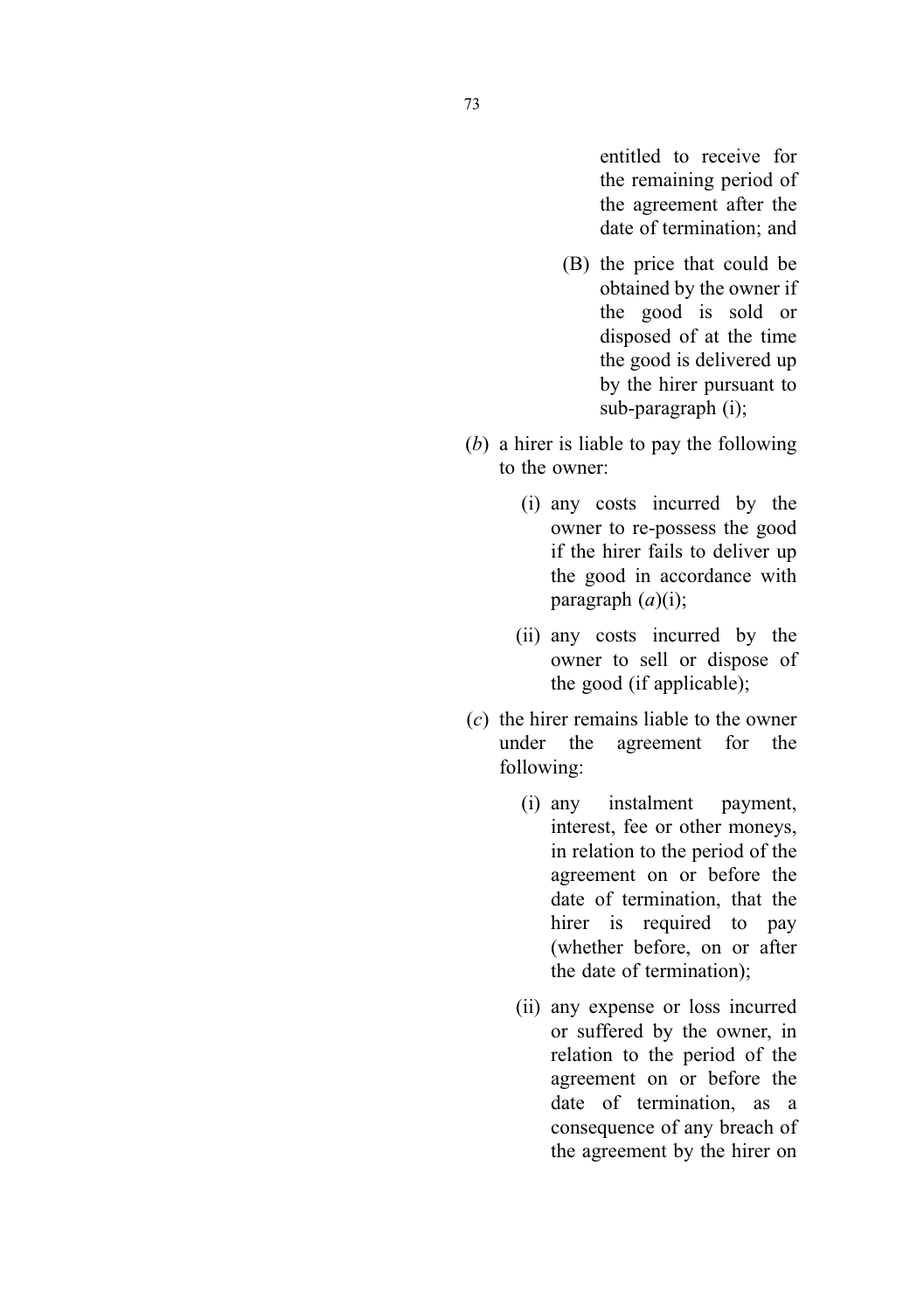entitled to receive for the remaining period of the agreement after the date of termination; and

(B) the price that could be obtained by the owner if the good is sold or disposed of at the time the good is delivered up by the hirer pursuant to sub-paragraph (i);

(*b*) a hirer is liable to pay the following to the owner:

(i) any costs incurred by the owner to re-possess the good if the hirer fails to deliver up the good in accordance with paragraph (*a*)(i);

(ii) any costs incurred by the owner to sell or dispose of the good (if applicable);

(*c*) the hirer remains liable to the owner under the agreement for the following:

(i) any instalment payment, interest, fee or other moneys, in relation to the period of the agreement on or before the date of termination, that the hirer is required to pay (whether before, on or after the date of termination);

(ii) any expense or loss incurred or suffered by the owner, in relation to the period of the agreement on or before the date of termination, as a consequence of any breach of the agreement by the hirer on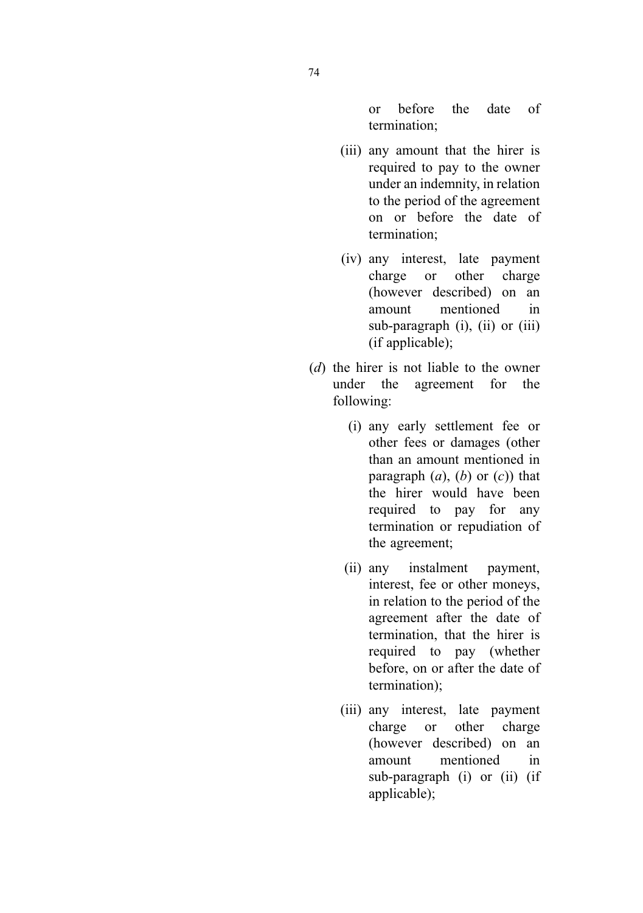or before the date of termination;

(iii) any amount that the hirer is required to pay to the owner under an indemnity, in relation to the period of the agreement on or before the date of termination;

(iv) any interest, late payment charge or other charge (however described) on an amount mentioned in sub-paragraph (i), (ii) or (iii) (if applicable);

(*d*) the hirer is not liable to the owner under the agreement for the following:

(i) any early settlement fee or other fees or damages (other than an amount mentioned in paragraph (*a*), (*b*) or (*c*)) that the hirer would have been required to pay for any termination or repudiation of the agreement;

(ii) any instalment payment, interest, fee or other moneys, in relation to the period of the agreement after the date of termination, that the hirer is required to pay (whether before, on or after the date of termination);

(iii) any interest, late payment charge or other charge (however described) on an amount mentioned in sub-paragraph (i) or (ii) (if applicable);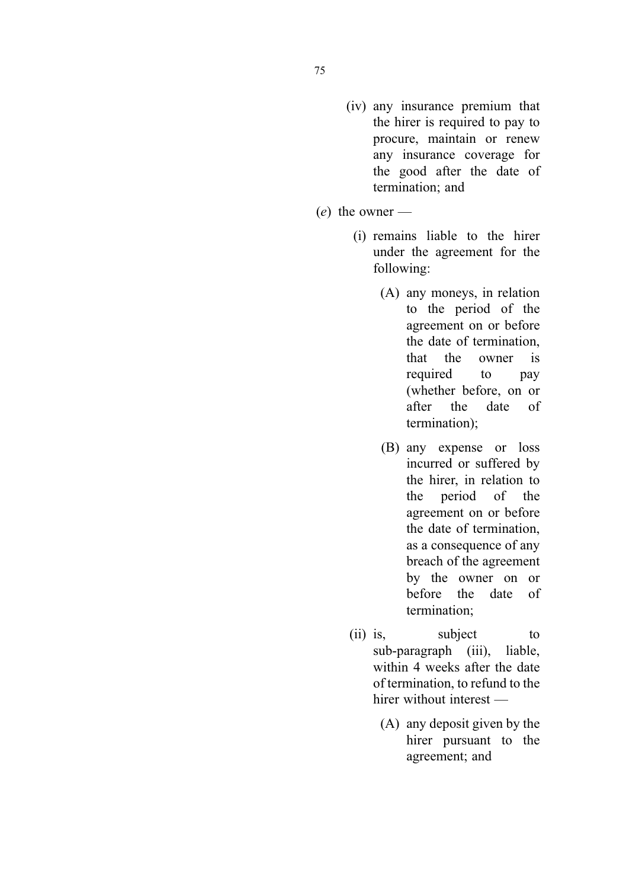(iv) any insurance premium that the hirer is required to pay to procure, maintain or renew any insurance coverage for the good after the date of termination; and

(*e*) the owner —

(i) remains liable to the hirer under the agreement for the following:

(A) any moneys, in relation to the period of the agreement on or before the date of termination, that the owner is required to pay (whether before, on or after the date of termination);

(B) any expense or loss incurred or suffered by the hirer, in relation to the period of the agreement on or before the date of termination, as a consequence of any breach of the agreement by the owner on or before the date of termination;

(ii) is, subject to sub-paragraph (iii), liable, within 4 weeks after the date of termination, to refund to the hirer without interest —

(A) any deposit given by the hirer pursuant to the agreement; and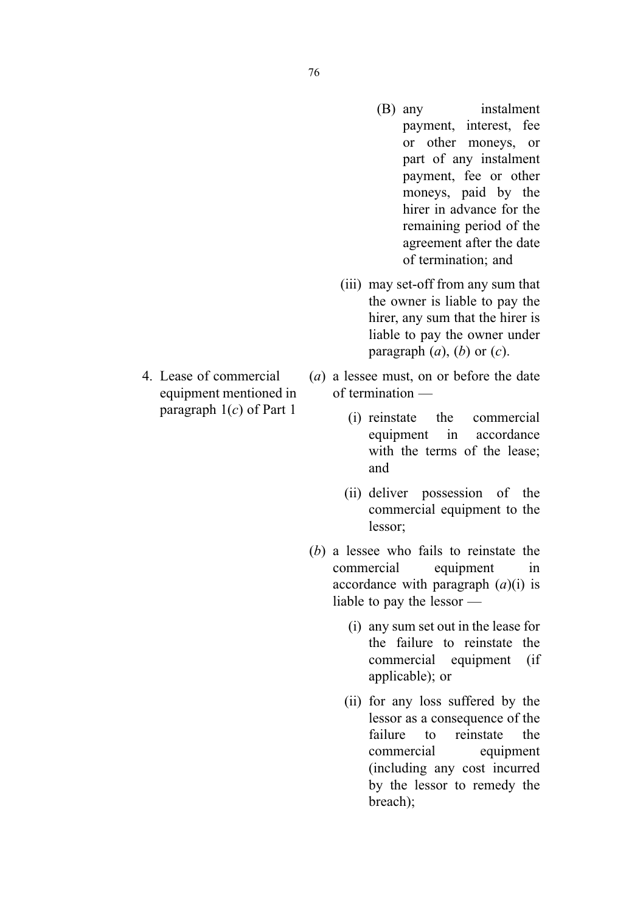(B) any instalment payment, interest, fee or other moneys, or part of any instalment payment, fee or other moneys, paid by the hirer in advance for the remaining period of the agreement after the date of termination; and

(iii) may set-off from any sum that the owner is liable to pay the hirer, any sum that the hirer is liable to pay the owner under paragraph (*a*), (*b*) or (*c*).

| | |
|---|---|
| 4. Lease of commercial equipment mentioned in paragraph 1(*c*) of Part 1 | (*a*) a lessee must, on or before the date of termination —<br><br>(i) reinstate the commercial equipment in accordance with the terms of the lease; and<br><br>(ii) deliver possession of the commercial equipment to the lessor;<br><br>(*b*) a lessee who fails to reinstate the commercial equipment in accordance with paragraph (*a*)(i) is liable to pay the lessor —<br><br>(i) any sum set out in the lease for the failure to reinstate the commercial equipment (if applicable); or<br><br>(ii) for any loss suffered by the lessor as a consequence of the failure to reinstate the commercial equipment (including any cost incurred by the lessor to remedy the breach); |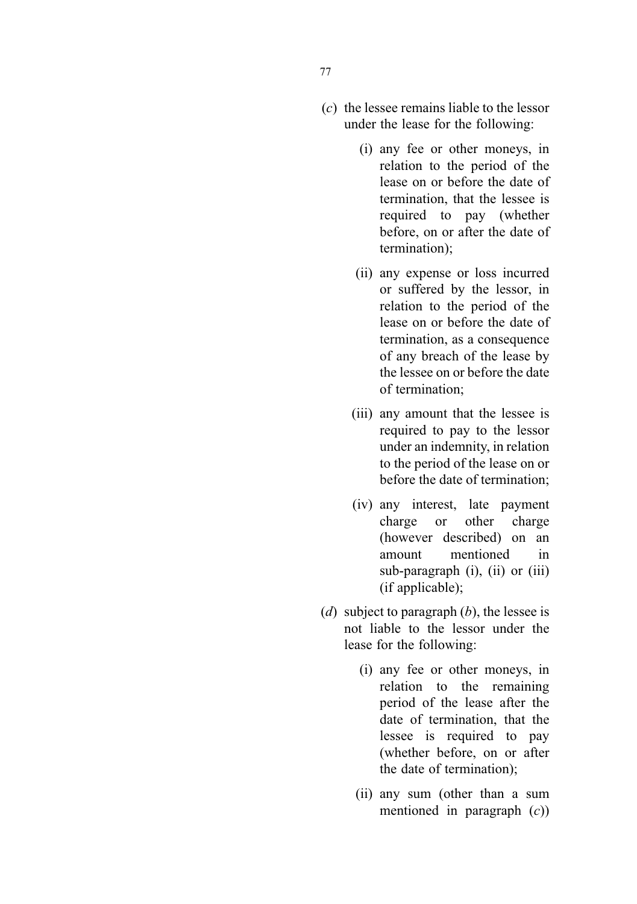(*c*) the lessee remains liable to the lessor under the lease for the following:

(i) any fee or other moneys, in relation to the period of the lease on or before the date of termination, that the lessee is required to pay (whether before, on or after the date of termination);

(ii) any expense or loss incurred or suffered by the lessor, in relation to the period of the lease on or before the date of termination, as a consequence of any breach of the lease by the lessee on or before the date of termination;

(iii) any amount that the lessee is required to pay to the lessor under an indemnity, in relation to the period of the lease on or before the date of termination;

(iv) any interest, late payment charge or other charge (however described) on an amount mentioned in sub-paragraph (i), (ii) or (iii) (if applicable);

(*d*) subject to paragraph (*b*), the lessee is not liable to the lessor under the lease for the following:

(i) any fee or other moneys, in relation to the remaining period of the lease after the date of termination, that the lessee is required to pay (whether before, on or after the date of termination);

(ii) any sum (other than a sum mentioned in paragraph (*c*))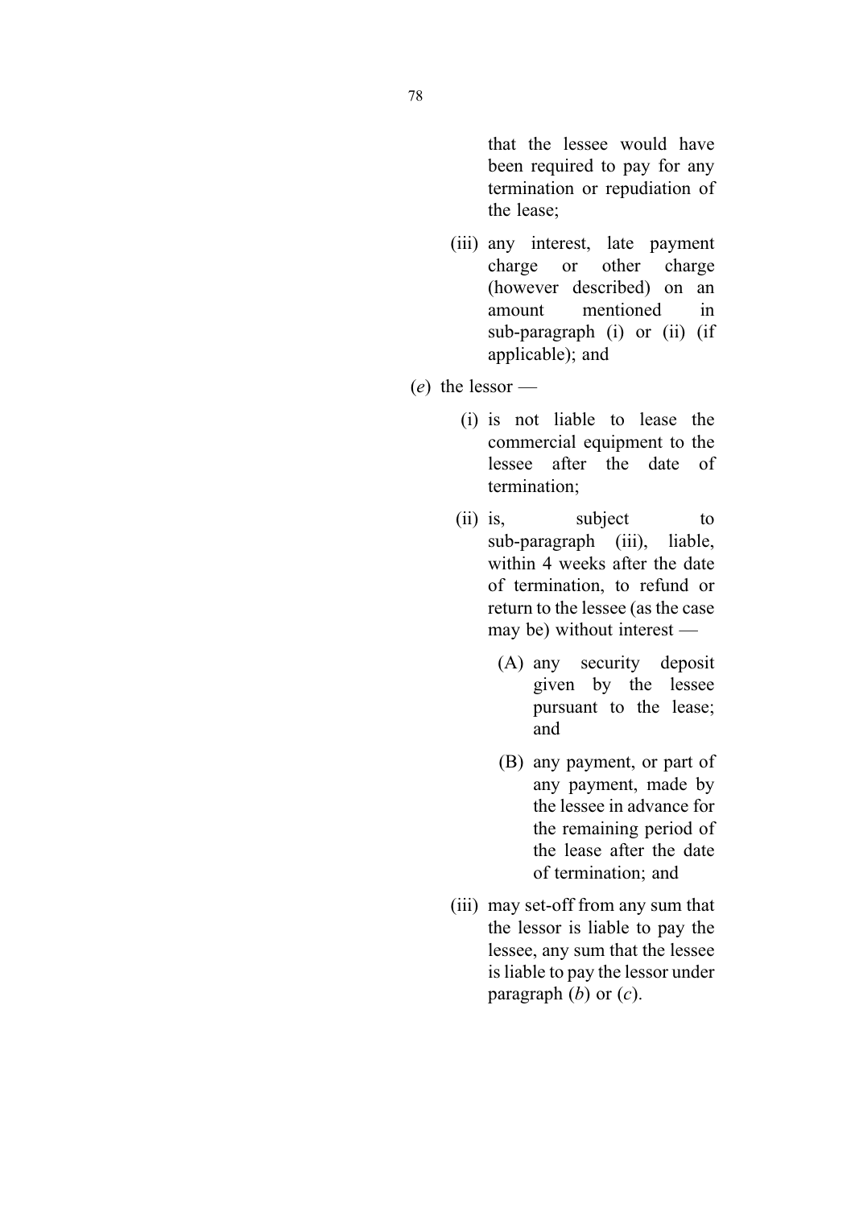that the lessee would have been required to pay for any termination or repudiation of the lease;

(iii) any interest, late payment charge or other charge (however described) on an amount mentioned in sub-paragraph (i) or (ii) (if applicable); and

(*e*) the lessor —

(i) is not liable to lease the commercial equipment to the lessee after the date of termination;

(ii) is, subject to sub-paragraph (iii), liable, within 4 weeks after the date of termination, to refund or return to the lessee (as the case may be) without interest —

(A) any security deposit given by the lessee pursuant to the lease; and

(B) any payment, or part of any payment, made by the lessee in advance for the remaining period of the lease after the date of termination; and

(iii) may set-off from any sum that the lessor is liable to pay the lessee, any sum that the lessee is liable to pay the lessor under paragraph (*b*) or (*c*).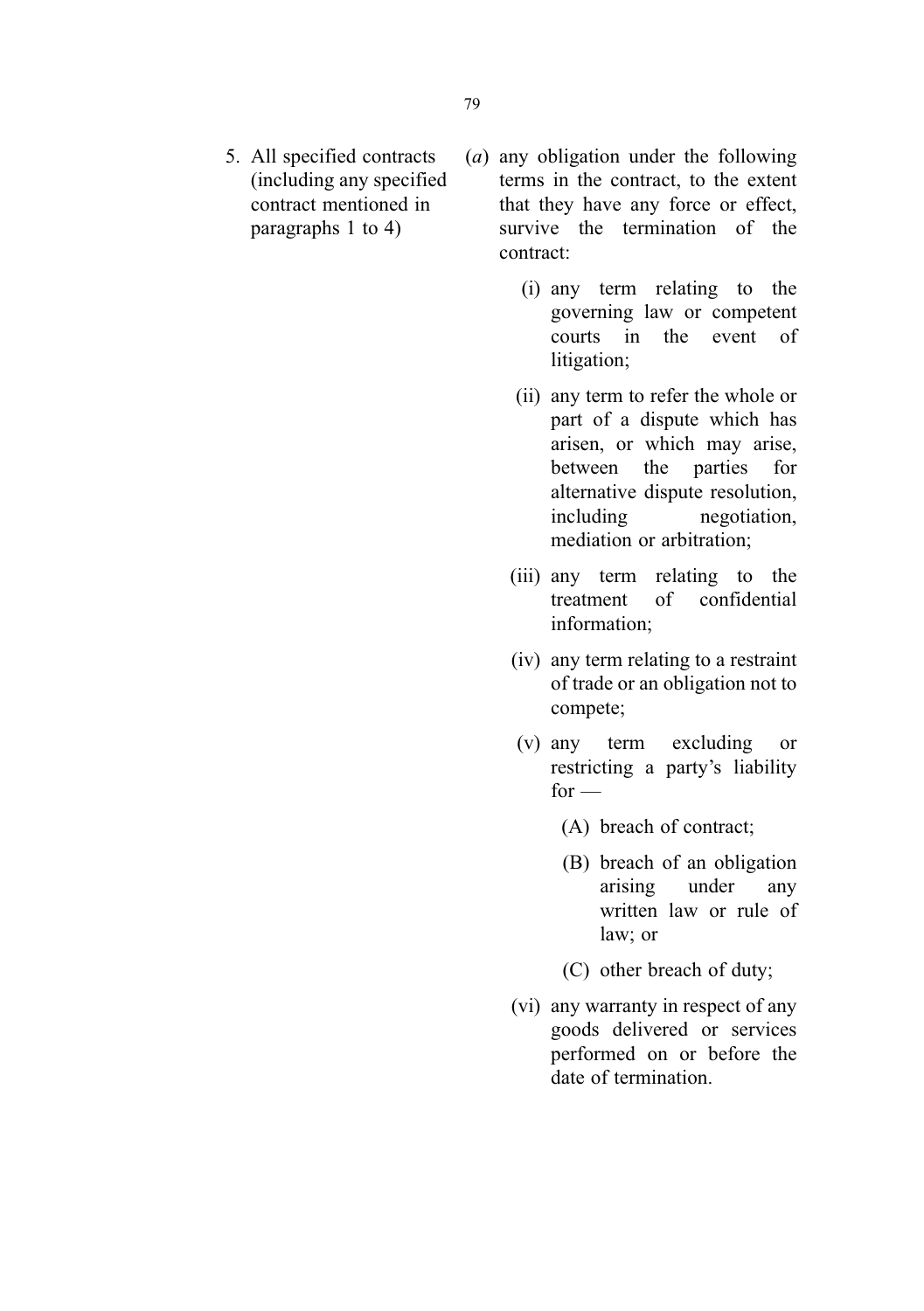| | |
|---|---|
| 5. All specified contracts (including any specified contract mentioned in paragraphs 1 to 4) | (*a*) any obligation under the following terms in the contract, to the extent that they have any force or effect, survive the termination of the contract:<br><br>(i) any term relating to the governing law or competent courts in the event of litigation;<br><br>(ii) any term to refer the whole or part of a dispute which has arisen, or which may arise, between the parties for alternative dispute resolution, including negotiation, mediation or arbitration;<br><br>(iii) any term relating to the treatment of confidential information;<br><br>(iv) any term relating to a restraint of trade or an obligation not to compete;<br><br>(v) any term excluding or restricting a party's liability for —<br><br>(A) breach of contract;<br><br>(B) breach of an obligation arising under any written law or rule of law; or<br><br>(C) other breach of duty;<br><br>(vi) any warranty in respect of any goods delivered or services performed on or before the date of termination. |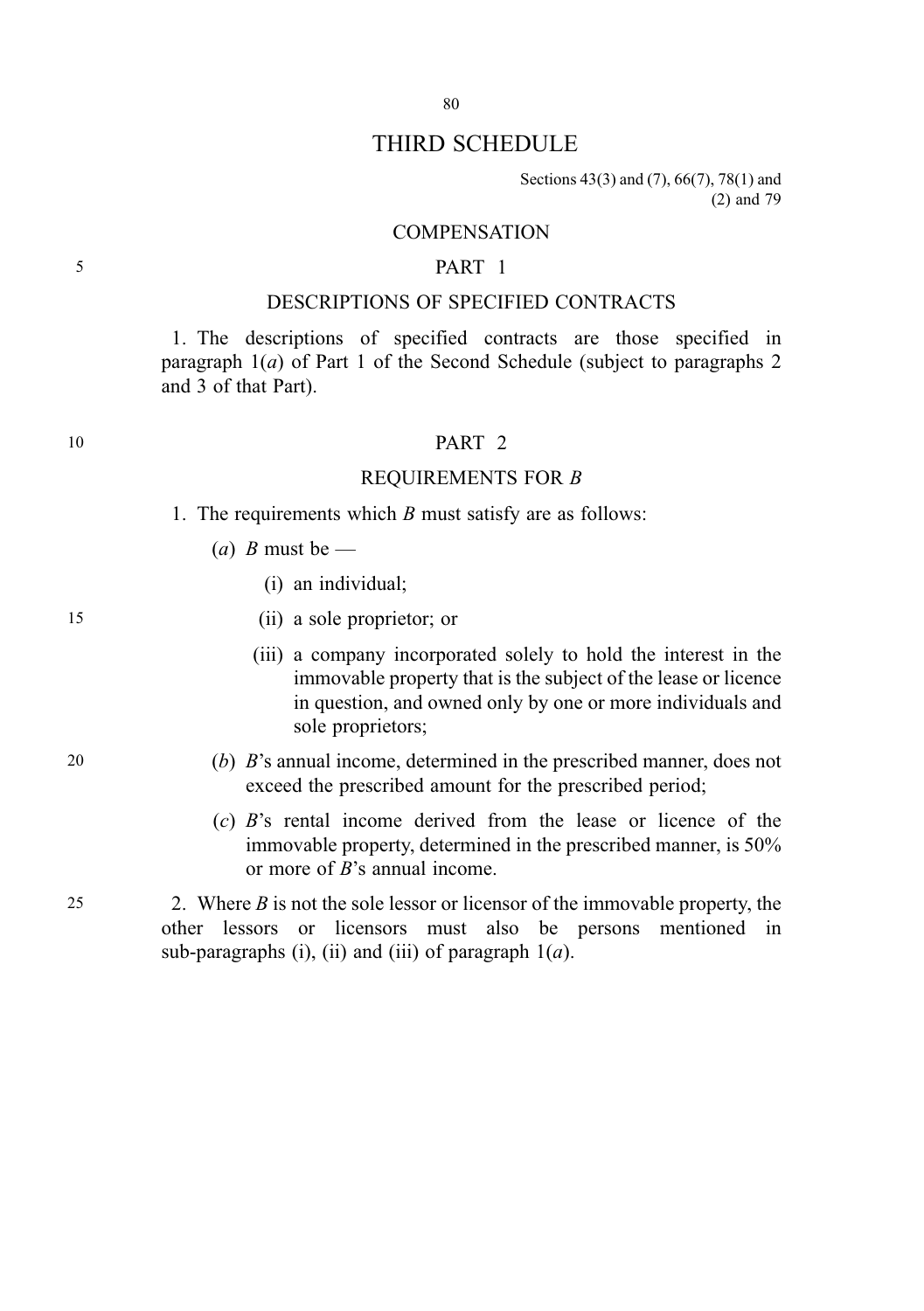# THIRD SCHEDULE

Sections 43(3) and (7), 66(7), 78(1) and (2) and 79

## COMPENSATION

### PART 1

### DESCRIPTIONS OF SPECIFIED CONTRACTS

1. The descriptions of specified contracts are those specified in paragraph 1(*a*) of Part 1 of the Second Schedule (subject to paragraphs 2 and 3 of that Part).

### PART 2

### REQUIREMENTS FOR *B*

1. The requirements which *B* must satisfy are as follows:

   (*a*) *B* must be —

   (i) an individual;

   (ii) a sole proprietor; or

   (iii) a company incorporated solely to hold the interest in the immovable property that is the subject of the lease or licence in question, and owned only by one or more individuals and sole proprietors;

   (*b*) *B*'s annual income, determined in the prescribed manner, does not exceed the prescribed amount for the prescribed period;

   (*c*) *B*'s rental income derived from the lease or licence of the immovable property, determined in the prescribed manner, is 50% or more of *B*'s annual income.

2. Where *B* is not the sole lessor or licensor of the immovable property, the other lessors or licensors must also be persons mentioned in sub-paragraphs (i), (ii) and (iii) of paragraph 1(*a*).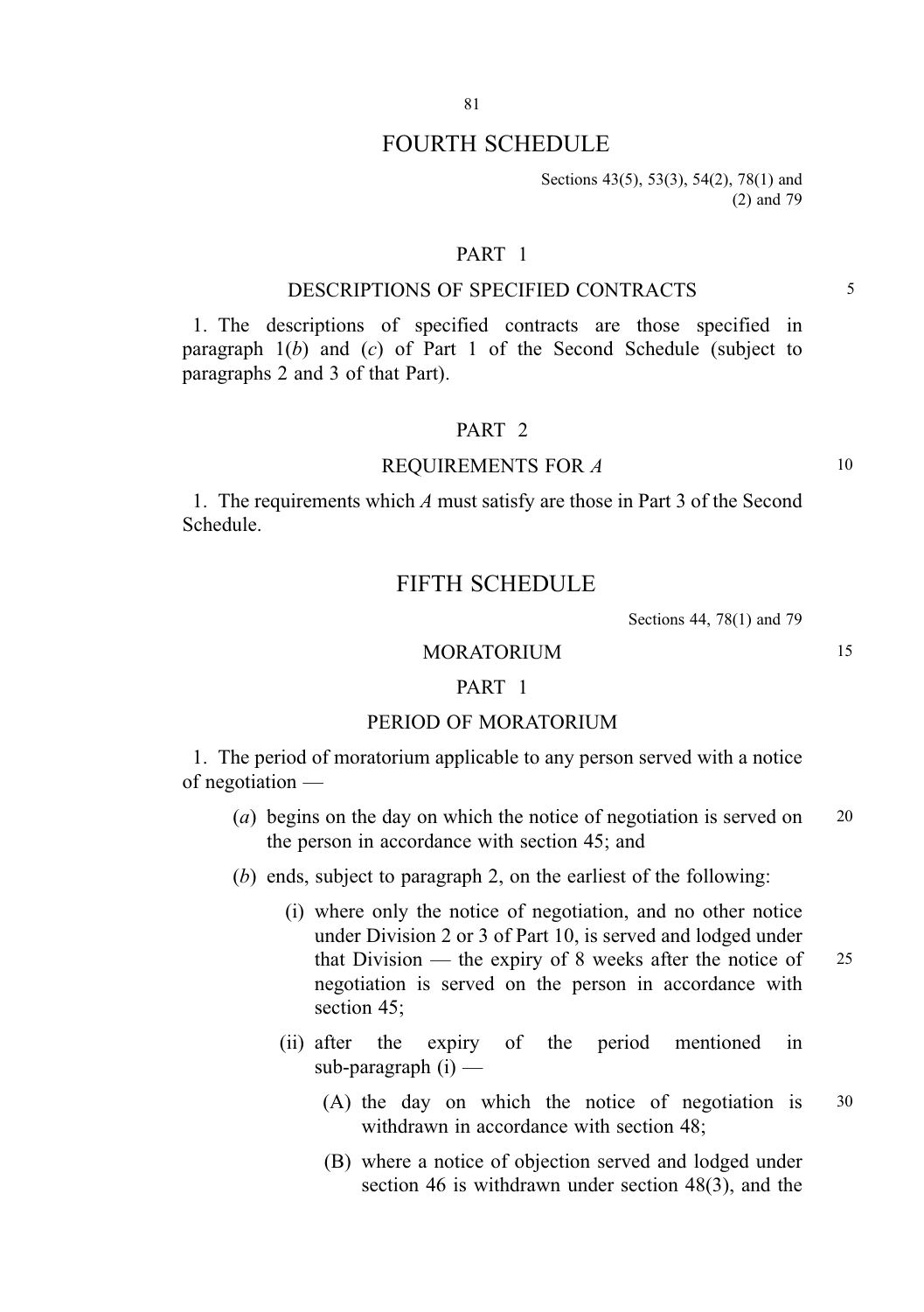# FOURTH SCHEDULE

Sections 43(5), 53(3), 54(2), 78(1) and (2) and 79

## PART 1

### DESCRIPTIONS OF SPECIFIED CONTRACTS

1. The descriptions of specified contracts are those specified in paragraph 1(*b*) and (*c*) of Part 1 of the Second Schedule (subject to paragraphs 2 and 3 of that Part).

## PART 2

### REQUIREMENTS FOR *A*

1. The requirements which *A* must satisfy are those in Part 3 of the Second Schedule.

# FIFTH SCHEDULE

Sections 44, 78(1) and 79

### MORATORIUM

## PART 1

### PERIOD OF MORATORIUM

1. The period of moratorium applicable to any person served with a notice of negotiation —

   (*a*) begins on the day on which the notice of negotiation is served on the person in accordance with section 45; and

   (*b*) ends, subject to paragraph 2, on the earliest of the following:

      (i) where only the notice of negotiation, and no other notice under Division 2 or 3 of Part 10, is served and lodged under that Division — the expiry of 8 weeks after the notice of negotiation is served on the person in accordance with section 45;

      (ii) after the expiry of the period mentioned in sub-paragraph (i) —

         (A) the day on which the notice of negotiation is withdrawn in accordance with section 48;

         (B) where a notice of objection served and lodged under section 46 is withdrawn under section 48(3), and the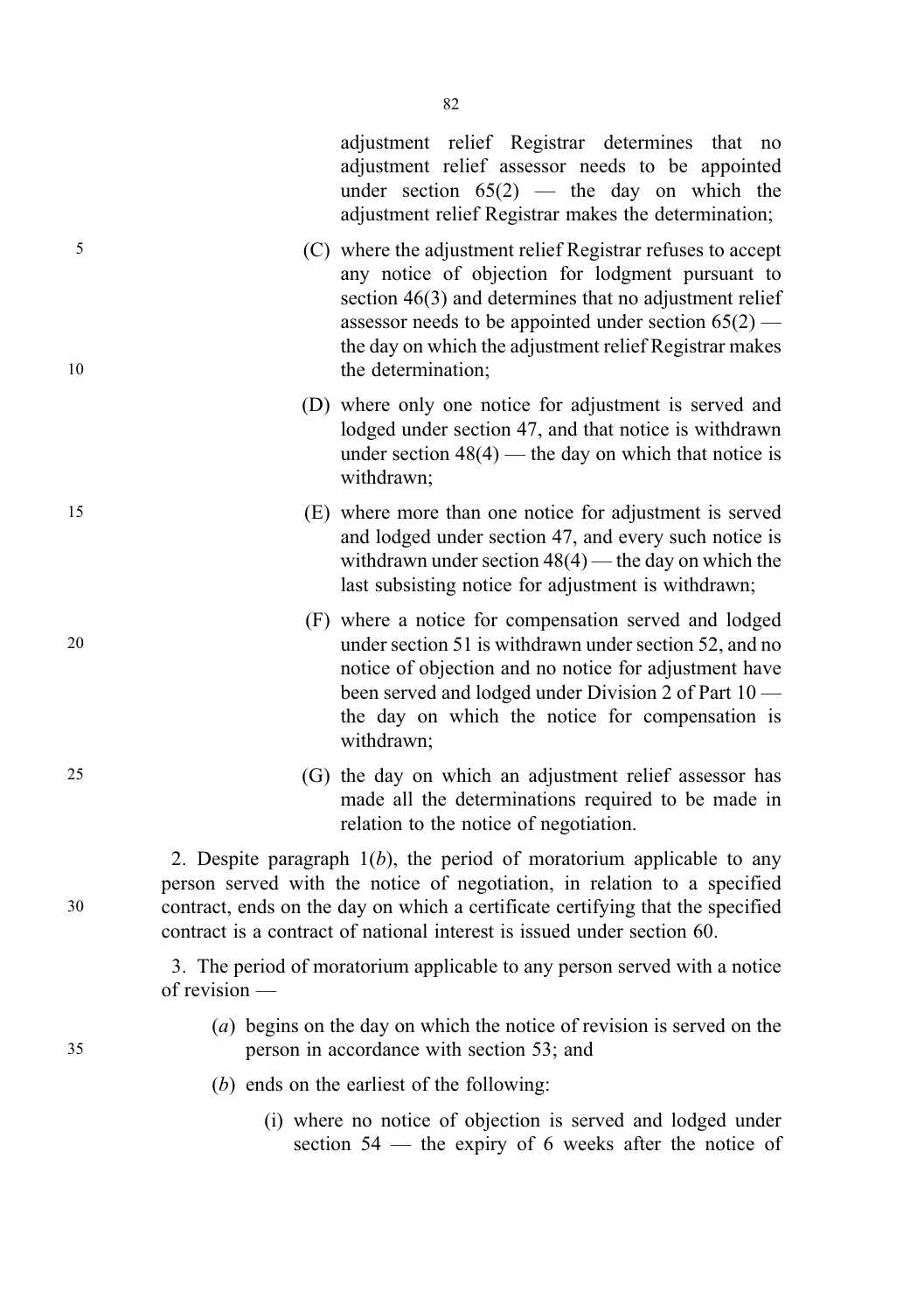adjustment relief Registrar determines that no adjustment relief assessor needs to be appointed under section 65(2) — the day on which the adjustment relief Registrar makes the determination;

(C) where the adjustment relief Registrar refuses to accept any notice of objection for lodgment pursuant to section 46(3) and determines that no adjustment relief assessor needs to be appointed under section 65(2) — the day on which the adjustment relief Registrar makes the determination;

(D) where only one notice for adjustment is served and lodged under section 47, and that notice is withdrawn under section 48(4) — the day on which that notice is withdrawn;

(E) where more than one notice for adjustment is served and lodged under section 47, and every such notice is withdrawn under section 48(4) — the day on which the last subsisting notice for adjustment is withdrawn;

(F) where a notice for compensation served and lodged under section 51 is withdrawn under section 52, and no notice of objection and no notice for adjustment have been served and lodged under Division 2 of Part 10 — the day on which the notice for compensation is withdrawn;

(G) the day on which an adjustment relief assessor has made all the determinations required to be made in relation to the notice of negotiation.

2. Despite paragraph 1(*b*), the period of moratorium applicable to any person served with the notice of negotiation, in relation to a specified contract, ends on the day on which a certificate certifying that the specified contract is a contract of national interest is issued under section 60.

3. The period of moratorium applicable to any person served with a notice of revision —

(*a*) begins on the day on which the notice of revision is served on the person in accordance with section 53; and

(*b*) ends on the earliest of the following:

(i) where no notice of objection is served and lodged under section 54 — the expiry of 6 weeks after the notice of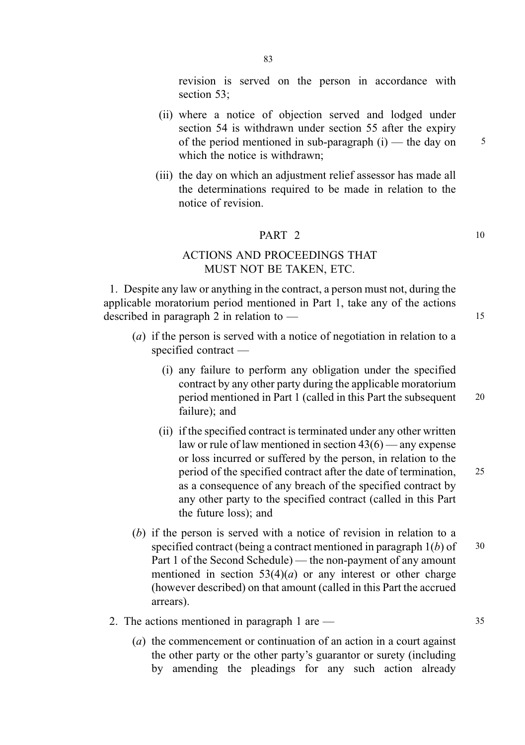revision is served on the person in accordance with section 53;

(ii) where a notice of objection served and lodged under section 54 is withdrawn under section 55 after the expiry of the period mentioned in sub-paragraph (i) — the day on which the notice is withdrawn;

(iii) the day on which an adjustment relief assessor has made all the determinations required to be made in relation to the notice of revision.

## PART 2

## ACTIONS AND PROCEEDINGS THAT MUST NOT BE TAKEN, ETC.

1. Despite any law or anything in the contract, a person must not, during the applicable moratorium period mentioned in Part 1, take any of the actions described in paragraph 2 in relation to —

(*a*) if the person is served with a notice of negotiation in relation to a specified contract —

(i) any failure to perform any obligation under the specified contract by any other party during the applicable moratorium period mentioned in Part 1 (called in this Part the subsequent failure); and

(ii) if the specified contract is terminated under any other written law or rule of law mentioned in section 43(6) — any expense or loss incurred or suffered by the person, in relation to the period of the specified contract after the date of termination, as a consequence of any breach of the specified contract by any other party to the specified contract (called in this Part the future loss); and

(*b*) if the person is served with a notice of revision in relation to a specified contract (being a contract mentioned in paragraph 1(*b*) of Part 1 of the Second Schedule) — the non-payment of any amount mentioned in section 53(4)(*a*) or any interest or other charge (however described) on that amount (called in this Part the accrued arrears).

2. The actions mentioned in paragraph 1 are —

(*a*) the commencement or continuation of an action in a court against the other party or the other party's guarantor or surety (including by amending the pleadings for any such action already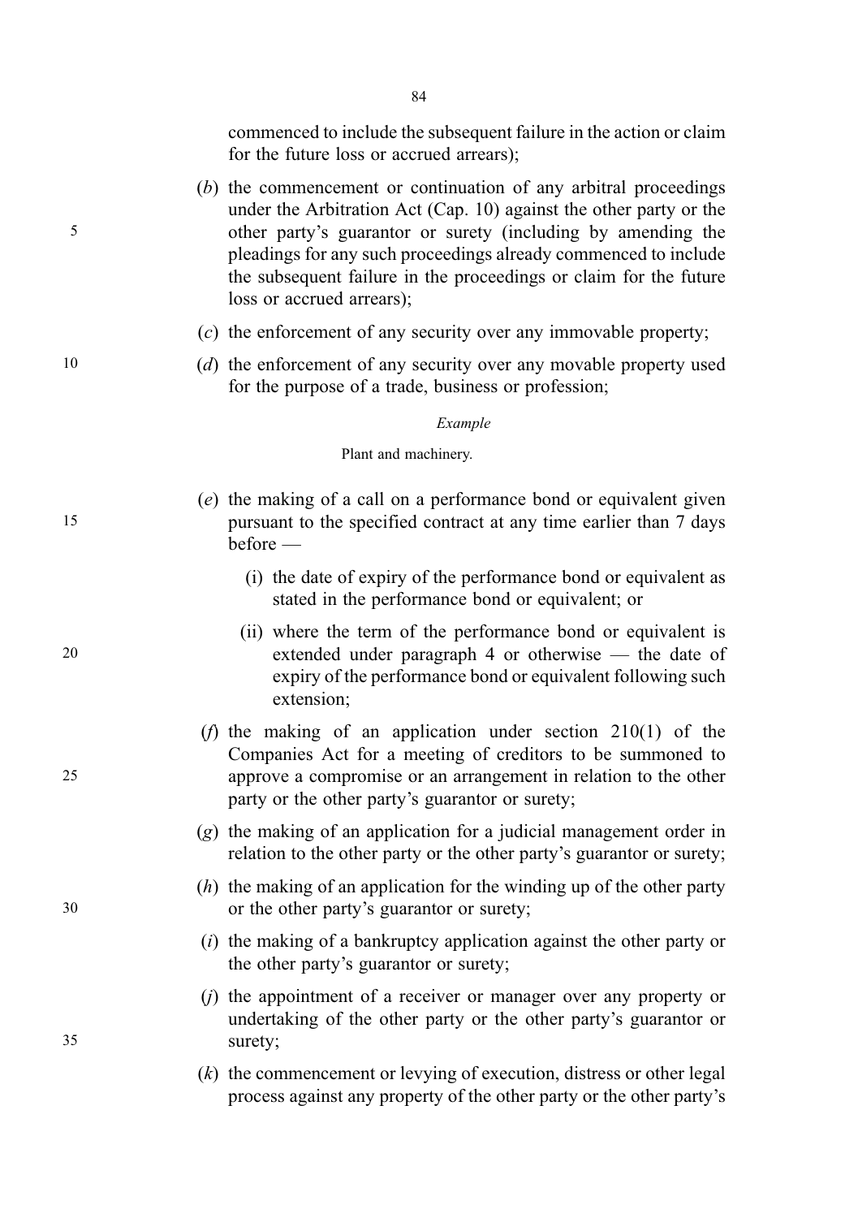commenced to include the subsequent failure in the action or claim for the future loss or accrued arrears);

(*b*) the commencement or continuation of any arbitral proceedings under the Arbitration Act (Cap. 10) against the other party or the other party's guarantor or surety (including by amending the pleadings for any such proceedings already commenced to include the subsequent failure in the proceedings or claim for the future loss or accrued arrears);

(*c*) the enforcement of any security over any immovable property;

(*d*) the enforcement of any security over any movable property used for the purpose of a trade, business or profession;

*Example*

Plant and machinery.

(*e*) the making of a call on a performance bond or equivalent given pursuant to the specified contract at any time earlier than 7 days before —

(i) the date of expiry of the performance bond or equivalent as stated in the performance bond or equivalent; or

(ii) where the term of the performance bond or equivalent is extended under paragraph 4 or otherwise — the date of expiry of the performance bond or equivalent following such extension;

(*f*) the making of an application under section 210(1) of the Companies Act for a meeting of creditors to be summoned to approve a compromise or an arrangement in relation to the other party or the other party's guarantor or surety;

(*g*) the making of an application for a judicial management order in relation to the other party or the other party's guarantor or surety;

(*h*) the making of an application for the winding up of the other party or the other party's guarantor or surety;

(*i*) the making of a bankruptcy application against the other party or the other party's guarantor or surety;

(*j*) the appointment of a receiver or manager over any property or undertaking of the other party or the other party's guarantor or surety;

(*k*) the commencement or levying of execution, distress or other legal process against any property of the other party or the other party's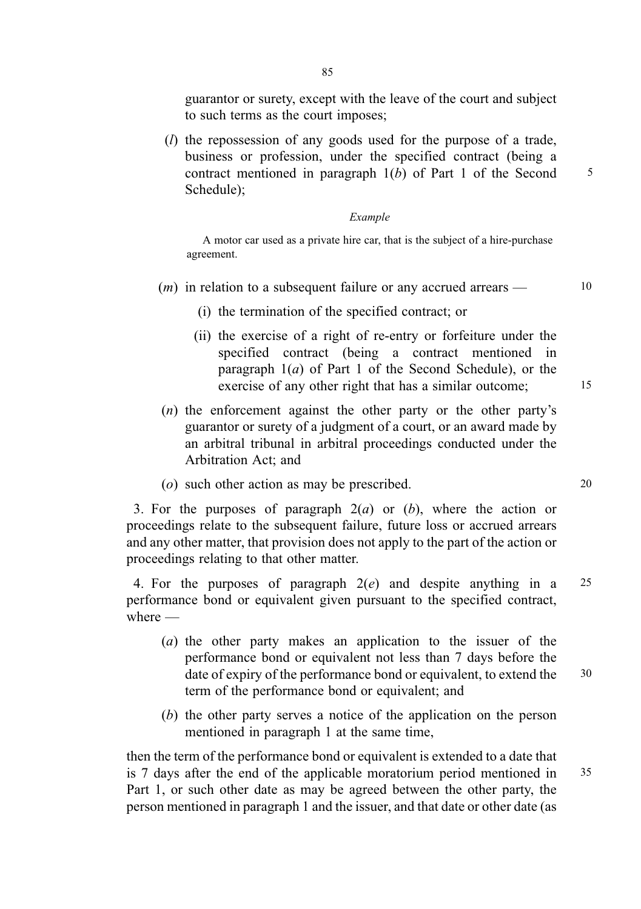guarantor or surety, except with the leave of the court and subject to such terms as the court imposes;

(*l*) the repossession of any goods used for the purpose of a trade, business or profession, under the specified contract (being a contract mentioned in paragraph 1(*b*) of Part 1 of the Second Schedule);

*Example*

A motor car used as a private hire car, that is the subject of a hire-purchase agreement.

(*m*) in relation to a subsequent failure or any accrued arrears —

(i) the termination of the specified contract; or

(ii) the exercise of a right of re-entry or forfeiture under the specified contract (being a contract mentioned in paragraph 1(*a*) of Part 1 of the Second Schedule), or the exercise of any other right that has a similar outcome;

(*n*) the enforcement against the other party or the other party's guarantor or surety of a judgment of a court, or an award made by an arbitral tribunal in arbitral proceedings conducted under the Arbitration Act; and

(*o*) such other action as may be prescribed.

3. For the purposes of paragraph 2(*a*) or (*b*), where the action or proceedings relate to the subsequent failure, future loss or accrued arrears and any other matter, that provision does not apply to the part of the action or proceedings relating to that other matter.

4. For the purposes of paragraph 2(*e*) and despite anything in a performance bond or equivalent given pursuant to the specified contract, where —

(*a*) the other party makes an application to the issuer of the performance bond or equivalent not less than 7 days before the date of expiry of the performance bond or equivalent, to extend the term of the performance bond or equivalent; and

(*b*) the other party serves a notice of the application on the person mentioned in paragraph 1 at the same time,

then the term of the performance bond or equivalent is extended to a date that is 7 days after the end of the applicable moratorium period mentioned in Part 1, or such other date as may be agreed between the other party, the person mentioned in paragraph 1 and the issuer, and that date or other date (as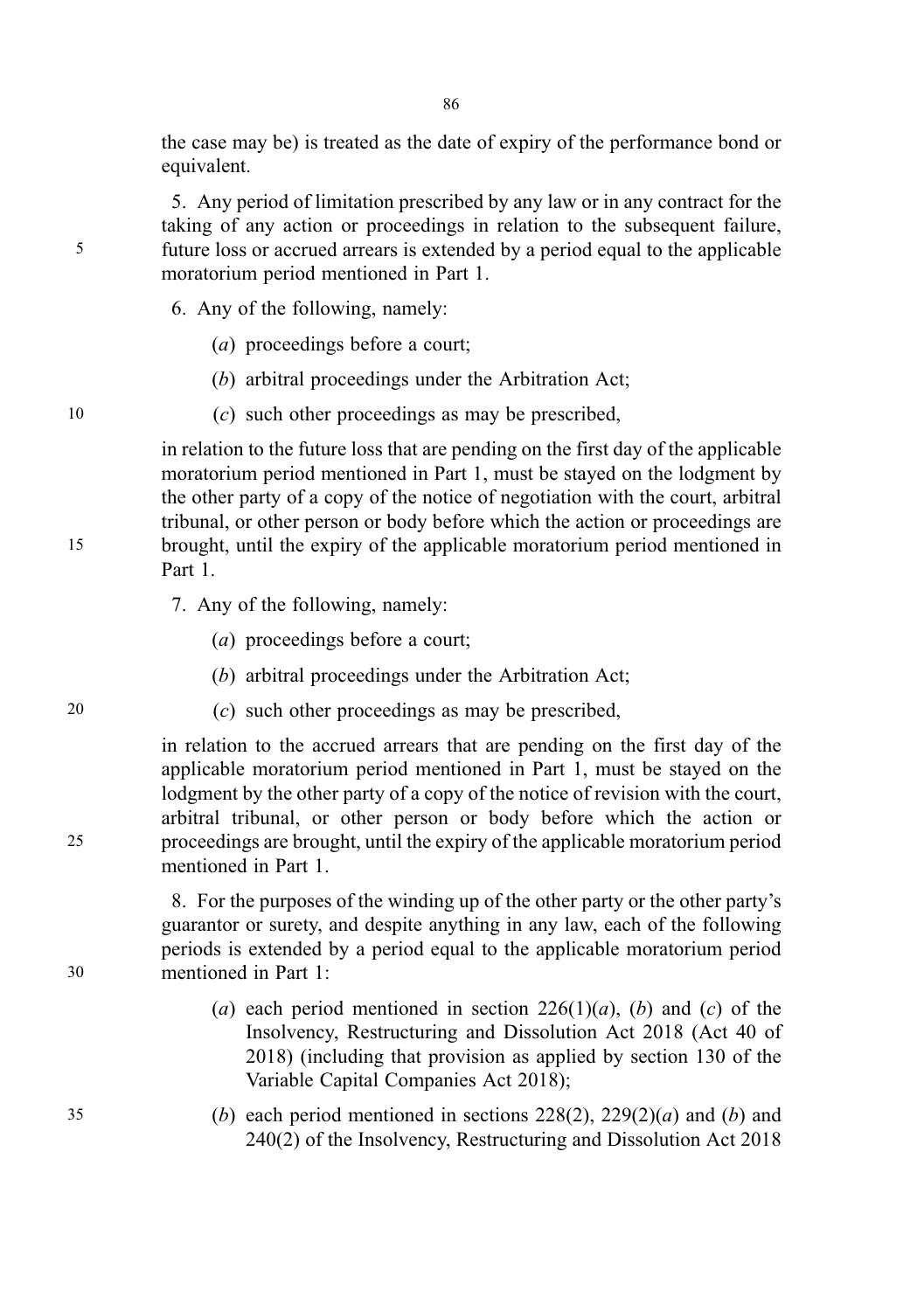the case may be) is treated as the date of expiry of the performance bond or equivalent.

5. Any period of limitation prescribed by any law or in any contract for the taking of any action or proceedings in relation to the subsequent failure, future loss or accrued arrears is extended by a period equal to the applicable moratorium period mentioned in Part 1.

6. Any of the following, namely:

(*a*) proceedings before a court;

(*b*) arbitral proceedings under the Arbitration Act;

(*c*) such other proceedings as may be prescribed,

in relation to the future loss that are pending on the first day of the applicable moratorium period mentioned in Part 1, must be stayed on the lodgment by the other party of a copy of the notice of negotiation with the court, arbitral tribunal, or other person or body before which the action or proceedings are brought, until the expiry of the applicable moratorium period mentioned in Part 1.

7. Any of the following, namely:

(*a*) proceedings before a court;

(*b*) arbitral proceedings under the Arbitration Act;

(*c*) such other proceedings as may be prescribed,

in relation to the accrued arrears that are pending on the first day of the applicable moratorium period mentioned in Part 1, must be stayed on the lodgment by the other party of a copy of the notice of revision with the court, arbitral tribunal, or other person or body before which the action or proceedings are brought, until the expiry of the applicable moratorium period mentioned in Part 1.

8. For the purposes of the winding up of the other party or the other party's guarantor or surety, and despite anything in any law, each of the following periods is extended by a period equal to the applicable moratorium period mentioned in Part 1:

(*a*) each period mentioned in section 226(1)(*a*), (*b*) and (*c*) of the Insolvency, Restructuring and Dissolution Act 2018 (Act 40 of 2018) (including that provision as applied by section 130 of the Variable Capital Companies Act 2018);

(*b*) each period mentioned in sections 228(2), 229(2)(*a*) and (*b*) and 240(2) of the Insolvency, Restructuring and Dissolution Act 2018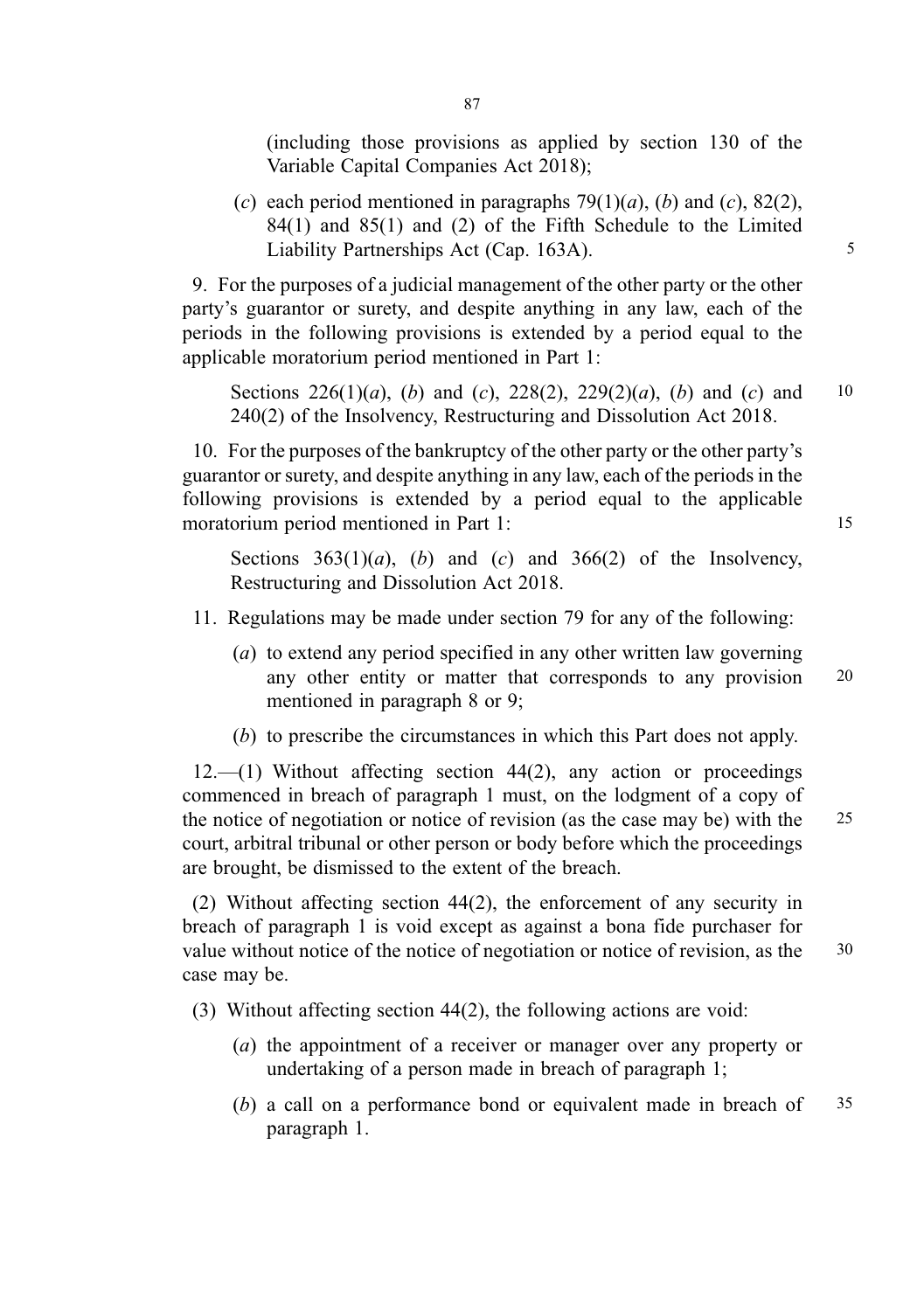(including those provisions as applied by section 130 of the Variable Capital Companies Act 2018);

(*c*) each period mentioned in paragraphs 79(1)(*a*), (*b*) and (*c*), 82(2), 84(1) and 85(1) and (2) of the Fifth Schedule to the Limited Liability Partnerships Act (Cap. 163A).

9. For the purposes of a judicial management of the other party or the other party's guarantor or surety, and despite anything in any law, each of the periods in the following provisions is extended by a period equal to the applicable moratorium period mentioned in Part 1:

Sections 226(1)(*a*), (*b*) and (*c*), 228(2), 229(2)(*a*), (*b*) and (*c*) and 240(2) of the Insolvency, Restructuring and Dissolution Act 2018.

10. For the purposes of the bankruptcy of the other party or the other party's guarantor or surety, and despite anything in any law, each of the periods in the following provisions is extended by a period equal to the applicable moratorium period mentioned in Part 1:

Sections 363(1)(*a*), (*b*) and (*c*) and 366(2) of the Insolvency, Restructuring and Dissolution Act 2018.

11. Regulations may be made under section 79 for any of the following:

(*a*) to extend any period specified in any other written law governing any other entity or matter that corresponds to any provision mentioned in paragraph 8 or 9;

(*b*) to prescribe the circumstances in which this Part does not apply.

12.—(1) Without affecting section 44(2), any action or proceedings commenced in breach of paragraph 1 must, on the lodgment of a copy of the notice of negotiation or notice of revision (as the case may be) with the court, arbitral tribunal or other person or body before which the proceedings are brought, be dismissed to the extent of the breach.

(2) Without affecting section 44(2), the enforcement of any security in breach of paragraph 1 is void except as against a bona fide purchaser for value without notice of the notice of negotiation or notice of revision, as the case may be.

(3) Without affecting section 44(2), the following actions are void:

(*a*) the appointment of a receiver or manager over any property or undertaking of a person made in breach of paragraph 1;

(*b*) a call on a performance bond or equivalent made in breach of paragraph 1.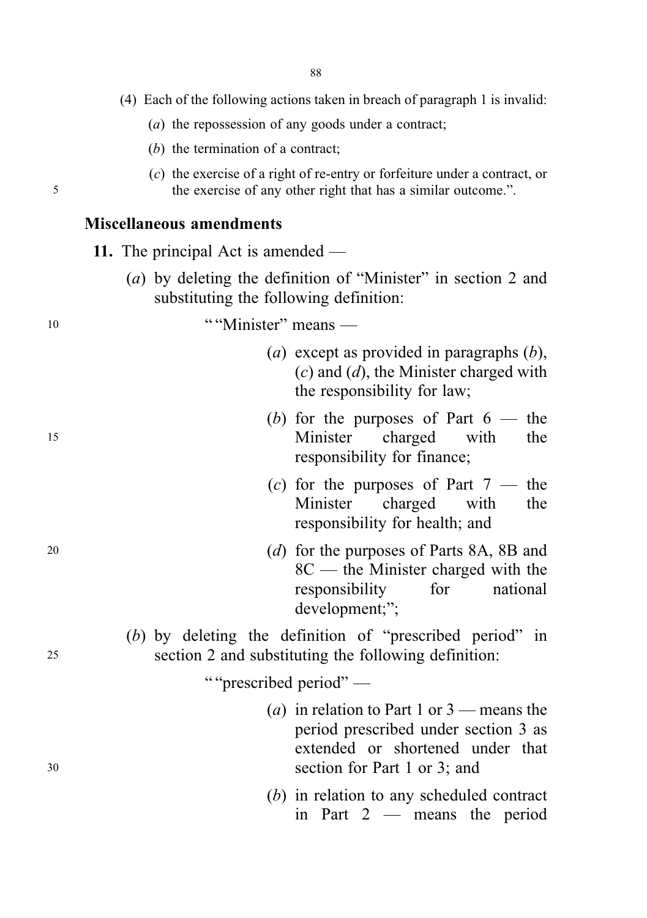(4) Each of the following actions taken in breach of paragraph 1 is invalid:

(*a*) the repossession of any goods under a contract;

(*b*) the termination of a contract;

(*c*) the exercise of a right of re-entry or forfeiture under a contract, or the exercise of any other right that has a similar outcome.".

**Miscellaneous amendments**

**11.** The principal Act is amended —

(*a*) by deleting the definition of "Minister" in section 2 and substituting the following definition:

""Minister" means —

(*a*) except as provided in paragraphs (*b*), (*c*) and (*d*), the Minister charged with the responsibility for law;

(*b*) for the purposes of Part 6 — the Minister charged with the responsibility for finance;

(*c*) for the purposes of Part 7 — the Minister charged with the responsibility for health; and

(*d*) for the purposes of Parts 8A, 8B and 8C — the Minister charged with the responsibility for national development;";

(*b*) by deleting the definition of "prescribed period" in section 2 and substituting the following definition:

""prescribed period" —

(*a*) in relation to Part 1 or 3 — means the period prescribed under section 3 as extended or shortened under that section for Part 1 or 3; and

(*b*) in relation to any scheduled contract in Part 2 — means the period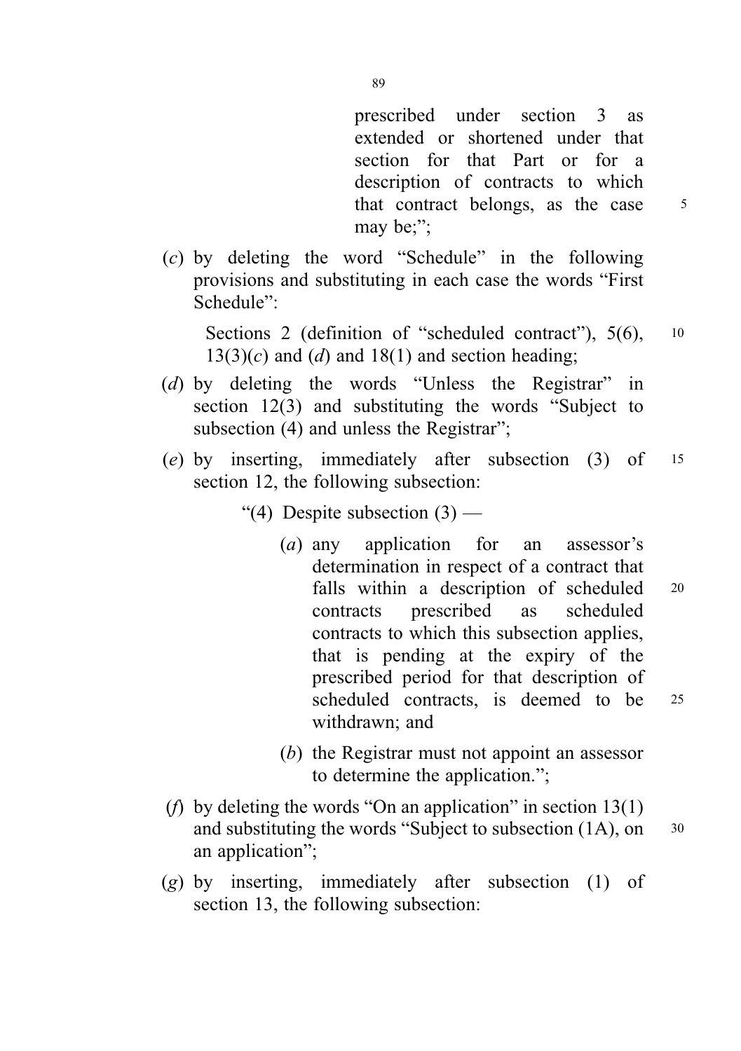prescribed under section 3 as extended or shortened under that section for that Part or for a description of contracts to which that contract belongs, as the case may be;";

(*c*) by deleting the word "Schedule" in the following provisions and substituting in each case the words "First Schedule":

Sections 2 (definition of "scheduled contract"), 5(6), 13(3)(*c*) and (*d*) and 18(1) and section heading;

(*d*) by deleting the words "Unless the Registrar" in section 12(3) and substituting the words "Subject to subsection (4) and unless the Registrar";

(*e*) by inserting, immediately after subsection (3) of section 12, the following subsection:

"(4) Despite subsection (3) —

(*a*) any application for an assessor's determination in respect of a contract that falls within a description of scheduled contracts prescribed as scheduled contracts to which this subsection applies, that is pending at the expiry of the prescribed period for that description of scheduled contracts, is deemed to be withdrawn; and

(*b*) the Registrar must not appoint an assessor to determine the application.";

(*f*) by deleting the words "On an application" in section 13(1) and substituting the words "Subject to subsection (1A), on an application";

(*g*) by inserting, immediately after subsection (1) of section 13, the following subsection: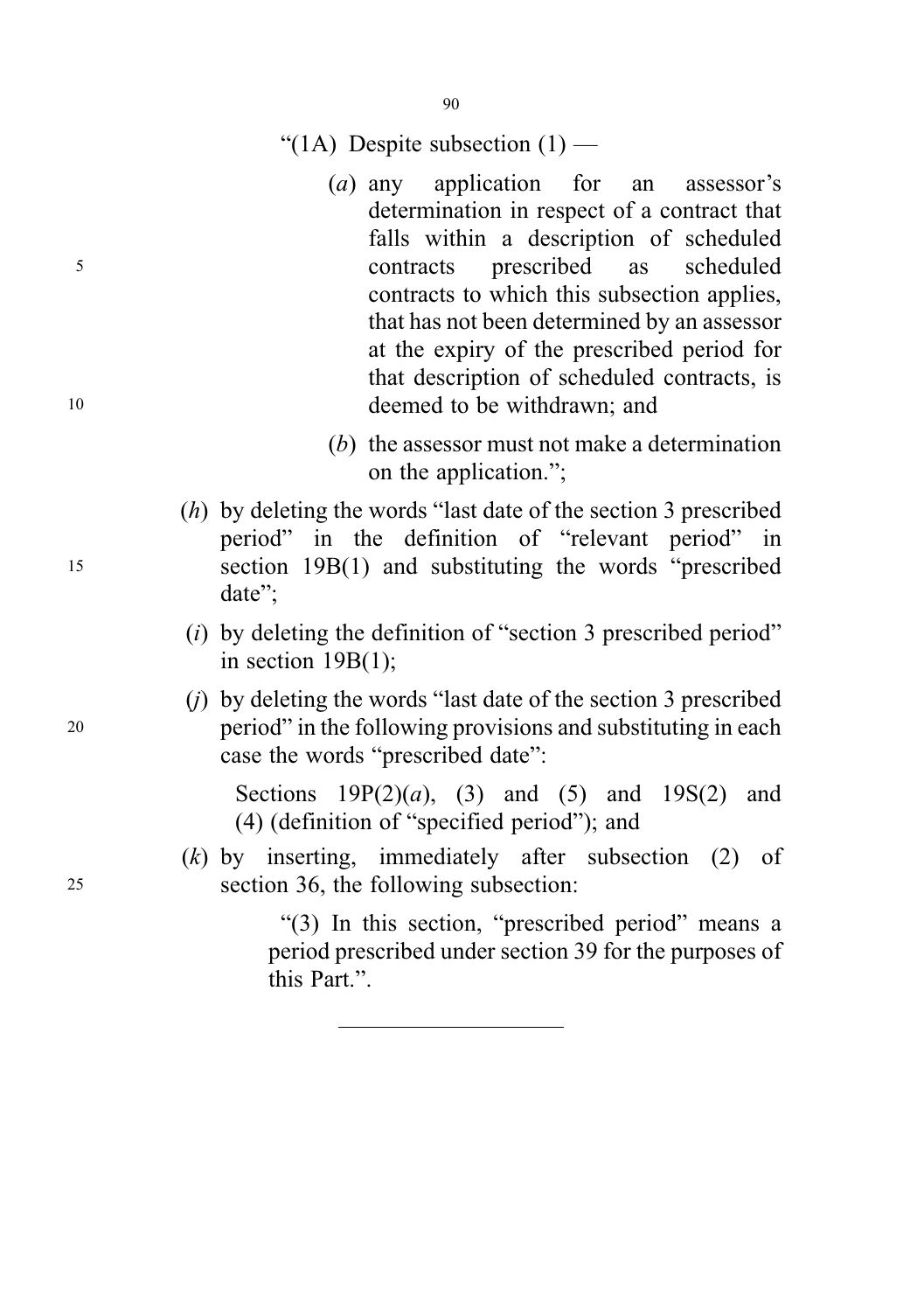"(1A) Despite subsection (1) —

(*a*) any application for an assessor's determination in respect of a contract that falls within a description of scheduled contracts prescribed as scheduled contracts to which this subsection applies, that has not been determined by an assessor at the expiry of the prescribed period for that description of scheduled contracts, is deemed to be withdrawn; and

(*b*) the assessor must not make a determination on the application.";

(*h*) by deleting the words "last date of the section 3 prescribed period" in the definition of "relevant period" in section 19B(1) and substituting the words "prescribed date";

(*i*) by deleting the definition of "section 3 prescribed period" in section 19B(1);

(*j*) by deleting the words "last date of the section 3 prescribed period" in the following provisions and substituting in each case the words "prescribed date":

Sections 19P(2)(*a*), (3) and (5) and 19S(2) and (4) (definition of "specified period"); and

(*k*) by inserting, immediately after subsection (2) of section 36, the following subsection:

"(3) In this section, "prescribed period" means a period prescribed under section 39 for the purposes of this Part.".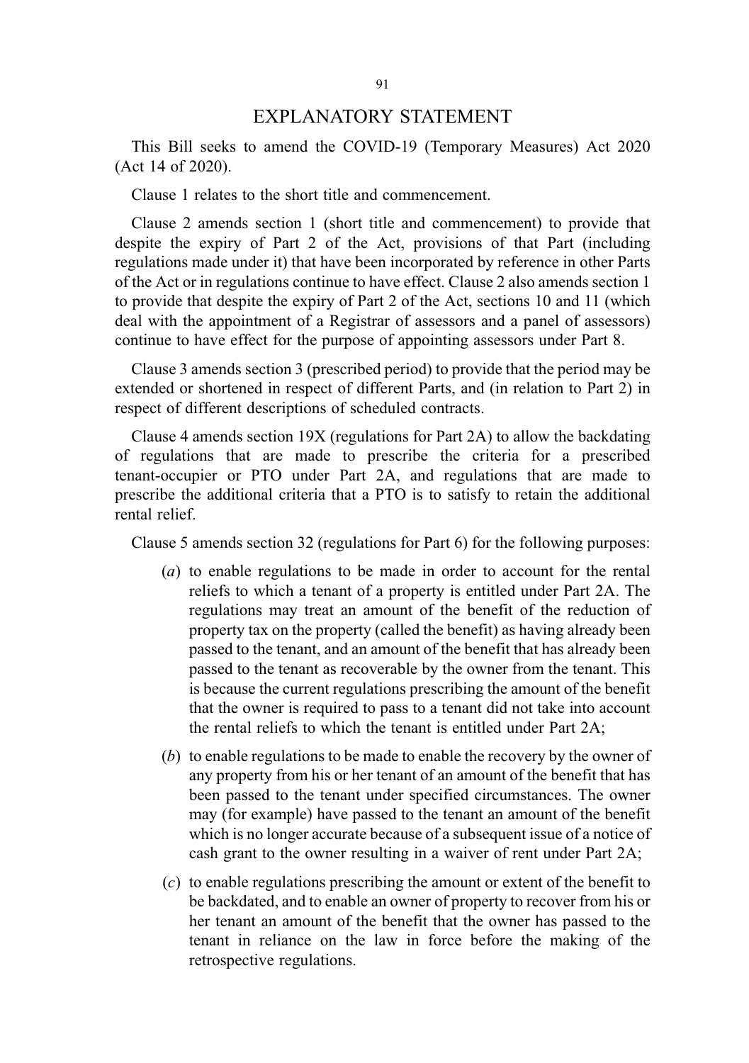# EXPLANATORY STATEMENT

This Bill seeks to amend the COVID-19 (Temporary Measures) Act 2020 (Act 14 of 2020).

Clause 1 relates to the short title and commencement.

Clause 2 amends section 1 (short title and commencement) to provide that despite the expiry of Part 2 of the Act, provisions of that Part (including regulations made under it) that have been incorporated by reference in other Parts of the Act or in regulations continue to have effect. Clause 2 also amends section 1 to provide that despite the expiry of Part 2 of the Act, sections 10 and 11 (which deal with the appointment of a Registrar of assessors and a panel of assessors) continue to have effect for the purpose of appointing assessors under Part 8.

Clause 3 amends section 3 (prescribed period) to provide that the period may be extended or shortened in respect of different Parts, and (in relation to Part 2) in respect of different descriptions of scheduled contracts.

Clause 4 amends section 19X (regulations for Part 2A) to allow the backdating of regulations that are made to prescribe the criteria for a prescribed tenant-occupier or PTO under Part 2A, and regulations that are made to prescribe the additional criteria that a PTO is to satisfy to retain the additional rental relief.

Clause 5 amends section 32 (regulations for Part 6) for the following purposes:

(*a*) to enable regulations to be made in order to account for the rental reliefs to which a tenant of a property is entitled under Part 2A. The regulations may treat an amount of the benefit of the reduction of property tax on the property (called the benefit) as having already been passed to the tenant, and an amount of the benefit that has already been passed to the tenant as recoverable by the owner from the tenant. This is because the current regulations prescribing the amount of the benefit that the owner is required to pass to a tenant did not take into account the rental reliefs to which the tenant is entitled under Part 2A;

(*b*) to enable regulations to be made to enable the recovery by the owner of any property from his or her tenant of an amount of the benefit that has been passed to the tenant under specified circumstances. The owner may (for example) have passed to the tenant an amount of the benefit which is no longer accurate because of a subsequent issue of a notice of cash grant to the owner resulting in a waiver of rent under Part 2A;

(*c*) to enable regulations prescribing the amount or extent of the benefit to be backdated, and to enable an owner of property to recover from his or her tenant an amount of the benefit that the owner has passed to the tenant in reliance on the law in force before the making of the retrospective regulations.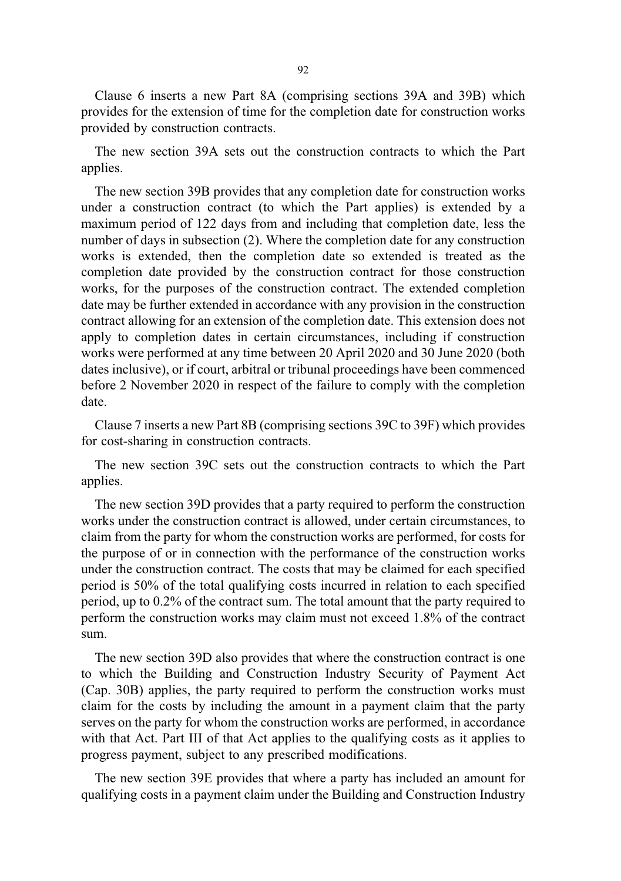Clause 6 inserts a new Part 8A (comprising sections 39A and 39B) which provides for the extension of time for the completion date for construction works provided by construction contracts.

The new section 39A sets out the construction contracts to which the Part applies.

The new section 39B provides that any completion date for construction works under a construction contract (to which the Part applies) is extended by a maximum period of 122 days from and including that completion date, less the number of days in subsection (2). Where the completion date for any construction works is extended, then the completion date so extended is treated as the completion date provided by the construction contract for those construction works, for the purposes of the construction contract. The extended completion date may be further extended in accordance with any provision in the construction contract allowing for an extension of the completion date. This extension does not apply to completion dates in certain circumstances, including if construction works were performed at any time between 20 April 2020 and 30 June 2020 (both dates inclusive), or if court, arbitral or tribunal proceedings have been commenced before 2 November 2020 in respect of the failure to comply with the completion date.

Clause 7 inserts a new Part 8B (comprising sections 39C to 39F) which provides for cost-sharing in construction contracts.

The new section 39C sets out the construction contracts to which the Part applies.

The new section 39D provides that a party required to perform the construction works under the construction contract is allowed, under certain circumstances, to claim from the party for whom the construction works are performed, for costs for the purpose of or in connection with the performance of the construction works under the construction contract. The costs that may be claimed for each specified period is 50% of the total qualifying costs incurred in relation to each specified period, up to 0.2% of the contract sum. The total amount that the party required to perform the construction works may claim must not exceed 1.8% of the contract sum.

The new section 39D also provides that where the construction contract is one to which the Building and Construction Industry Security of Payment Act (Cap. 30B) applies, the party required to perform the construction works must claim for the costs by including the amount in a payment claim that the party serves on the party for whom the construction works are performed, in accordance with that Act. Part III of that Act applies to the qualifying costs as it applies to progress payment, subject to any prescribed modifications.

The new section 39E provides that where a party has included an amount for qualifying costs in a payment claim under the Building and Construction Industry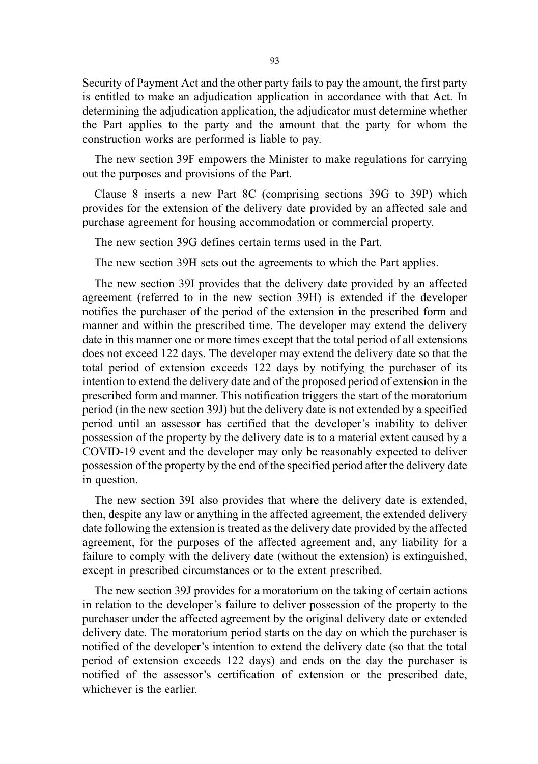Security of Payment Act and the other party fails to pay the amount, the first party is entitled to make an adjudication application in accordance with that Act. In determining the adjudication application, the adjudicator must determine whether the Part applies to the party and the amount that the party for whom the construction works are performed is liable to pay.

The new section 39F empowers the Minister to make regulations for carrying out the purposes and provisions of the Part.

Clause 8 inserts a new Part 8C (comprising sections 39G to 39P) which provides for the extension of the delivery date provided by an affected sale and purchase agreement for housing accommodation or commercial property.

The new section 39G defines certain terms used in the Part.

The new section 39H sets out the agreements to which the Part applies.

The new section 39I provides that the delivery date provided by an affected agreement (referred to in the new section 39H) is extended if the developer notifies the purchaser of the period of the extension in the prescribed form and manner and within the prescribed time. The developer may extend the delivery date in this manner one or more times except that the total period of all extensions does not exceed 122 days. The developer may extend the delivery date so that the total period of extension exceeds 122 days by notifying the purchaser of its intention to extend the delivery date and of the proposed period of extension in the prescribed form and manner. This notification triggers the start of the moratorium period (in the new section 39J) but the delivery date is not extended by a specified period until an assessor has certified that the developer's inability to deliver possession of the property by the delivery date is to a material extent caused by a COVID-19 event and the developer may only be reasonably expected to deliver possession of the property by the end of the specified period after the delivery date in question.

The new section 39I also provides that where the delivery date is extended, then, despite any law or anything in the affected agreement, the extended delivery date following the extension is treated as the delivery date provided by the affected agreement, for the purposes of the affected agreement and, any liability for a failure to comply with the delivery date (without the extension) is extinguished, except in prescribed circumstances or to the extent prescribed.

The new section 39J provides for a moratorium on the taking of certain actions in relation to the developer's failure to deliver possession of the property to the purchaser under the affected agreement by the original delivery date or extended delivery date. The moratorium period starts on the day on which the purchaser is notified of the developer's intention to extend the delivery date (so that the total period of extension exceeds 122 days) and ends on the day the purchaser is notified of the assessor's certification of extension or the prescribed date, whichever is the earlier.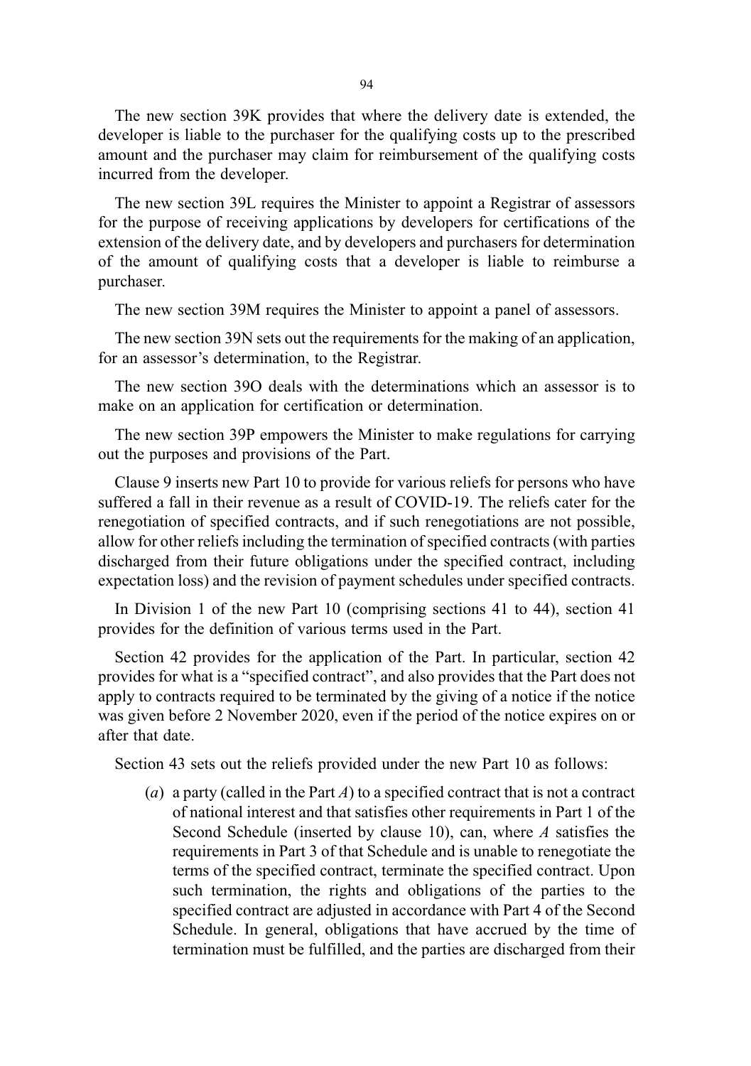The new section 39K provides that where the delivery date is extended, the developer is liable to the purchaser for the qualifying costs up to the prescribed amount and the purchaser may claim for reimbursement of the qualifying costs incurred from the developer.

The new section 39L requires the Minister to appoint a Registrar of assessors for the purpose of receiving applications by developers for certifications of the extension of the delivery date, and by developers and purchasers for determination of the amount of qualifying costs that a developer is liable to reimburse a purchaser.

The new section 39M requires the Minister to appoint a panel of assessors.

The new section 39N sets out the requirements for the making of an application, for an assessor's determination, to the Registrar.

The new section 39O deals with the determinations which an assessor is to make on an application for certification or determination.

The new section 39P empowers the Minister to make regulations for carrying out the purposes and provisions of the Part.

Clause 9 inserts new Part 10 to provide for various reliefs for persons who have suffered a fall in their revenue as a result of COVID-19. The reliefs cater for the renegotiation of specified contracts, and if such renegotiations are not possible, allow for other reliefs including the termination of specified contracts (with parties discharged from their future obligations under the specified contract, including expectation loss) and the revision of payment schedules under specified contracts.

In Division 1 of the new Part 10 (comprising sections 41 to 44), section 41 provides for the definition of various terms used in the Part.

Section 42 provides for the application of the Part. In particular, section 42 provides for what is a "specified contract", and also provides that the Part does not apply to contracts required to be terminated by the giving of a notice if the notice was given before 2 November 2020, even if the period of the notice expires on or after that date.

Section 43 sets out the reliefs provided under the new Part 10 as follows:

(*a*) a party (called in the Part *A*) to a specified contract that is not a contract of national interest and that satisfies other requirements in Part 1 of the Second Schedule (inserted by clause 10), can, where *A* satisfies the requirements in Part 3 of that Schedule and is unable to renegotiate the terms of the specified contract, terminate the specified contract. Upon such termination, the rights and obligations of the parties to the specified contract are adjusted in accordance with Part 4 of the Second Schedule. In general, obligations that have accrued by the time of termination must be fulfilled, and the parties are discharged from their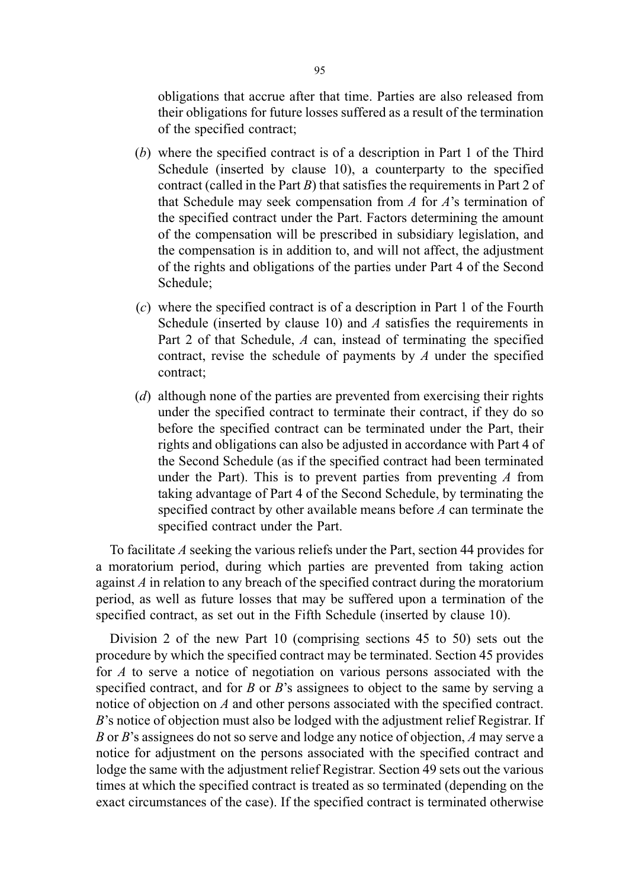obligations that accrue after that time. Parties are also released from their obligations for future losses suffered as a result of the termination of the specified contract;

(*b*) where the specified contract is of a description in Part 1 of the Third Schedule (inserted by clause 10), a counterparty to the specified contract (called in the Part *B*) that satisfies the requirements in Part 2 of that Schedule may seek compensation from *A* for *A*'s termination of the specified contract under the Part. Factors determining the amount of the compensation will be prescribed in subsidiary legislation, and the compensation is in addition to, and will not affect, the adjustment of the rights and obligations of the parties under Part 4 of the Second Schedule;

(*c*) where the specified contract is of a description in Part 1 of the Fourth Schedule (inserted by clause 10) and *A* satisfies the requirements in Part 2 of that Schedule, *A* can, instead of terminating the specified contract, revise the schedule of payments by *A* under the specified contract;

(*d*) although none of the parties are prevented from exercising their rights under the specified contract to terminate their contract, if they do so before the specified contract can be terminated under the Part, their rights and obligations can also be adjusted in accordance with Part 4 of the Second Schedule (as if the specified contract had been terminated under the Part). This is to prevent parties from preventing *A* from taking advantage of Part 4 of the Second Schedule, by terminating the specified contract by other available means before *A* can terminate the specified contract under the Part.

To facilitate *A* seeking the various reliefs under the Part, section 44 provides for a moratorium period, during which parties are prevented from taking action against *A* in relation to any breach of the specified contract during the moratorium period, as well as future losses that may be suffered upon a termination of the specified contract, as set out in the Fifth Schedule (inserted by clause 10).

Division 2 of the new Part 10 (comprising sections 45 to 50) sets out the procedure by which the specified contract may be terminated. Section 45 provides for *A* to serve a notice of negotiation on various persons associated with the specified contract, and for *B* or *B*'s assignees to object to the same by serving a notice of objection on *A* and other persons associated with the specified contract. *B*'s notice of objection must also be lodged with the adjustment relief Registrar. If *B* or *B*'s assignees do not so serve and lodge any notice of objection, *A* may serve a notice for adjustment on the persons associated with the specified contract and lodge the same with the adjustment relief Registrar. Section 49 sets out the various times at which the specified contract is treated as so terminated (depending on the exact circumstances of the case). If the specified contract is terminated otherwise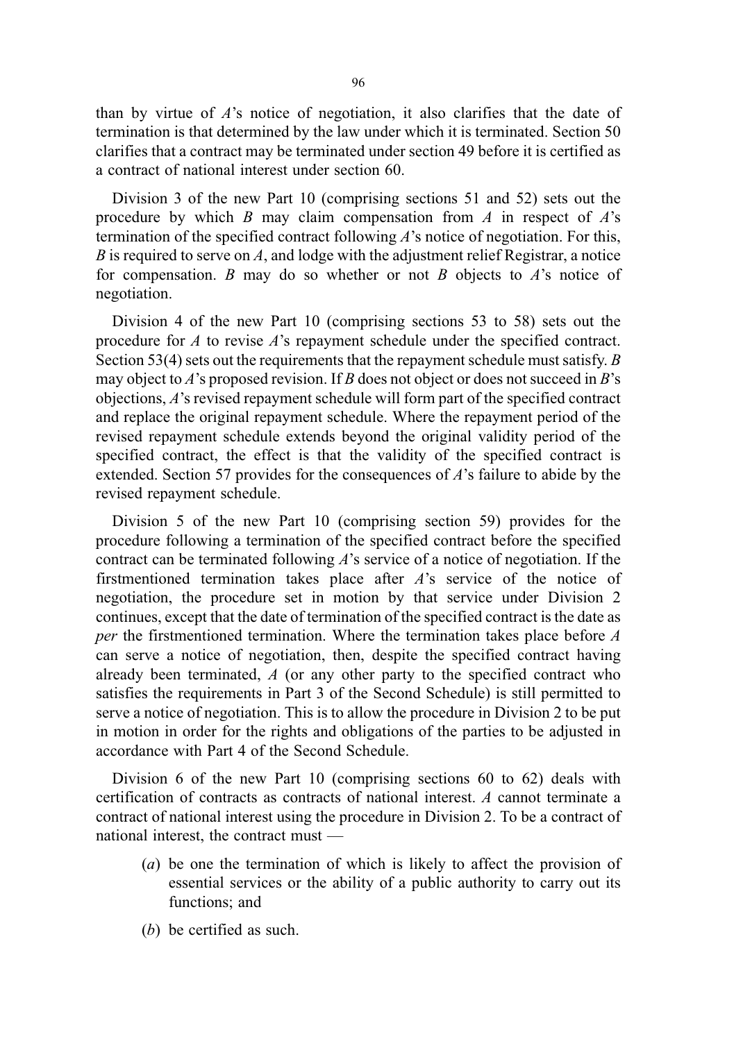than by virtue of *A*'s notice of negotiation, it also clarifies that the date of termination is that determined by the law under which it is terminated. Section 50 clarifies that a contract may be terminated under section 49 before it is certified as a contract of national interest under section 60.

Division 3 of the new Part 10 (comprising sections 51 and 52) sets out the procedure by which *B* may claim compensation from *A* in respect of *A*'s termination of the specified contract following *A*'s notice of negotiation. For this, *B* is required to serve on *A*, and lodge with the adjustment relief Registrar, a notice for compensation. *B* may do so whether or not *B* objects to *A*'s notice of negotiation.

Division 4 of the new Part 10 (comprising sections 53 to 58) sets out the procedure for *A* to revise *A*'s repayment schedule under the specified contract. Section 53(4) sets out the requirements that the repayment schedule must satisfy. *B* may object to *A*'s proposed revision. If *B* does not object or does not succeed in *B*'s objections, *A*'s revised repayment schedule will form part of the specified contract and replace the original repayment schedule. Where the repayment period of the revised repayment schedule extends beyond the original validity period of the specified contract, the effect is that the validity of the specified contract is extended. Section 57 provides for the consequences of *A*'s failure to abide by the revised repayment schedule.

Division 5 of the new Part 10 (comprising section 59) provides for the procedure following a termination of the specified contract before the specified contract can be terminated following *A*'s service of a notice of negotiation. If the firstmentioned termination takes place after *A*'s service of the notice of negotiation, the procedure set in motion by that service under Division 2 continues, except that the date of termination of the specified contract is the date as *per* the firstmentioned termination. Where the termination takes place before *A* can serve a notice of negotiation, then, despite the specified contract having already been terminated, *A* (or any other party to the specified contract who satisfies the requirements in Part 3 of the Second Schedule) is still permitted to serve a notice of negotiation. This is to allow the procedure in Division 2 to be put in motion in order for the rights and obligations of the parties to be adjusted in accordance with Part 4 of the Second Schedule.

Division 6 of the new Part 10 (comprising sections 60 to 62) deals with certification of contracts as contracts of national interest. *A* cannot terminate a contract of national interest using the procedure in Division 2. To be a contract of national interest, the contract must —

(*a*) be one the termination of which is likely to affect the provision of essential services or the ability of a public authority to carry out its functions; and

(*b*) be certified as such.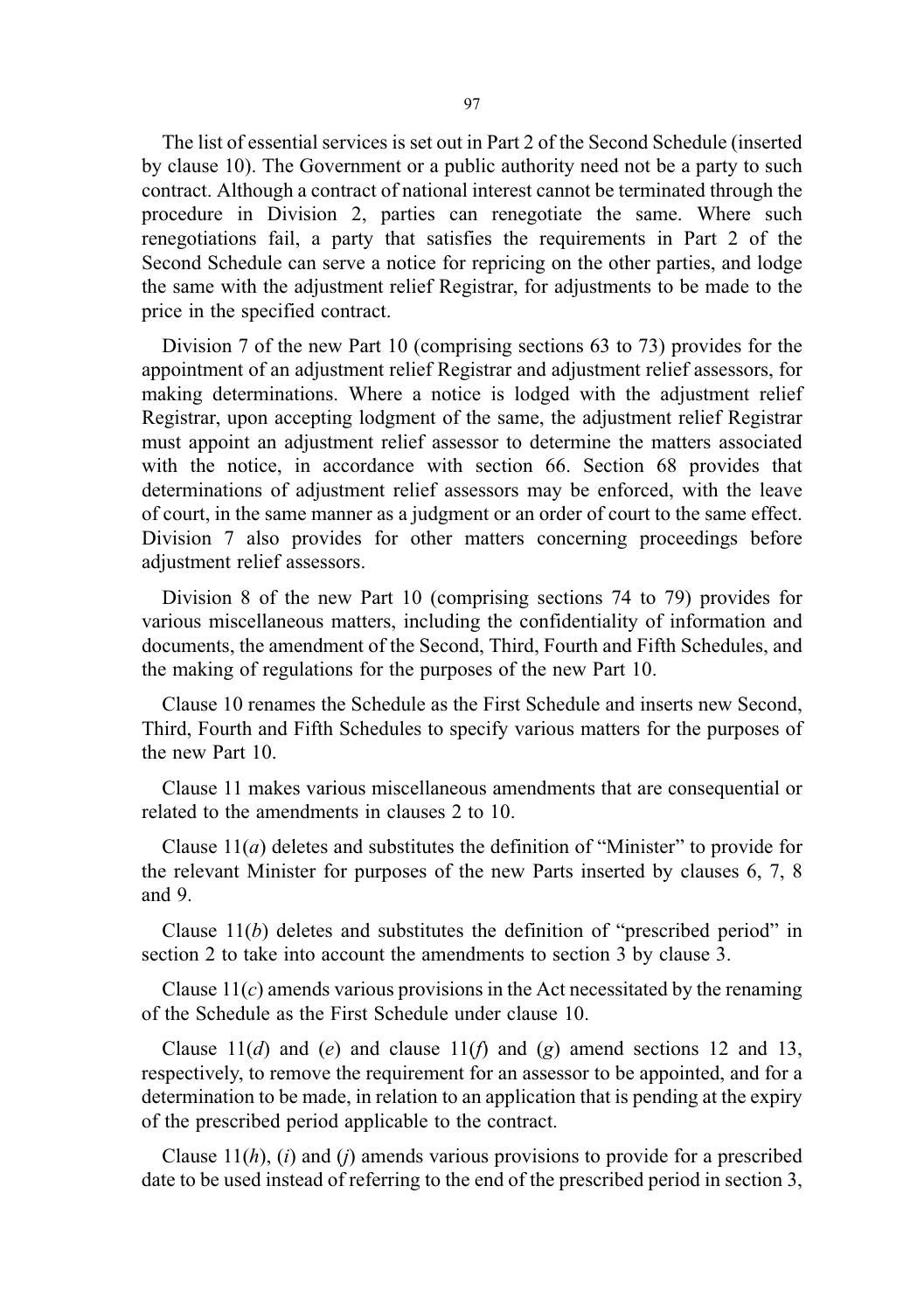The list of essential services is set out in Part 2 of the Second Schedule (inserted by clause 10). The Government or a public authority need not be a party to such contract. Although a contract of national interest cannot be terminated through the procedure in Division 2, parties can renegotiate the same. Where such renegotiations fail, a party that satisfies the requirements in Part 2 of the Second Schedule can serve a notice for repricing on the other parties, and lodge the same with the adjustment relief Registrar, for adjustments to be made to the price in the specified contract.

Division 7 of the new Part 10 (comprising sections 63 to 73) provides for the appointment of an adjustment relief Registrar and adjustment relief assessors, for making determinations. Where a notice is lodged with the adjustment relief Registrar, upon accepting lodgment of the same, the adjustment relief Registrar must appoint an adjustment relief assessor to determine the matters associated with the notice, in accordance with section 66. Section 68 provides that determinations of adjustment relief assessors may be enforced, with the leave of court, in the same manner as a judgment or an order of court to the same effect. Division 7 also provides for other matters concerning proceedings before adjustment relief assessors.

Division 8 of the new Part 10 (comprising sections 74 to 79) provides for various miscellaneous matters, including the confidentiality of information and documents, the amendment of the Second, Third, Fourth and Fifth Schedules, and the making of regulations for the purposes of the new Part 10.

Clause 10 renames the Schedule as the First Schedule and inserts new Second, Third, Fourth and Fifth Schedules to specify various matters for the purposes of the new Part 10.

Clause 11 makes various miscellaneous amendments that are consequential or related to the amendments in clauses 2 to 10.

Clause 11(*a*) deletes and substitutes the definition of "Minister" to provide for the relevant Minister for purposes of the new Parts inserted by clauses 6, 7, 8 and 9.

Clause 11(*b*) deletes and substitutes the definition of "prescribed period" in section 2 to take into account the amendments to section 3 by clause 3.

Clause 11(*c*) amends various provisions in the Act necessitated by the renaming of the Schedule as the First Schedule under clause 10.

Clause 11(*d*) and (*e*) and clause 11(*f*) and (*g*) amend sections 12 and 13, respectively, to remove the requirement for an assessor to be appointed, and for a determination to be made, in relation to an application that is pending at the expiry of the prescribed period applicable to the contract.

Clause 11(*h*), (*i*) and (*j*) amends various provisions to provide for a prescribed date to be used instead of referring to the end of the prescribed period in section 3,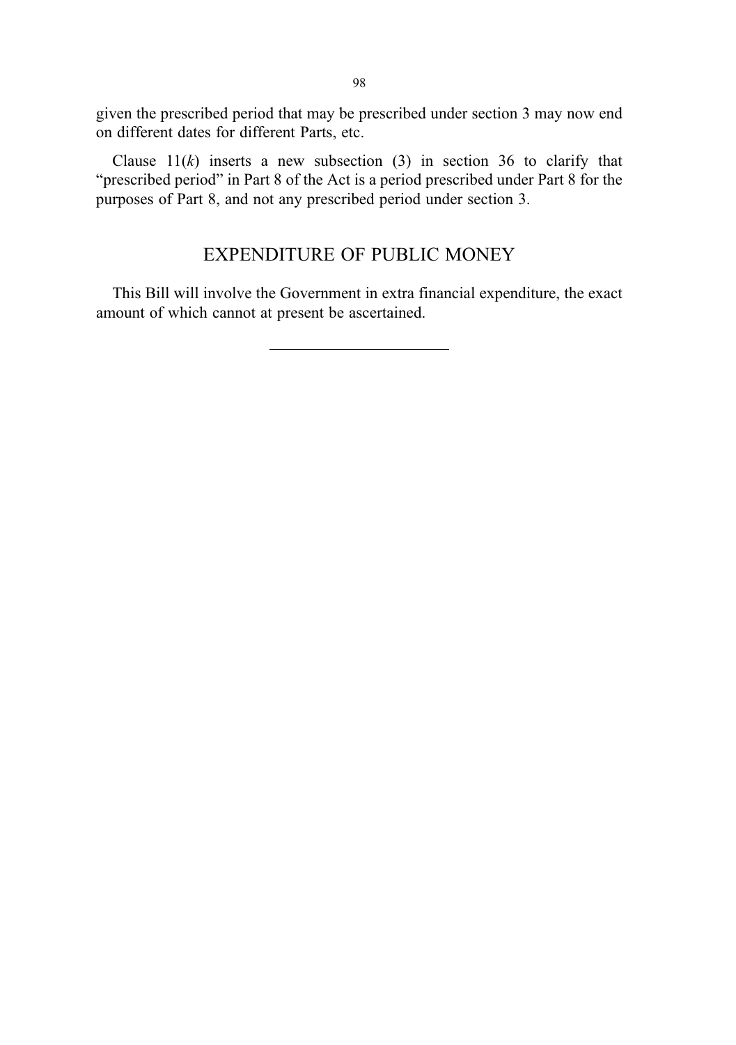given the prescribed period that may be prescribed under section 3 may now end on different dates for different Parts, etc.

Clause 11(*k*) inserts a new subsection (3) in section 36 to clarify that "prescribed period" in Part 8 of the Act is a period prescribed under Part 8 for the purposes of Part 8, and not any prescribed period under section 3.

## EXPENDITURE OF PUBLIC MONEY

This Bill will involve the Government in extra financial expenditure, the exact amount of which cannot at present be ascertained.

---